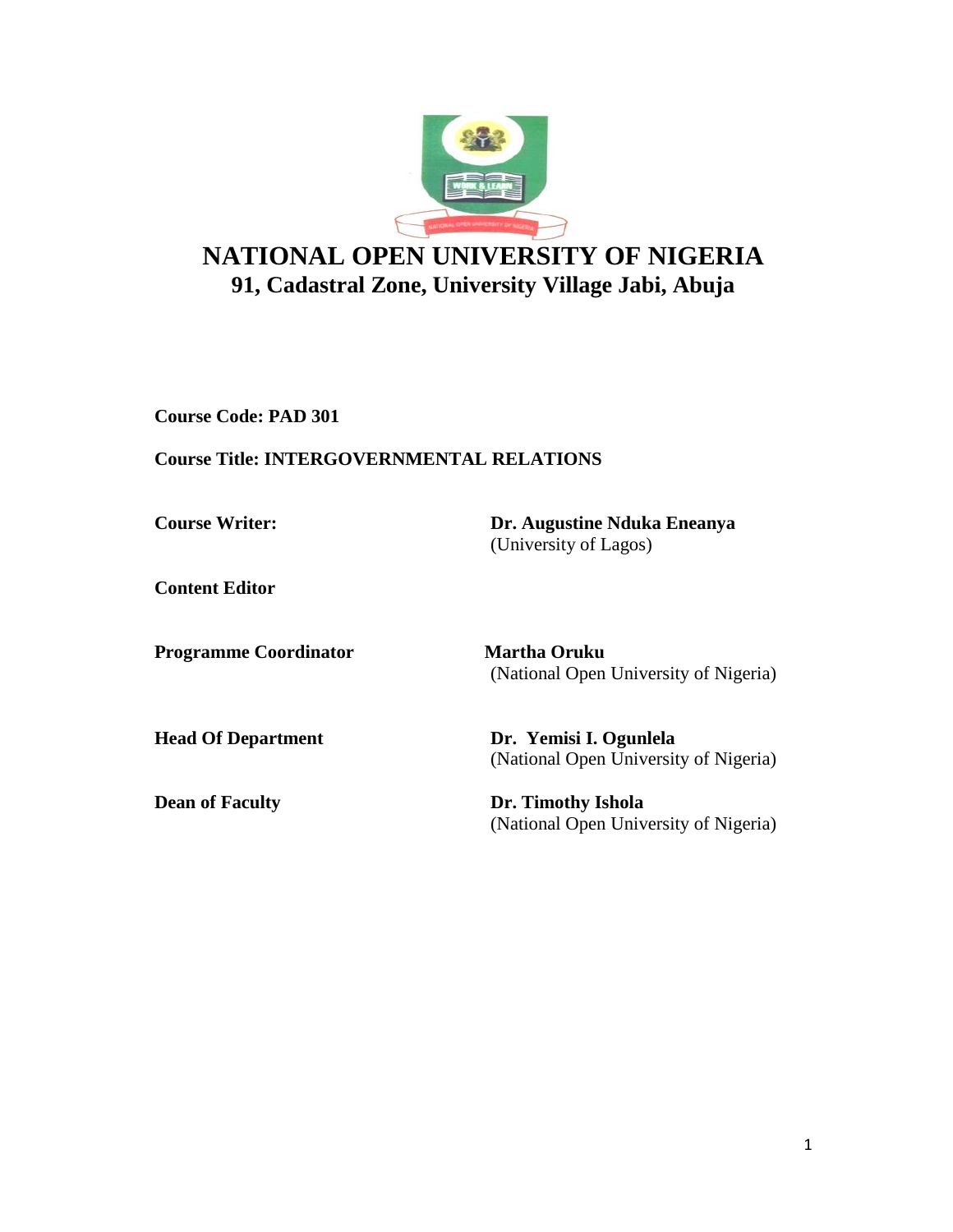# NATIONAL OPEN UNIVERSITY OF NIGERIA

## 91, Cadastral Zone, University Village Jabi, Abuja

**Course Code: PAD 301**

**Course Title: INTERGOVERNMENTAL RELATIONS**

| | |
|---|---|
| **Course Writer:** | **Dr. Augustine Nduka Eneanya** (University of Lagos) |
| **Content Editor** | |
| **Programme Coordinator** | **Martha Oruku** (National Open University of Nigeria) |
| **Head Of Department** | **Dr. Yemisi I. Ogunlela** (National Open University of Nigeria) |
| **Dean of Faculty** | **Dr. Timothy Ishola** (National Open University of Nigeria) |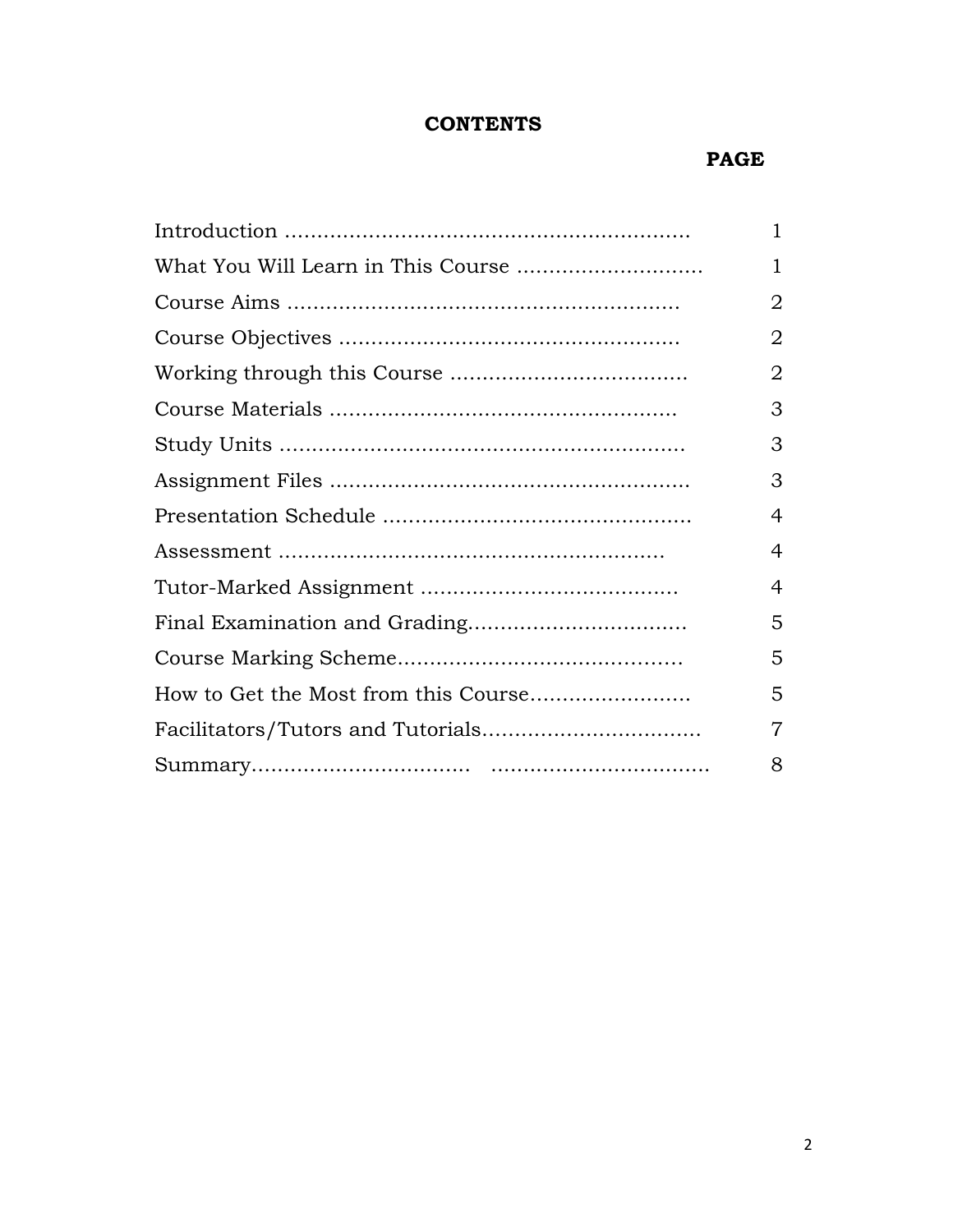# CONTENTS

| | PAGE |
|---|---|
| Introduction ............................................................ | 1 |
| What You Will Learn in This Course ............................ | 1 |
| Course Aims ........................................................... | 2 |
| Course Objectives ................................................... | 2 |
| Working through this Course .................................... | 2 |
| Course Materials .................................................... | 3 |
| Study Units ............................................................. | 3 |
| Assignment Files ...................................................... | 3 |
| Presentation Schedule ............................................... | 4 |
| Assessment .......................................................... | 4 |
| Tutor-Marked Assignment ....................................... | 4 |
| Final Examination and Grading................................. | 5 |
| Course Marking Scheme........................................... | 5 |
| How to Get the Most from this Course........................ | 5 |
| Facilitators/Tutors and Tutorials................................. | 7 |
| Summary................................. ................................. | 8 |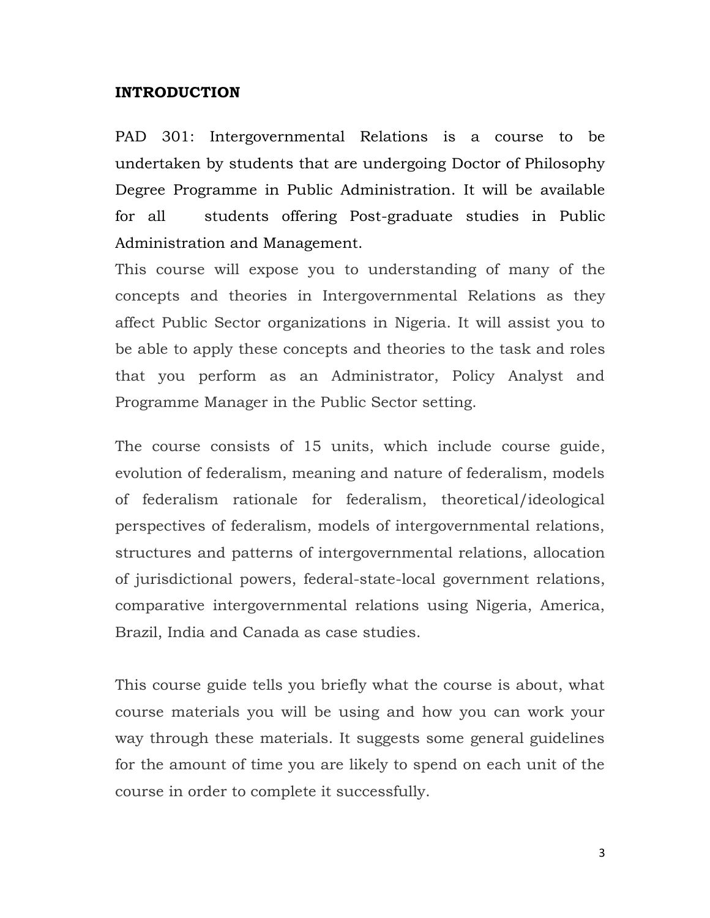## INTRODUCTION

PAD 301: Intergovernmental Relations is a course to be undertaken by students that are undergoing Doctor of Philosophy Degree Programme in Public Administration. It will be available for all students offering Post-graduate studies in Public Administration and Management.

This course will expose you to understanding of many of the concepts and theories in Intergovernmental Relations as they affect Public Sector organizations in Nigeria. It will assist you to be able to apply these concepts and theories to the task and roles that you perform as an Administrator, Policy Analyst and Programme Manager in the Public Sector setting.

The course consists of 15 units, which include course guide, evolution of federalism, meaning and nature of federalism, models of federalism rationale for federalism, theoretical/ideological perspectives of federalism, models of intergovernmental relations, structures and patterns of intergovernmental relations, allocation of jurisdictional powers, federal-state-local government relations, comparative intergovernmental relations using Nigeria, America, Brazil, India and Canada as case studies.

This course guide tells you briefly what the course is about, what course materials you will be using and how you can work your way through these materials. It suggests some general guidelines for the amount of time you are likely to spend on each unit of the course in order to complete it successfully.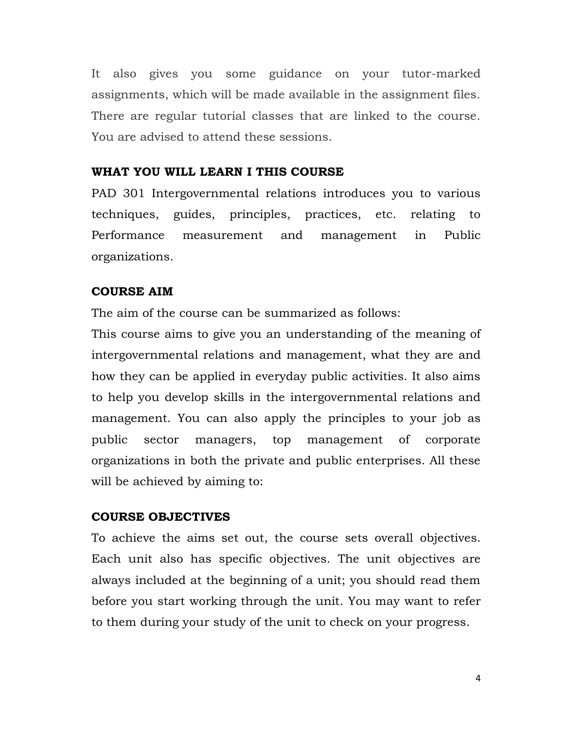It also gives you some guidance on your tutor-marked assignments, which will be made available in the assignment files. There are regular tutorial classes that are linked to the course. You are advised to attend these sessions.

## WHAT YOU WILL LEARN I THIS COURSE

PAD 301 Intergovernmental relations introduces you to various techniques, guides, principles, practices, etc. relating to Performance measurement and management in Public organizations.

## COURSE AIM

The aim of the course can be summarized as follows:

This course aims to give you an understanding of the meaning of intergovernmental relations and management, what they are and how they can be applied in everyday public activities. It also aims to help you develop skills in the intergovernmental relations and management. You can also apply the principles to your job as public sector managers, top management of corporate organizations in both the private and public enterprises. All these will be achieved by aiming to:

## COURSE OBJECTIVES

To achieve the aims set out, the course sets overall objectives. Each unit also has specific objectives. The unit objectives are always included at the beginning of a unit; you should read them before you start working through the unit. You may want to refer to them during your study of the unit to check on your progress.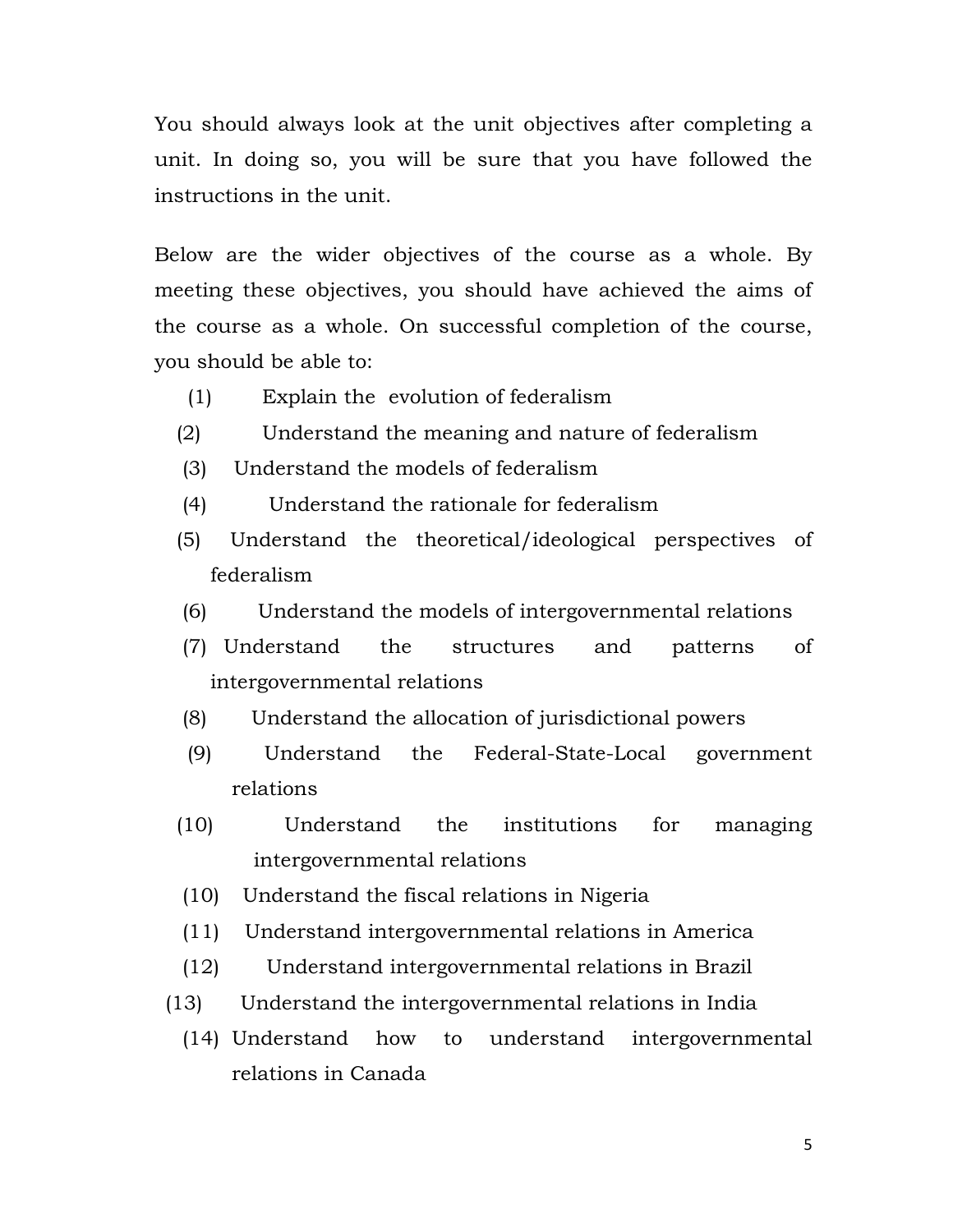You should always look at the unit objectives after completing a unit. In doing so, you will be sure that you have followed the instructions in the unit.

Below are the wider objectives of the course as a whole. By meeting these objectives, you should have achieved the aims of the course as a whole. On successful completion of the course, you should be able to:

(1) Explain the evolution of federalism

(2) Understand the meaning and nature of federalism

(3) Understand the models of federalism

(4) Understand the rationale for federalism

(5) Understand the theoretical/ideological perspectives of federalism

(6) Understand the models of intergovernmental relations

(7) Understand the structures and patterns of intergovernmental relations

(8) Understand the allocation of jurisdictional powers

(9) Understand the Federal-State-Local government relations

(10) Understand the institutions for managing intergovernmental relations

(10) Understand the fiscal relations in Nigeria

(11) Understand intergovernmental relations in America

(12) Understand intergovernmental relations in Brazil

(13) Understand the intergovernmental relations in India

(14) Understand how to understand intergovernmental relations in Canada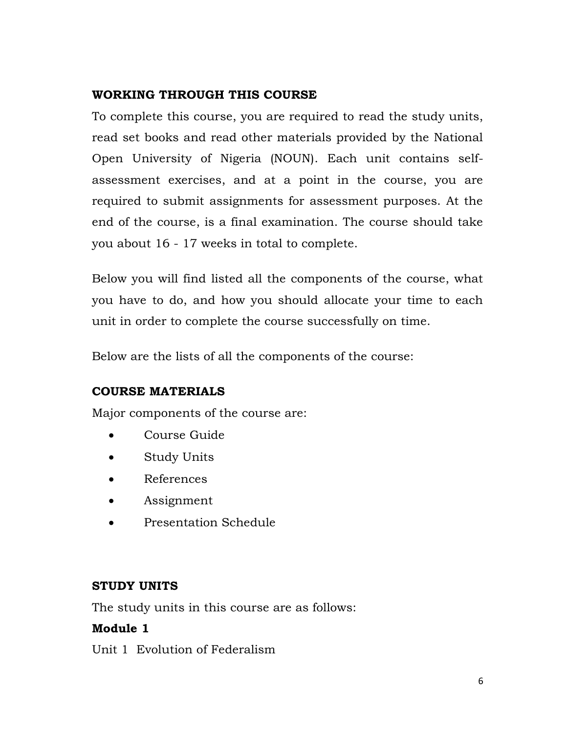## WORKING THROUGH THIS COURSE

To complete this course, you are required to read the study units, read set books and read other materials provided by the National Open University of Nigeria (NOUN). Each unit contains self-assessment exercises, and at a point in the course, you are required to submit assignments for assessment purposes. At the end of the course, is a final examination. The course should take you about 16 - 17 weeks in total to complete.

Below you will find listed all the components of the course, what you have to do, and how you should allocate your time to each unit in order to complete the course successfully on time.

Below are the lists of all the components of the course:

## COURSE MATERIALS

Major components of the course are:

- Course Guide
- Study Units
- References
- Assignment
- Presentation Schedule

## STUDY UNITS

The study units in this course are as follows:

### Module 1

Unit 1 Evolution of Federalism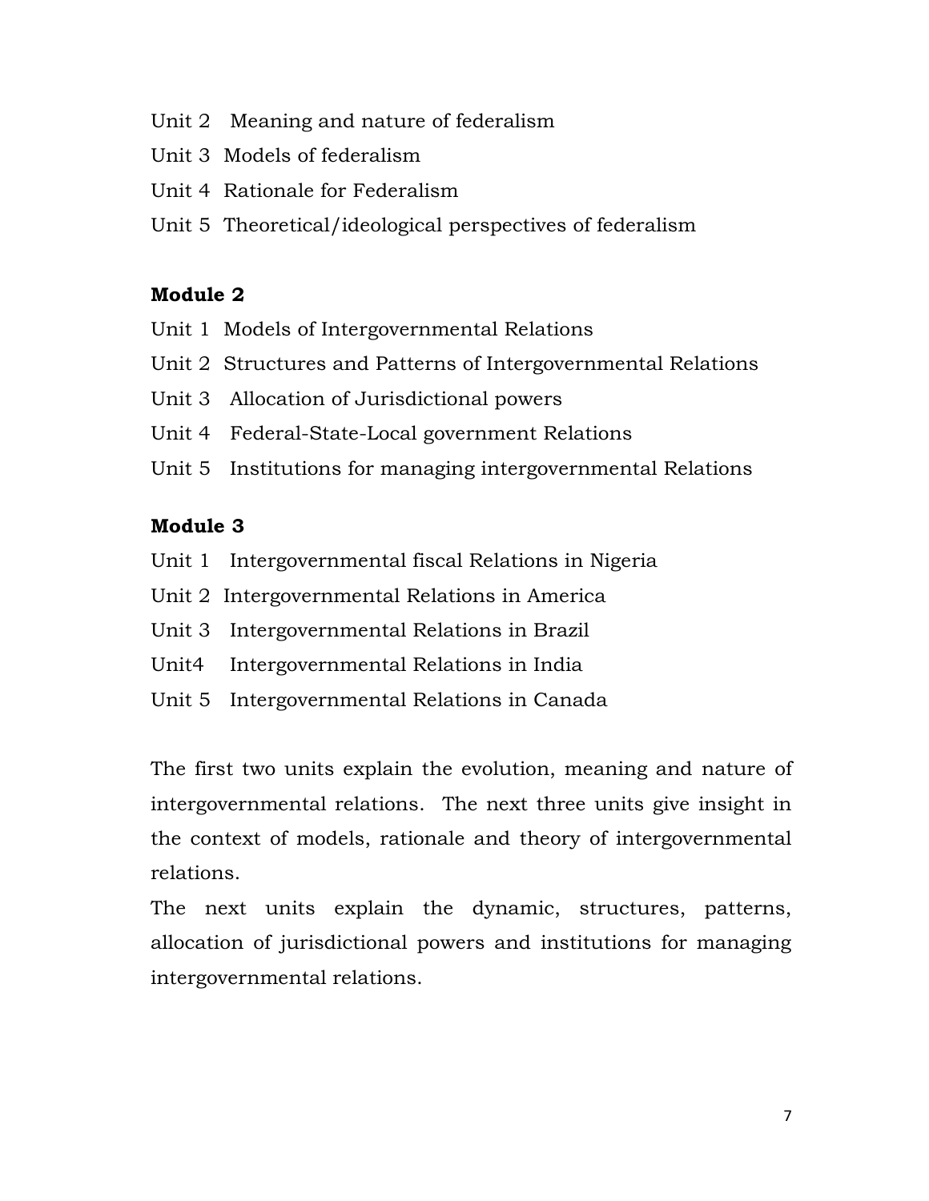Unit 2 Meaning and nature of federalism

Unit 3 Models of federalism

Unit 4 Rationale for Federalism

Unit 5 Theoretical/ideological perspectives of federalism

**Module 2**

Unit 1 Models of Intergovernmental Relations

Unit 2 Structures and Patterns of Intergovernmental Relations

Unit 3 Allocation of Jurisdictional powers

Unit 4 Federal-State-Local government Relations

Unit 5 Institutions for managing intergovernmental Relations

**Module 3**

Unit 1 Intergovernmental fiscal Relations in Nigeria

Unit 2 Intergovernmental Relations in America

Unit 3 Intergovernmental Relations in Brazil

Unit4 Intergovernmental Relations in India

Unit 5 Intergovernmental Relations in Canada

The first two units explain the evolution, meaning and nature of intergovernmental relations. The next three units give insight in the context of models, rationale and theory of intergovernmental relations.

The next units explain the dynamic, structures, patterns, allocation of jurisdictional powers and institutions for managing intergovernmental relations.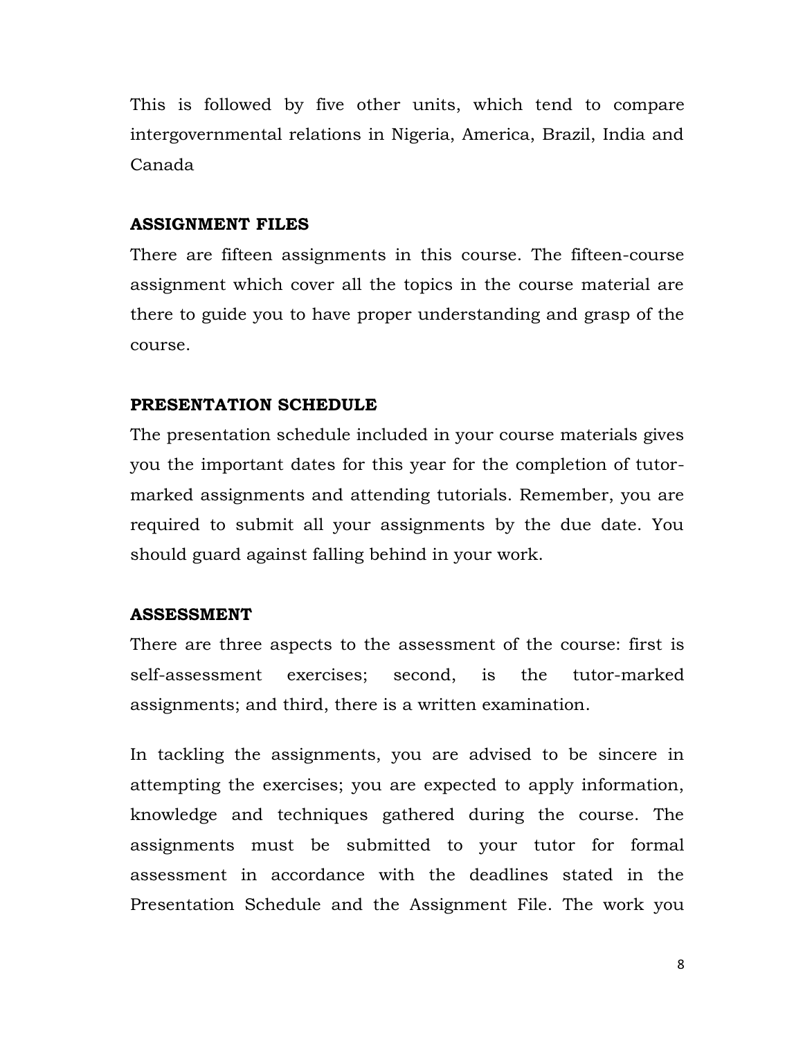This is followed by five other units, which tend to compare intergovernmental relations in Nigeria, America, Brazil, India and Canada

## ASSIGNMENT FILES

There are fifteen assignments in this course. The fifteen-course assignment which cover all the topics in the course material are there to guide you to have proper understanding and grasp of the course.

## PRESENTATION SCHEDULE

The presentation schedule included in your course materials gives you the important dates for this year for the completion of tutor-marked assignments and attending tutorials. Remember, you are required to submit all your assignments by the due date. You should guard against falling behind in your work.

## ASSESSMENT

There are three aspects to the assessment of the course: first is self-assessment exercises; second, is the tutor-marked assignments; and third, there is a written examination.

In tackling the assignments, you are advised to be sincere in attempting the exercises; you are expected to apply information, knowledge and techniques gathered during the course. The assignments must be submitted to your tutor for formal assessment in accordance with the deadlines stated in the Presentation Schedule and the Assignment File. The work you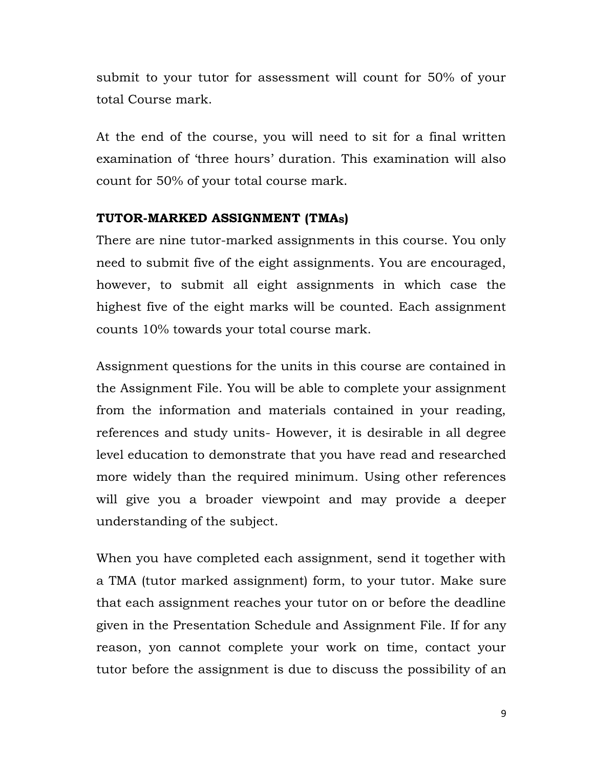submit to your tutor for assessment will count for 50% of your total Course mark.

At the end of the course, you will need to sit for a final written examination of 'three hours' duration. This examination will also count for 50% of your total course mark.

**TUTOR-MARKED ASSIGNMENT (TMAs)**

There are nine tutor-marked assignments in this course. You only need to submit five of the eight assignments. You are encouraged, however, to submit all eight assignments in which case the highest five of the eight marks will be counted. Each assignment counts 10% towards your total course mark.

Assignment questions for the units in this course are contained in the Assignment File. You will be able to complete your assignment from the information and materials contained in your reading, references and study units- However, it is desirable in all degree level education to demonstrate that you have read and researched more widely than the required minimum. Using other references will give you a broader viewpoint and may provide a deeper understanding of the subject.

When you have completed each assignment, send it together with a TMA (tutor marked assignment) form, to your tutor. Make sure that each assignment reaches your tutor on or before the deadline given in the Presentation Schedule and Assignment File. If for any reason, yon cannot complete your work on time, contact your tutor before the assignment is due to discuss the possibility of an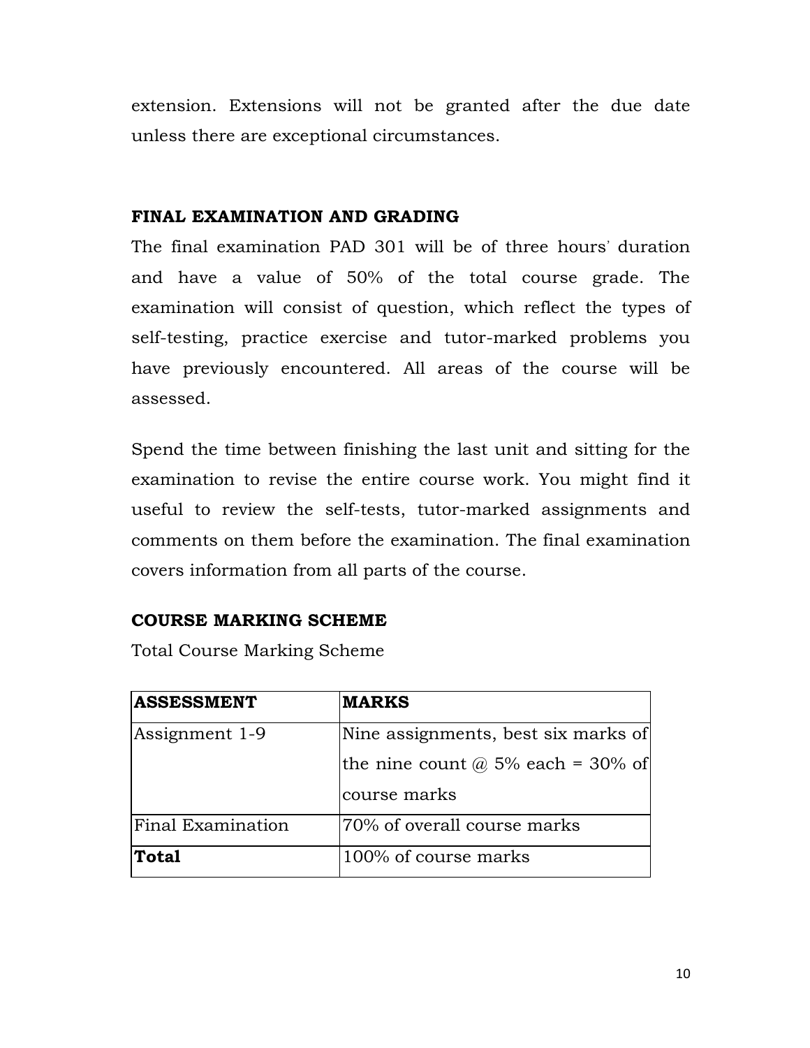extension. Extensions will not be granted after the due date unless there are exceptional circumstances.

## FINAL EXAMINATION AND GRADING

The final examination PAD 301 will be of three hours' duration and have a value of 50% of the total course grade. The examination will consist of question, which reflect the types of self-testing, practice exercise and tutor-marked problems you have previously encountered. All areas of the course will be assessed.

Spend the time between finishing the last unit and sitting for the examination to revise the entire course work. You might find it useful to review the self-tests, tutor-marked assignments and comments on them before the examination. The final examination covers information from all parts of the course.

## COURSE MARKING SCHEME

Total Course Marking Scheme

| **ASSESSMENT** | **MARKS** |
| --- | --- |
| Assignment 1-9 | Nine assignments, best six marks of the nine count @ 5% each = 30% of course marks |
| Final Examination | 70% of overall course marks |
| **Total** | 100% of course marks |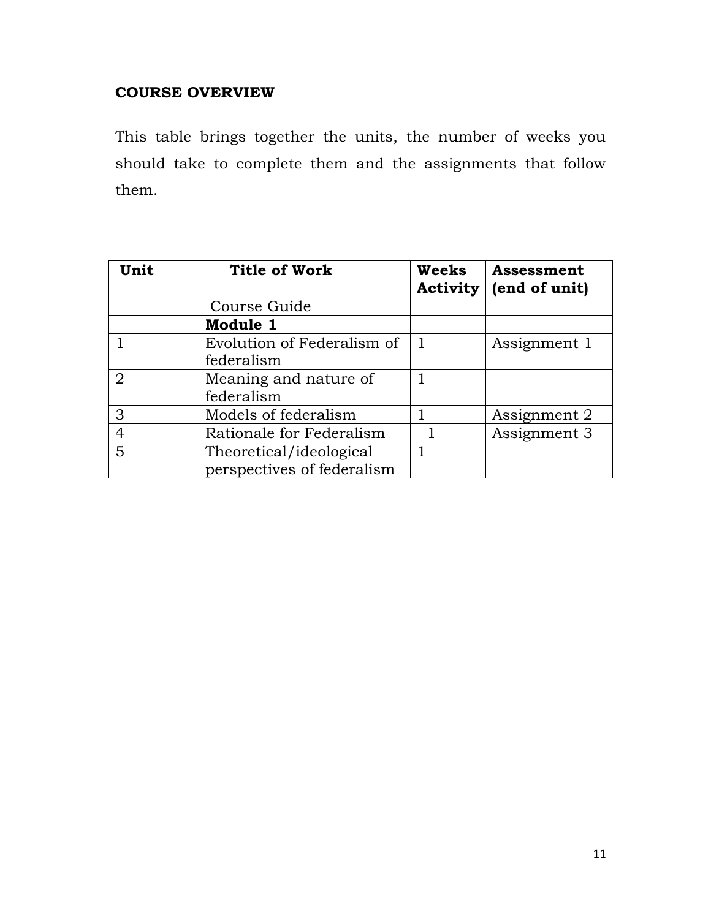## COURSE OVERVIEW

This table brings together the units, the number of weeks you should take to complete them and the assignments that follow them.

| Unit | Title of Work | Weeks Activity | Assessment (end of unit) |
|---|---|---|---|
| | Course Guide | | |
| | **Module 1** | | |
| 1 | Evolution of Federalism of federalism | 1 | Assignment 1 |
| 2 | Meaning and nature of federalism | 1 | |
| 3 | Models of federalism | 1 | Assignment 2 |
| 4 | Rationale for Federalism | 1 | Assignment 3 |
| 5 | Theoretical/ideological perspectives of federalism | 1 | |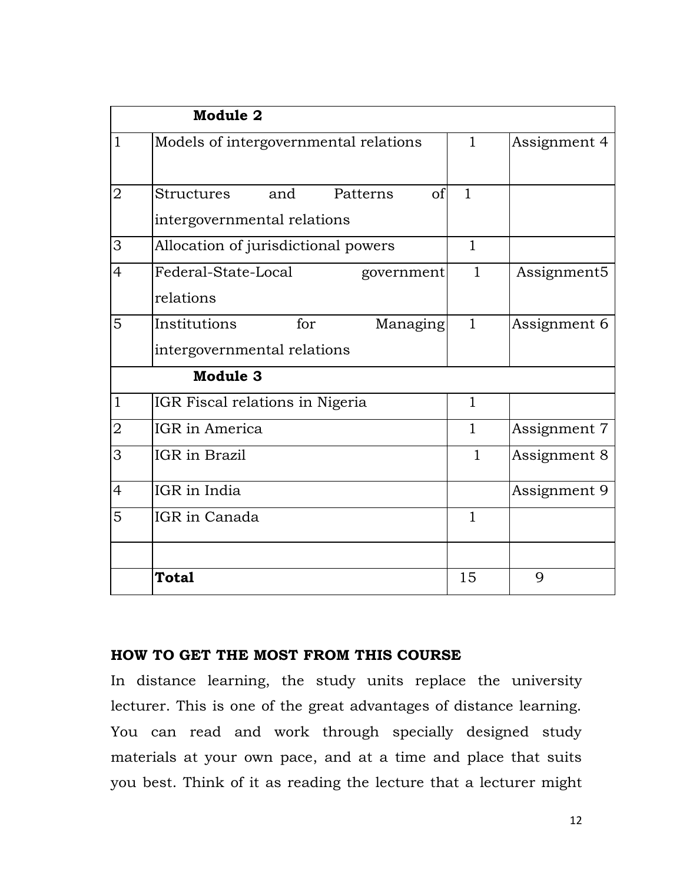| | Module 2 | | |
|---|---|---|---|
| 1 | Models of intergovernmental relations | 1 | Assignment 4 |
| 2 | Structures and Patterns of intergovernmental relations | 1 | |
| 3 | Allocation of jurisdictional powers | 1 | |
| 4 | Federal-State-Local government relations | 1 | Assignment5 |
| 5 | Institutions for Managing intergovernmental relations | 1 | Assignment 6 |
| | **Module 3** | | |
| 1 | IGR Fiscal relations in Nigeria | 1 | |
| 2 | IGR in America | 1 | Assignment 7 |
| 3 | IGR in Brazil | 1 | Assignment 8 |
| 4 | IGR in India | | Assignment 9 |
| 5 | IGR in Canada | 1 | |
| | | | |
| | **Total** | 15 | 9 |

## HOW TO GET THE MOST FROM THIS COURSE

In distance learning, the study units replace the university lecturer. This is one of the great advantages of distance learning. You can read and work through specially designed study materials at your own pace, and at a time and place that suits you best. Think of it as reading the lecture that a lecturer might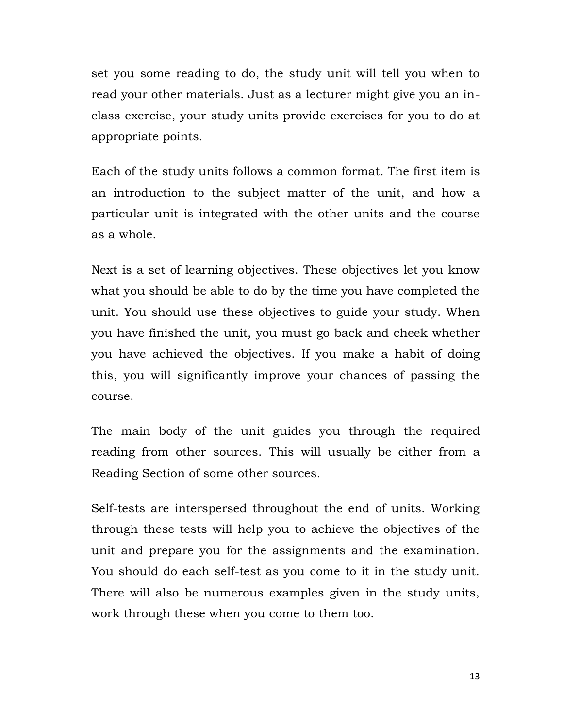set you some reading to do, the study unit will tell you when to read your other materials. Just as a lecturer might give you an in-class exercise, your study units provide exercises for you to do at appropriate points.

Each of the study units follows a common format. The first item is an introduction to the subject matter of the unit, and how a particular unit is integrated with the other units and the course as a whole.

Next is a set of learning objectives. These objectives let you know what you should be able to do by the time you have completed the unit. You should use these objectives to guide your study. When you have finished the unit, you must go back and cheek whether you have achieved the objectives. If you make a habit of doing this, you will significantly improve your chances of passing the course.

The main body of the unit guides you through the required reading from other sources. This will usually be cither from a Reading Section of some other sources.

Self-tests are interspersed throughout the end of units. Working through these tests will help you to achieve the objectives of the unit and prepare you for the assignments and the examination. You should do each self-test as you come to it in the study unit. There will also be numerous examples given in the study units, work through these when you come to them too.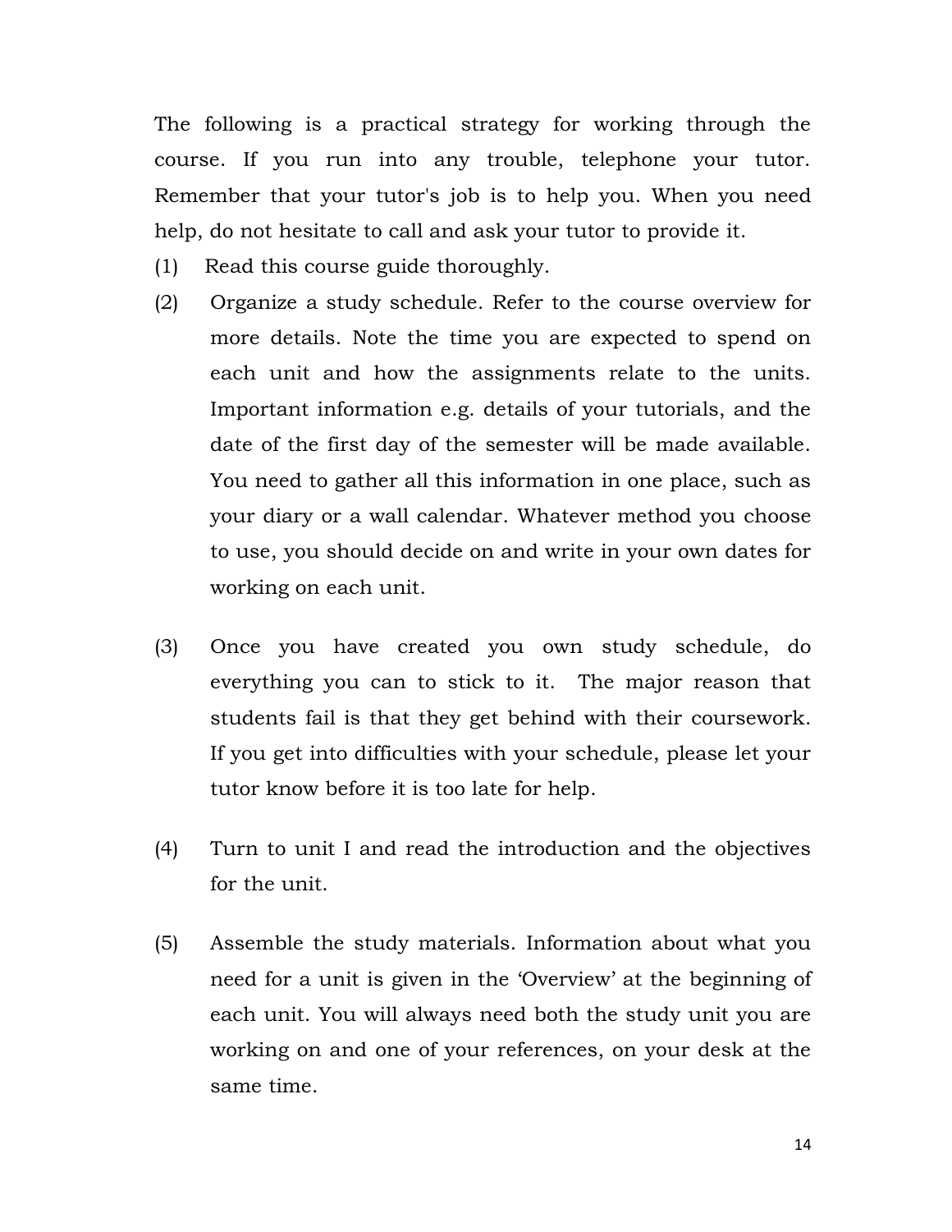The following is a practical strategy for working through the course. If you run into any trouble, telephone your tutor. Remember that your tutor's job is to help you. When you need help, do not hesitate to call and ask your tutor to provide it.

(1) Read this course guide thoroughly.

(2) Organize a study schedule. Refer to the course overview for more details. Note the time you are expected to spend on each unit and how the assignments relate to the units. Important information e.g. details of your tutorials, and the date of the first day of the semester will be made available. You need to gather all this information in one place, such as your diary or a wall calendar. Whatever method you choose to use, you should decide on and write in your own dates for working on each unit.

(3) Once you have created you own study schedule, do everything you can to stick to it. The major reason that students fail is that they get behind with their coursework. If you get into difficulties with your schedule, please let your tutor know before it is too late for help.

(4) Turn to unit I and read the introduction and the objectives for the unit.

(5) Assemble the study materials. Information about what you need for a unit is given in the 'Overview' at the beginning of each unit. You will always need both the study unit you are working on and one of your references, on your desk at the same time.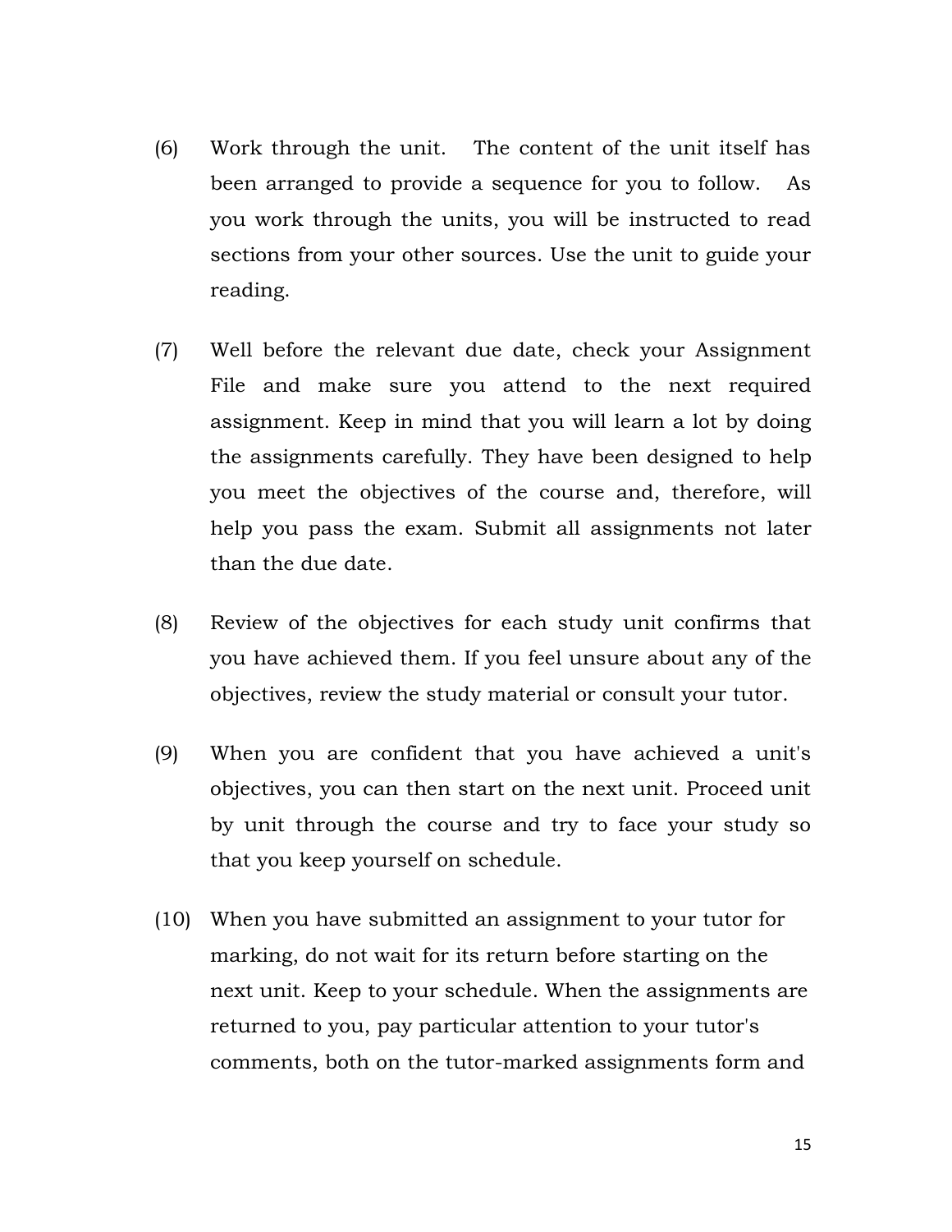(6) Work through the unit. The content of the unit itself has been arranged to provide a sequence for you to follow. As you work through the units, you will be instructed to read sections from your other sources. Use the unit to guide your reading.

(7) Well before the relevant due date, check your Assignment File and make sure you attend to the next required assignment. Keep in mind that you will learn a lot by doing the assignments carefully. They have been designed to help you meet the objectives of the course and, therefore, will help you pass the exam. Submit all assignments not later than the due date.

(8) Review of the objectives for each study unit confirms that you have achieved them. If you feel unsure about any of the objectives, review the study material or consult your tutor.

(9) When you are confident that you have achieved a unit's objectives, you can then start on the next unit. Proceed unit by unit through the course and try to face your study so that you keep yourself on schedule.

(10) When you have submitted an assignment to your tutor for marking, do not wait for its return before starting on the next unit. Keep to your schedule. When the assignments are returned to you, pay particular attention to your tutor's comments, both on the tutor-marked assignments form and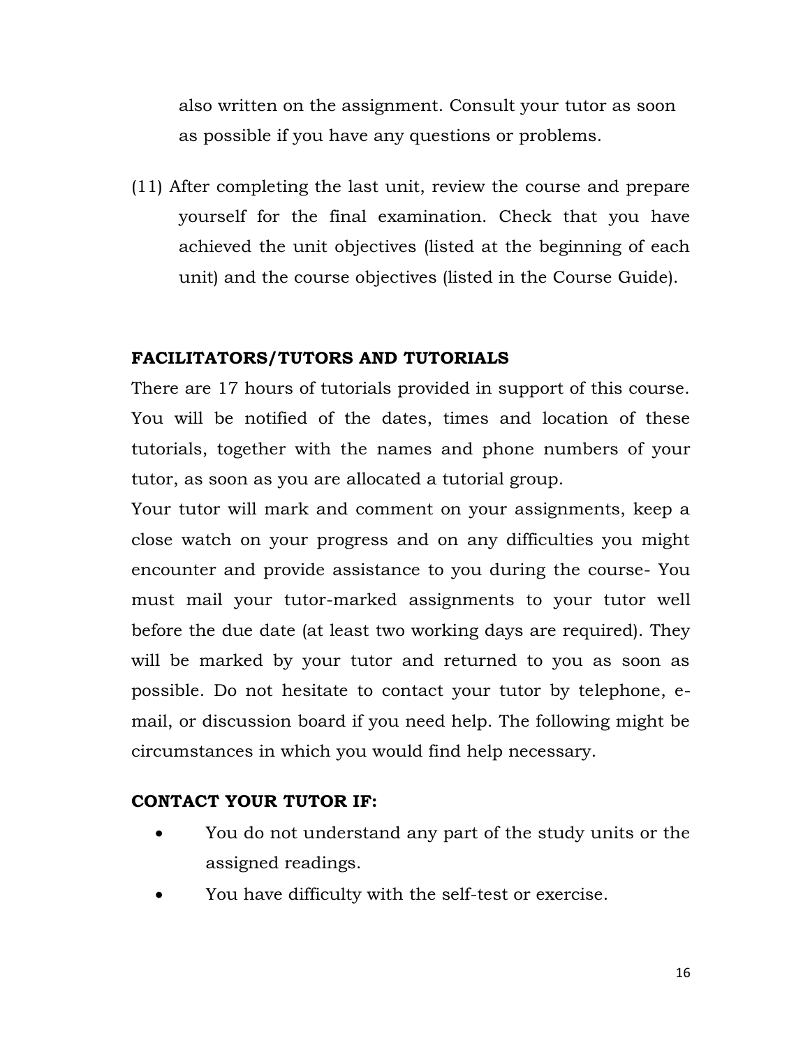also written on the assignment. Consult your tutor as soon as possible if you have any questions or problems.

(11) After completing the last unit, review the course and prepare yourself for the final examination. Check that you have achieved the unit objectives (listed at the beginning of each unit) and the course objectives (listed in the Course Guide).

## FACILITATORS/TUTORS AND TUTORIALS

There are 17 hours of tutorials provided in support of this course. You will be notified of the dates, times and location of these tutorials, together with the names and phone numbers of your tutor, as soon as you are allocated a tutorial group.

Your tutor will mark and comment on your assignments, keep a close watch on your progress and on any difficulties you might encounter and provide assistance to you during the course- You must mail your tutor-marked assignments to your tutor well before the due date (at least two working days are required). They will be marked by your tutor and returned to you as soon as possible. Do not hesitate to contact your tutor by telephone, e-mail, or discussion board if you need help. The following might be circumstances in which you would find help necessary.

## CONTACT YOUR TUTOR IF:

- You do not understand any part of the study units or the assigned readings.
- You have difficulty with the self-test or exercise.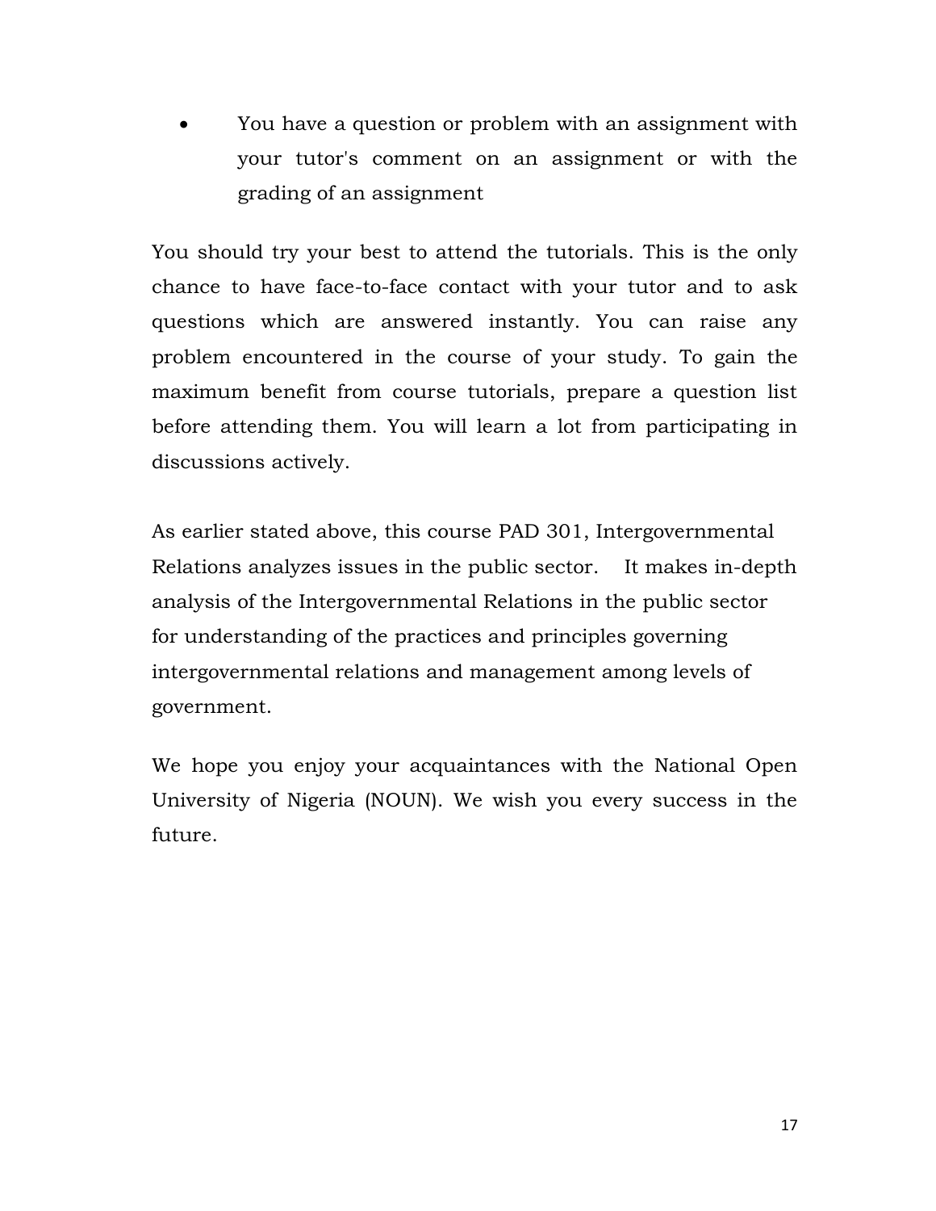- You have a question or problem with an assignment with your tutor's comment on an assignment or with the grading of an assignment

You should try your best to attend the tutorials. This is the only chance to have face-to-face contact with your tutor and to ask questions which are answered instantly. You can raise any problem encountered in the course of your study. To gain the maximum benefit from course tutorials, prepare a question list before attending them. You will learn a lot from participating in discussions actively.

As earlier stated above, this course PAD 301, Intergovernmental Relations analyzes issues in the public sector. It makes in-depth analysis of the Intergovernmental Relations in the public sector for understanding of the practices and principles governing intergovernmental relations and management among levels of government.

We hope you enjoy your acquaintances with the National Open University of Nigeria (NOUN). We wish you every success in the future.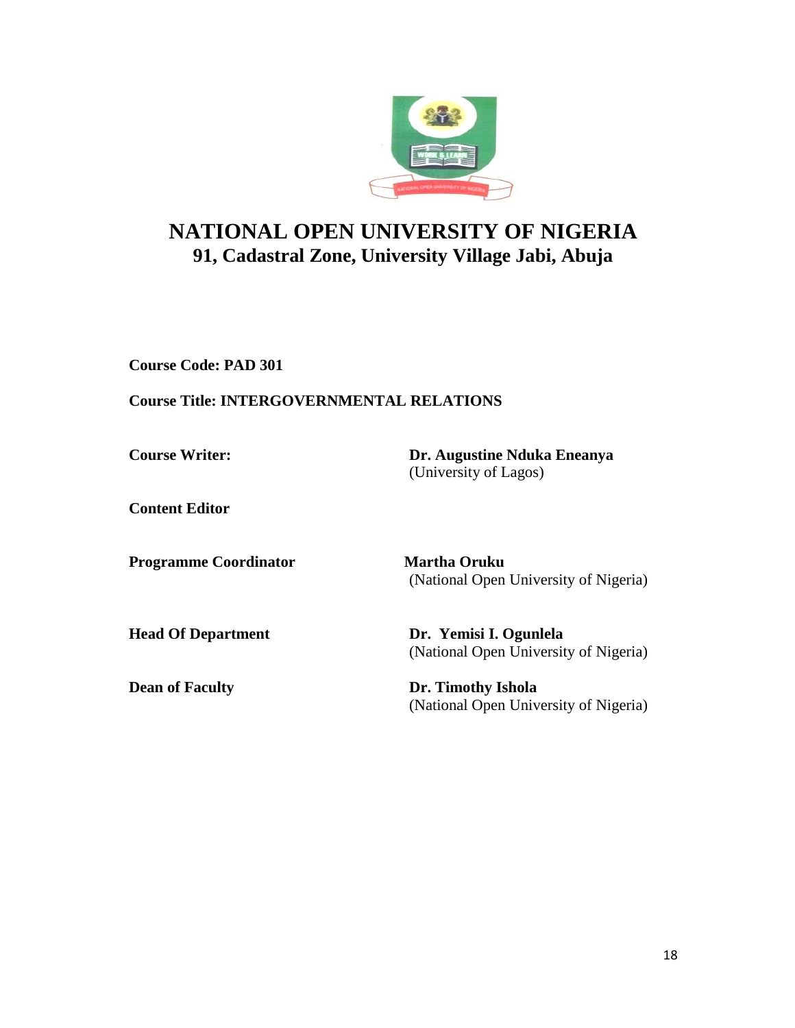# NATIONAL OPEN UNIVERSITY OF NIGERIA

## 91, Cadastral Zone, University Village Jabi, Abuja

**Course Code: PAD 301**

**Course Title: INTERGOVERNMENTAL RELATIONS**

**Course Writer:** **Dr. Augustine Nduka Eneanya**
(University of Lagos)

**Content Editor**

**Programme Coordinator** **Martha Oruku**
(National Open University of Nigeria)

**Head Of Department** **Dr. Yemisi I. Ogunlela**
(National Open University of Nigeria)

**Dean of Faculty** **Dr. Timothy Ishola**
(National Open University of Nigeria)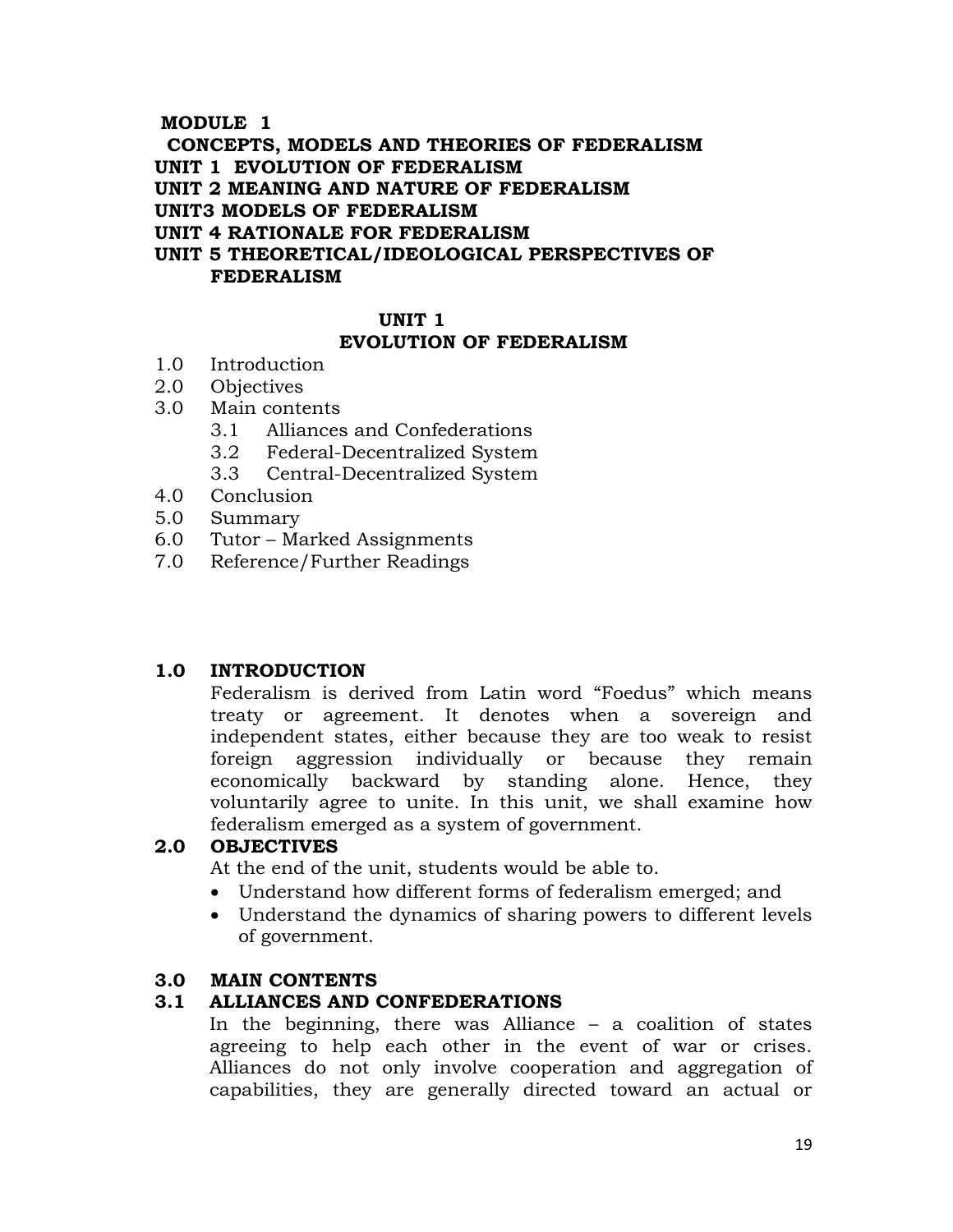**MODULE 1**

**CONCEPTS, MODELS AND THEORIES OF FEDERALISM**

**UNIT 1 EVOLUTION OF FEDERALISM**

**UNIT 2 MEANING AND NATURE OF FEDERALISM**

**UNIT3 MODELS OF FEDERALISM**

**UNIT 4 RATIONALE FOR FEDERALISM**

**UNIT 5 THEORETICAL/IDEOLOGICAL PERSPECTIVES OF FEDERALISM**

# UNIT 1
# EVOLUTION OF FEDERALISM

1.0 Introduction
2.0 Objectives
3.0 Main contents
  3.1 Alliances and Confederations
  3.2 Federal-Decentralized System
  3.3 Central-Decentralized System
4.0 Conclusion
5.0 Summary
6.0 Tutor – Marked Assignments
7.0 Reference/Further Readings

## 1.0 INTRODUCTION

Federalism is derived from Latin word "Foedus" which means treaty or agreement. It denotes when a sovereign and independent states, either because they are too weak to resist foreign aggression individually or because they remain economically backward by standing alone. Hence, they voluntarily agree to unite. In this unit, we shall examine how federalism emerged as a system of government.

## 2.0 OBJECTIVES

At the end of the unit, students would be able to.

- Understand how different forms of federalism emerged; and
- Understand the dynamics of sharing powers to different levels of government.

## 3.0 MAIN CONTENTS

### 3.1 ALLIANCES AND CONFEDERATIONS

In the beginning, there was Alliance – a coalition of states agreeing to help each other in the event of war or crises. Alliances do not only involve cooperation and aggregation of capabilities, they are generally directed toward an actual or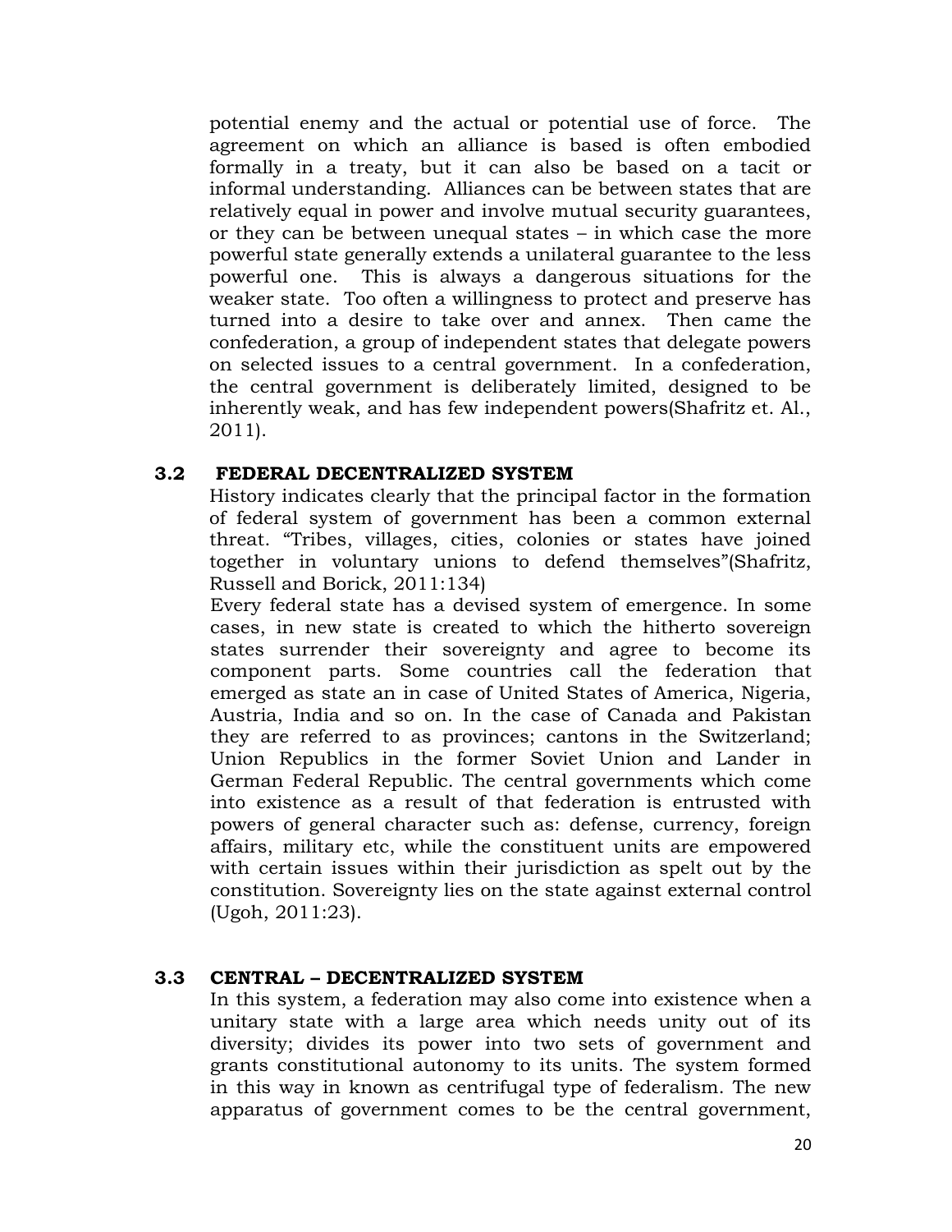potential enemy and the actual or potential use of force. The agreement on which an alliance is based is often embodied formally in a treaty, but it can also be based on a tacit or informal understanding. Alliances can be between states that are relatively equal in power and involve mutual security guarantees, or they can be between unequal states – in which case the more powerful state generally extends a unilateral guarantee to the less powerful one. This is always a dangerous situations for the weaker state. Too often a willingness to protect and preserve has turned into a desire to take over and annex. Then came the confederation, a group of independent states that delegate powers on selected issues to a central government. In a confederation, the central government is deliberately limited, designed to be inherently weak, and has few independent powers(Shafritz et. Al., 2011).

### 3.2 FEDERAL DECENTRALIZED SYSTEM

History indicates clearly that the principal factor in the formation of federal system of government has been a common external threat. "Tribes, villages, cities, colonies or states have joined together in voluntary unions to defend themselves"(Shafritz, Russell and Borick, 2011:134)

Every federal state has a devised system of emergence. In some cases, in new state is created to which the hitherto sovereign states surrender their sovereignty and agree to become its component parts. Some countries call the federation that emerged as state an in case of United States of America, Nigeria, Austria, India and so on. In the case of Canada and Pakistan they are referred to as provinces; cantons in the Switzerland; Union Republics in the former Soviet Union and Lander in German Federal Republic. The central governments which come into existence as a result of that federation is entrusted with powers of general character such as: defense, currency, foreign affairs, military etc, while the constituent units are empowered with certain issues within their jurisdiction as spelt out by the constitution. Sovereignty lies on the state against external control (Ugoh, 2011:23).

### 3.3 CENTRAL – DECENTRALIZED SYSTEM

In this system, a federation may also come into existence when a unitary state with a large area which needs unity out of its diversity; divides its power into two sets of government and grants constitutional autonomy to its units. The system formed in this way in known as centrifugal type of federalism. The new apparatus of government comes to be the central government,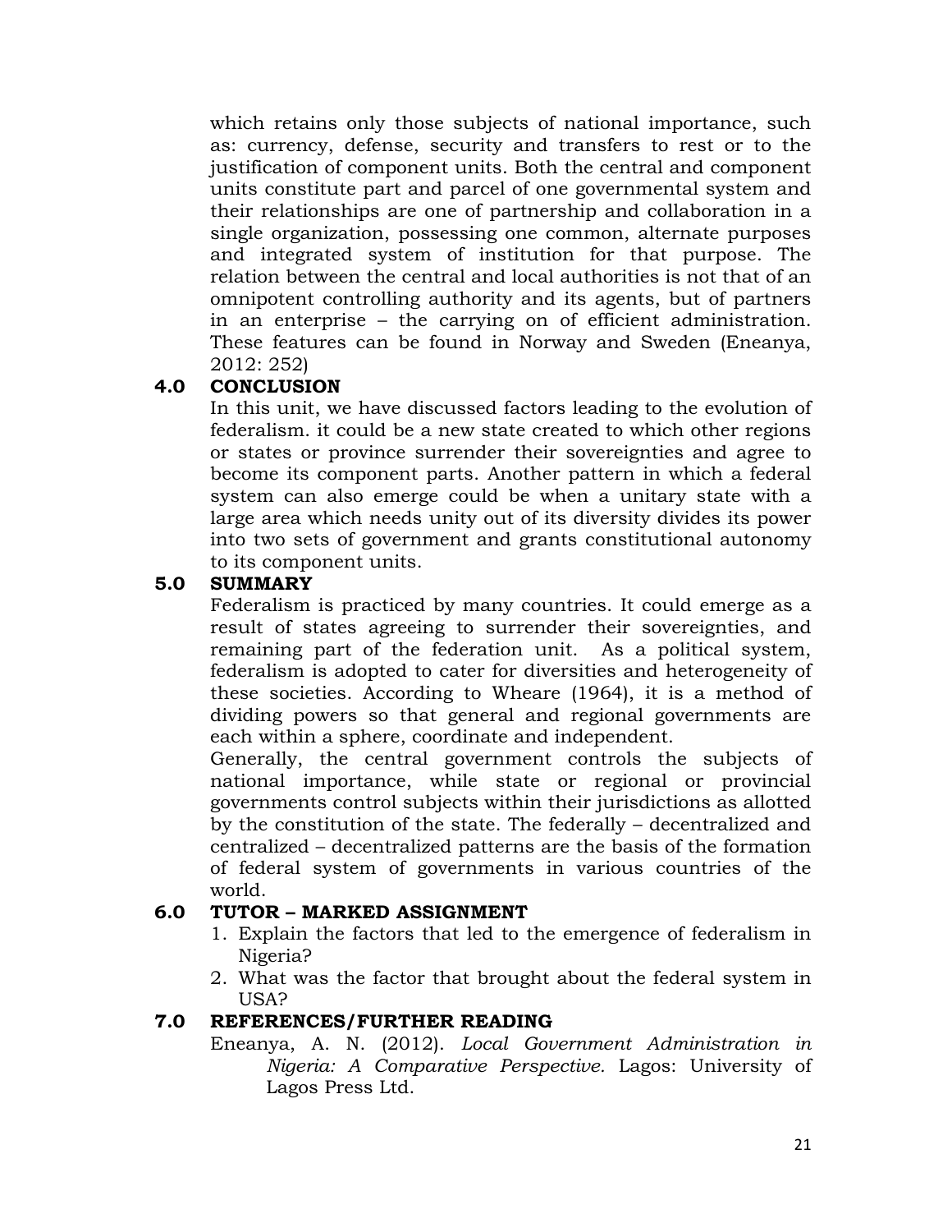which retains only those subjects of national importance, such as: currency, defense, security and transfers to rest or to the justification of component units. Both the central and component units constitute part and parcel of one governmental system and their relationships are one of partnership and collaboration in a single organization, possessing one common, alternate purposes and integrated system of institution for that purpose. The relation between the central and local authorities is not that of an omnipotent controlling authority and its agents, but of partners in an enterprise – the carrying on of efficient administration. These features can be found in Norway and Sweden (Eneanya, 2012: 252)

## 4.0 CONCLUSION

In this unit, we have discussed factors leading to the evolution of federalism. it could be a new state created to which other regions or states or province surrender their sovereignties and agree to become its component parts. Another pattern in which a federal system can also emerge could be when a unitary state with a large area which needs unity out of its diversity divides its power into two sets of government and grants constitutional autonomy to its component units.

## 5.0 SUMMARY

Federalism is practiced by many countries. It could emerge as a result of states agreeing to surrender their sovereignties, and remaining part of the federation unit. As a political system, federalism is adopted to cater for diversities and heterogeneity of these societies. According to Wheare (1964), it is a method of dividing powers so that general and regional governments are each within a sphere, coordinate and independent.

Generally, the central government controls the subjects of national importance, while state or regional or provincial governments control subjects within their jurisdictions as allotted by the constitution of the state. The federally – decentralized and centralized – decentralized patterns are the basis of the formation of federal system of governments in various countries of the world.

## 6.0 TUTOR – MARKED ASSIGNMENT

1. Explain the factors that led to the emergence of federalism in Nigeria?
2. What was the factor that brought about the federal system in USA?

## 7.0 REFERENCES/FURTHER READING

Eneanya, A. N. (2012). *Local Government Administration in Nigeria: A Comparative Perspective.* Lagos: University of Lagos Press Ltd.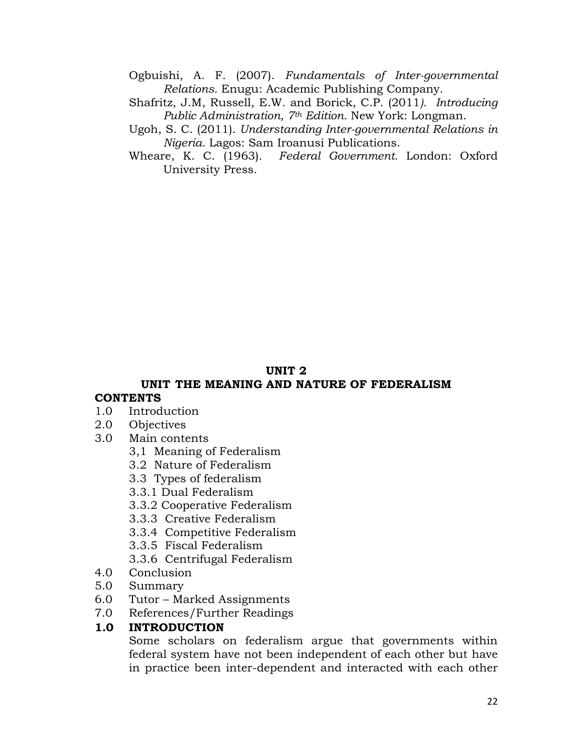Ogbuishi, A. F. (2007). *Fundamentals of Inter-governmental Relations.* Enugu: Academic Publishing Company.

Shafritz, J.M, Russell, E.W. and Borick, C.P. (2011*). Introducing Public Administration, 7th Edition.* New York: Longman.

Ugoh, S. C. (2011). *Understanding Inter-governmental Relations in Nigeria.* Lagos: Sam Iroanusi Publications.

Wheare, K. C. (1963). *Federal Government.* London: Oxford University Press.

## UNIT 2
## UNIT THE MEANING AND NATURE OF FEDERALISM

**CONTENTS**

1.0 Introduction
2.0 Objectives
3.0 Main contents
   3,1 Meaning of Federalism
   3.2 Nature of Federalism
   3.3 Types of federalism
   3.3.1 Dual Federalism
   3.3.2 Cooperative Federalism
   3.3.3 Creative Federalism
   3.3.4 Competitive Federalism
   3.3.5 Fiscal Federalism
   3.3.6 Centrifugal Federalism
4.0 Conclusion
5.0 Summary
6.0 Tutor – Marked Assignments
7.0 References/Further Readings

### 1.0 INTRODUCTION

Some scholars on federalism argue that governments within federal system have not been independent of each other but have in practice been inter-dependent and interacted with each other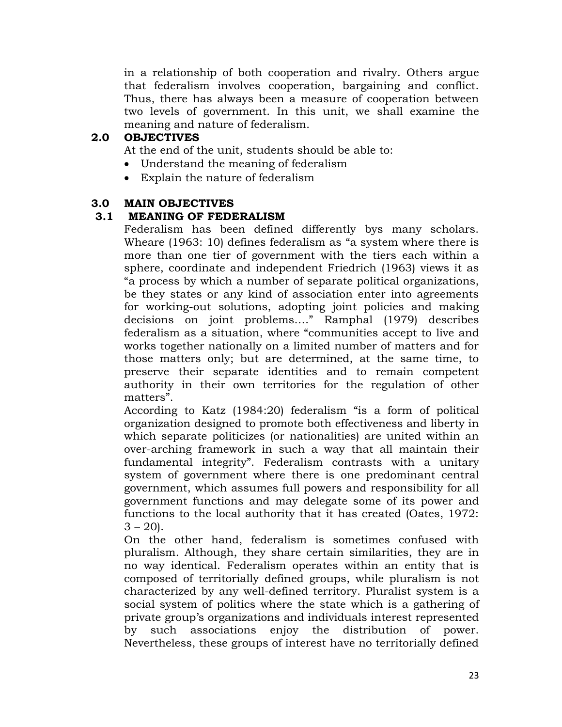in a relationship of both cooperation and rivalry. Others argue that federalism involves cooperation, bargaining and conflict. Thus, there has always been a measure of cooperation between two levels of government. In this unit, we shall examine the meaning and nature of federalism.

## 2.0 OBJECTIVES

At the end of the unit, students should be able to:

- Understand the meaning of federalism
- Explain the nature of federalism

## 3.0 MAIN OBJECTIVES

### 3.1 MEANING OF FEDERALISM

Federalism has been defined differently bys many scholars. Wheare (1963: 10) defines federalism as "a system where there is more than one tier of government with the tiers each within a sphere, coordinate and independent Friedrich (1963) views it as "a process by which a number of separate political organizations, be they states or any kind of association enter into agreements for working-out solutions, adopting joint policies and making decisions on joint problems…." Ramphal (1979) describes federalism as a situation, where "communities accept to live and works together nationally on a limited number of matters and for those matters only; but are determined, at the same time, to preserve their separate identities and to remain competent authority in their own territories for the regulation of other matters".

According to Katz (1984:20) federalism "is a form of political organization designed to promote both effectiveness and liberty in which separate politicizes (or nationalities) are united within an over-arching framework in such a way that all maintain their fundamental integrity". Federalism contrasts with a unitary system of government where there is one predominant central government, which assumes full powers and responsibility for all government functions and may delegate some of its power and functions to the local authority that it has created (Oates, 1972: 3 – 20).

On the other hand, federalism is sometimes confused with pluralism. Although, they share certain similarities, they are in no way identical. Federalism operates within an entity that is composed of territorially defined groups, while pluralism is not characterized by any well-defined territory. Pluralist system is a social system of politics where the state which is a gathering of private group's organizations and individuals interest represented by such associations enjoy the distribution of power. Nevertheless, these groups of interest have no territorially defined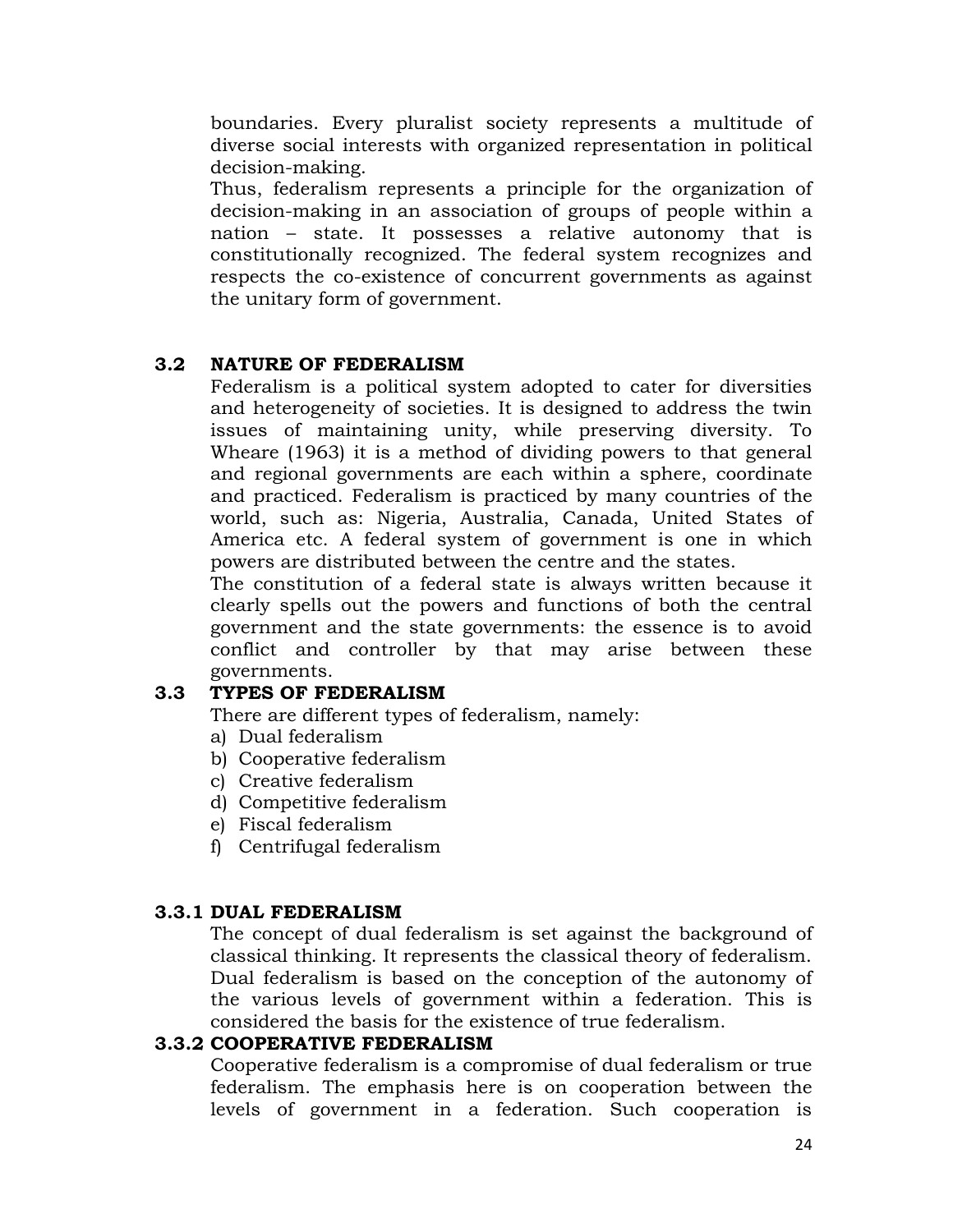boundaries. Every pluralist society represents a multitude of diverse social interests with organized representation in political decision-making.

Thus, federalism represents a principle for the organization of decision-making in an association of groups of people within a nation – state. It possesses a relative autonomy that is constitutionally recognized. The federal system recognizes and respects the co-existence of concurrent governments as against the unitary form of government.

## 3.2 NATURE OF FEDERALISM

Federalism is a political system adopted to cater for diversities and heterogeneity of societies. It is designed to address the twin issues of maintaining unity, while preserving diversity. To Wheare (1963) it is a method of dividing powers to that general and regional governments are each within a sphere, coordinate and practiced. Federalism is practiced by many countries of the world, such as: Nigeria, Australia, Canada, United States of America etc. A federal system of government is one in which powers are distributed between the centre and the states.

The constitution of a federal state is always written because it clearly spells out the powers and functions of both the central government and the state governments: the essence is to avoid conflict and controller by that may arise between these governments.

## 3.3 TYPES OF FEDERALISM

There are different types of federalism, namely:

a) Dual federalism
b) Cooperative federalism
c) Creative federalism
d) Competitive federalism
e) Fiscal federalism
f) Centrifugal federalism

### 3.3.1 DUAL FEDERALISM

The concept of dual federalism is set against the background of classical thinking. It represents the classical theory of federalism. Dual federalism is based on the conception of the autonomy of the various levels of government within a federation. This is considered the basis for the existence of true federalism.

### 3.3.2 COOPERATIVE FEDERALISM

Cooperative federalism is a compromise of dual federalism or true federalism. The emphasis here is on cooperation between the levels of government in a federation. Such cooperation is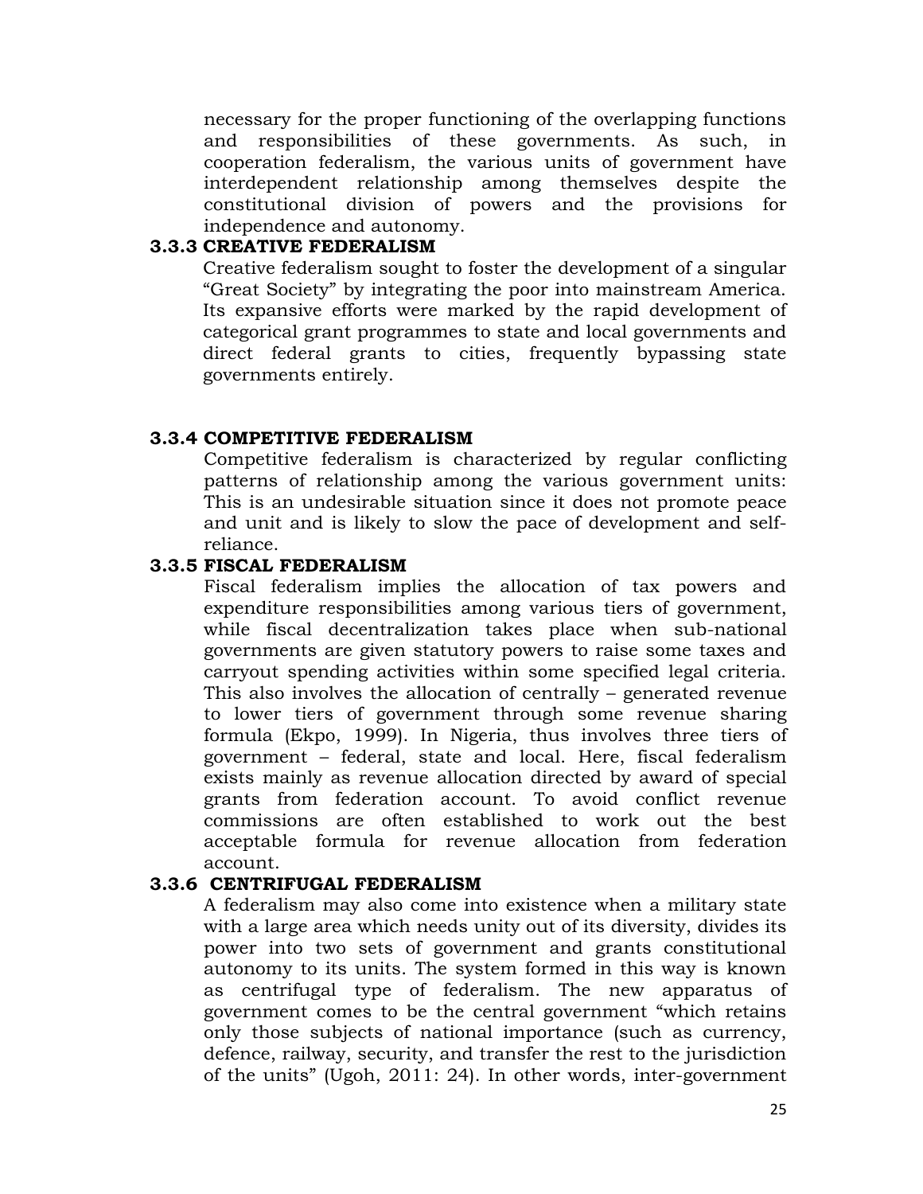necessary for the proper functioning of the overlapping functions and responsibilities of these governments. As such, in cooperation federalism, the various units of government have interdependent relationship among themselves despite the constitutional division of powers and the provisions for independence and autonomy.

### 3.3.3 CREATIVE FEDERALISM

Creative federalism sought to foster the development of a singular "Great Society" by integrating the poor into mainstream America. Its expansive efforts were marked by the rapid development of categorical grant programmes to state and local governments and direct federal grants to cities, frequently bypassing state governments entirely.

### 3.3.4 COMPETITIVE FEDERALISM

Competitive federalism is characterized by regular conflicting patterns of relationship among the various government units: This is an undesirable situation since it does not promote peace and unit and is likely to slow the pace of development and self-reliance.

### 3.3.5 FISCAL FEDERALISM

Fiscal federalism implies the allocation of tax powers and expenditure responsibilities among various tiers of government, while fiscal decentralization takes place when sub-national governments are given statutory powers to raise some taxes and carryout spending activities within some specified legal criteria. This also involves the allocation of centrally – generated revenue to lower tiers of government through some revenue sharing formula (Ekpo, 1999). In Nigeria, thus involves three tiers of government – federal, state and local. Here, fiscal federalism exists mainly as revenue allocation directed by award of special grants from federation account. To avoid conflict revenue commissions are often established to work out the best acceptable formula for revenue allocation from federation account.

### 3.3.6 CENTRIFUGAL FEDERALISM

A federalism may also come into existence when a military state with a large area which needs unity out of its diversity, divides its power into two sets of government and grants constitutional autonomy to its units. The system formed in this way is known as centrifugal type of federalism. The new apparatus of government comes to be the central government "which retains only those subjects of national importance (such as currency, defence, railway, security, and transfer the rest to the jurisdiction of the units" (Ugoh, 2011: 24). In other words, inter-government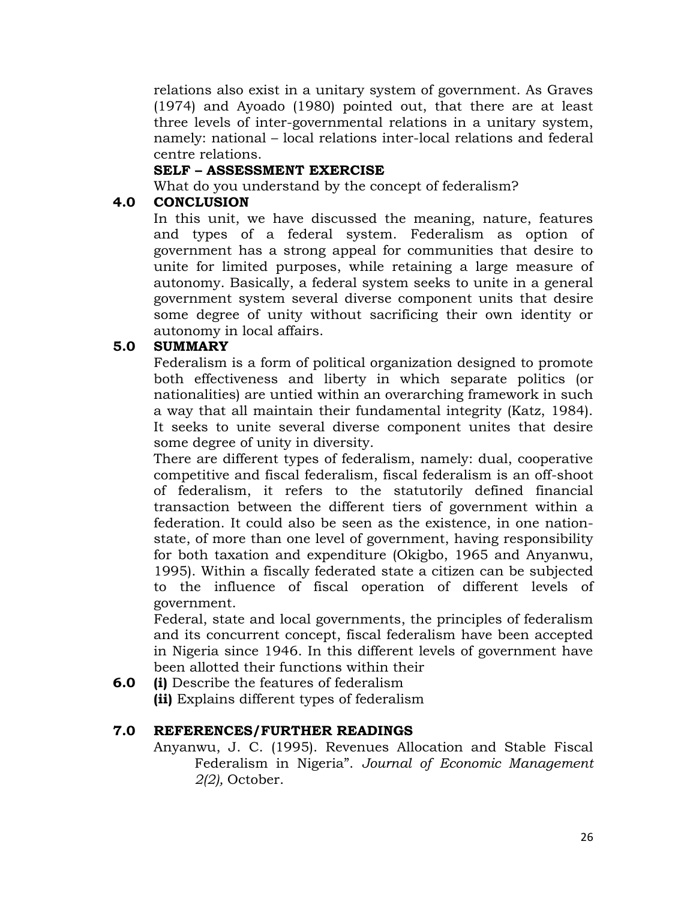relations also exist in a unitary system of government. As Graves (1974) and Ayoado (1980) pointed out, that there are at least three levels of inter-governmental relations in a unitary system, namely: national – local relations inter-local relations and federal centre relations.

**SELF – ASSESSMENT EXERCISE**

What do you understand by the concept of federalism?

## 4.0 CONCLUSION

In this unit, we have discussed the meaning, nature, features and types of a federal system. Federalism as option of government has a strong appeal for communities that desire to unite for limited purposes, while retaining a large measure of autonomy. Basically, a federal system seeks to unite in a general government system several diverse component units that desire some degree of unity without sacrificing their own identity or autonomy in local affairs.

## 5.0 SUMMARY

Federalism is a form of political organization designed to promote both effectiveness and liberty in which separate politics (or nationalities) are untied within an overarching framework in such a way that all maintain their fundamental integrity (Katz, 1984). It seeks to unite several diverse component unites that desire some degree of unity in diversity.

There are different types of federalism, namely: dual, cooperative competitive and fiscal federalism, fiscal federalism is an off-shoot of federalism, it refers to the statutorily defined financial transaction between the different tiers of government within a federation. It could also be seen as the existence, in one nation-state, of more than one level of government, having responsibility for both taxation and expenditure (Okigbo, 1965 and Anyanwu, 1995). Within a fiscally federated state a citizen can be subjected to the influence of fiscal operation of different levels of government.

Federal, state and local governments, the principles of federalism and its concurrent concept, fiscal federalism have been accepted in Nigeria since 1946. In this different levels of government have been allotted their functions within their

## 6.0

**(i)** Describe the features of federalism

**(ii)** Explains different types of federalism

## 7.0 REFERENCES/FURTHER READINGS

Anyanwu, J. C. (1995). Revenues Allocation and Stable Fiscal Federalism in Nigeria". *Journal of Economic Management 2(2),* October.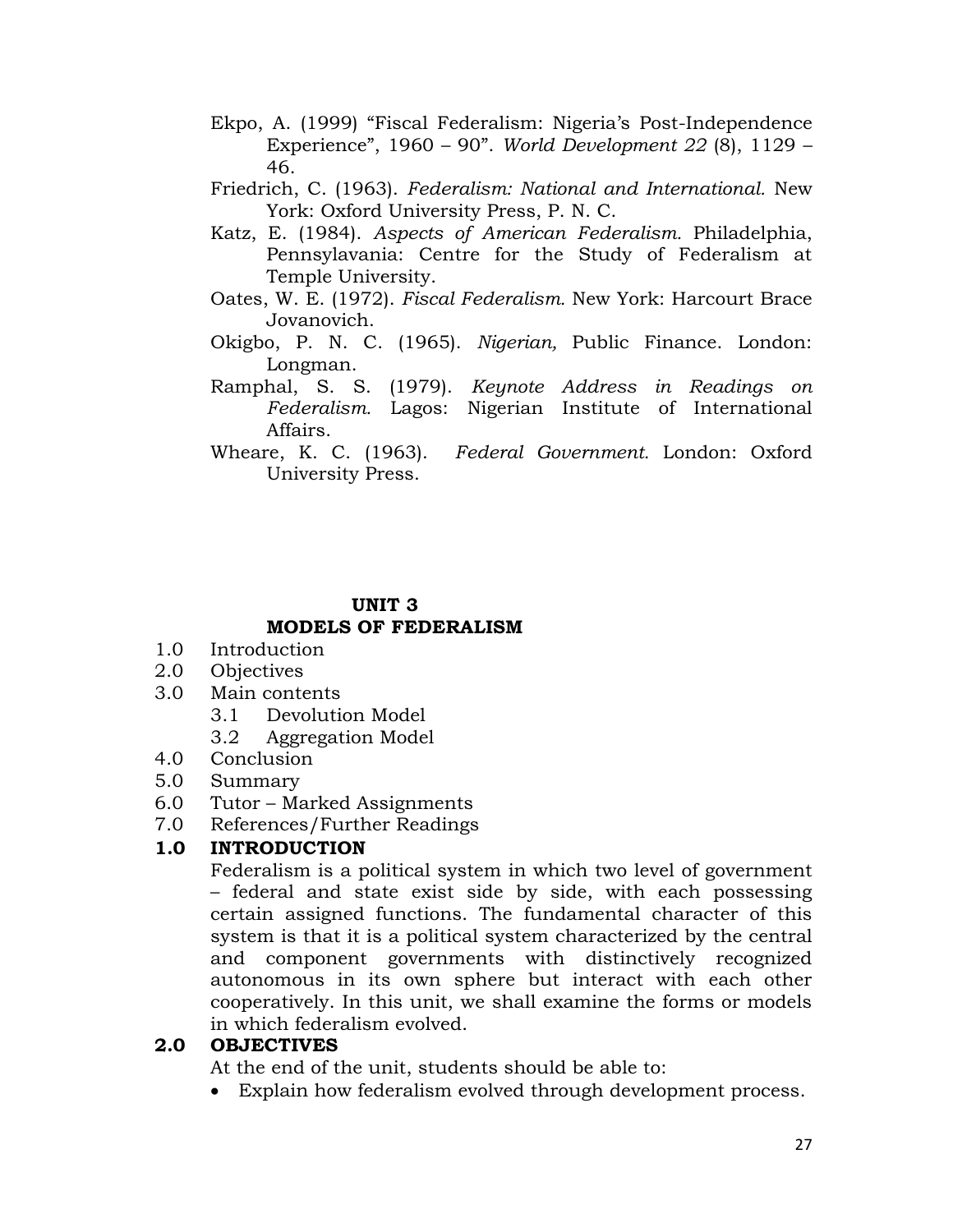Ekpo, A. (1999) "Fiscal Federalism: Nigeria's Post-Independence Experience", 1960 – 90". *World Development 22* (8), 1129 – 46.

Friedrich, C. (1963). *Federalism: National and International.* New York: Oxford University Press, P. N. C.

Katz, E. (1984). *Aspects of American Federalism.* Philadelphia, Pennsylavania: Centre for the Study of Federalism at Temple University.

Oates, W. E. (1972). *Fiscal Federalism.* New York: Harcourt Brace Jovanovich.

Okigbo, P. N. C. (1965). *Nigerian,* Public Finance. London: Longman.

Ramphal, S. S. (1979). *Keynote Address in Readings on Federalism.* Lagos: Nigerian Institute of International Affairs.

Wheare, K. C. (1963). *Federal Government.* London: Oxford University Press.

## UNIT 3
## MODELS OF FEDERALISM

1.0 Introduction
2.0 Objectives
3.0 Main contents
 3.1 Devolution Model
 3.2 Aggregation Model
4.0 Conclusion
5.0 Summary
6.0 Tutor – Marked Assignments
7.0 References/Further Readings

### 1.0 INTRODUCTION

Federalism is a political system in which two level of government – federal and state exist side by side, with each possessing certain assigned functions. The fundamental character of this system is that it is a political system characterized by the central and component governments with distinctively recognized autonomous in its own sphere but interact with each other cooperatively. In this unit, we shall examine the forms or models in which federalism evolved.

### 2.0 OBJECTIVES

At the end of the unit, students should be able to:

- Explain how federalism evolved through development process.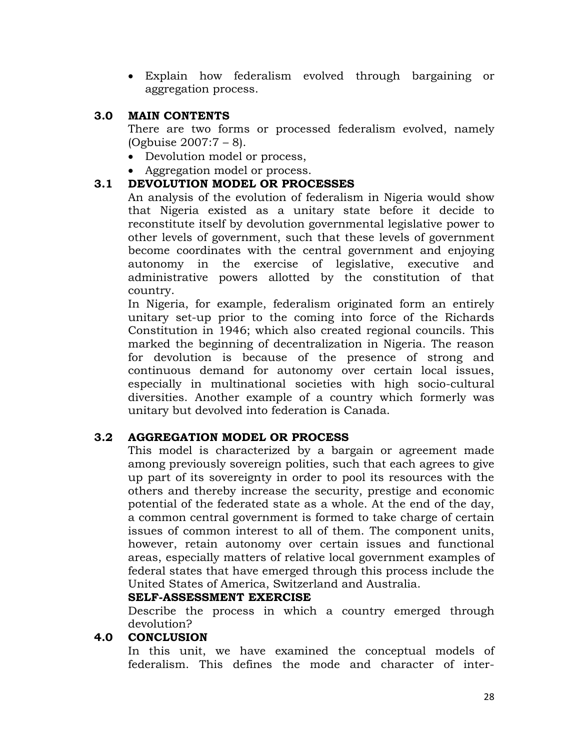- Explain how federalism evolved through bargaining or aggregation process.

## 3.0 MAIN CONTENTS

There are two forms or processed federalism evolved, namely (Ogbuise 2007:7 – 8).

- Devolution model or process,
- Aggregation model or process.

## 3.1 DEVOLUTION MODEL OR PROCESSES

An analysis of the evolution of federalism in Nigeria would show that Nigeria existed as a unitary state before it decide to reconstitute itself by devolution governmental legislative power to other levels of government, such that these levels of government become coordinates with the central government and enjoying autonomy in the exercise of legislative, executive and administrative powers allotted by the constitution of that country.

In Nigeria, for example, federalism originated form an entirely unitary set-up prior to the coming into force of the Richards Constitution in 1946; which also created regional councils. This marked the beginning of decentralization in Nigeria. The reason for devolution is because of the presence of strong and continuous demand for autonomy over certain local issues, especially in multinational societies with high socio-cultural diversities. Another example of a country which formerly was unitary but devolved into federation is Canada.

## 3.2 AGGREGATION MODEL OR PROCESS

This model is characterized by a bargain or agreement made among previously sovereign polities, such that each agrees to give up part of its sovereignty in order to pool its resources with the others and thereby increase the security, prestige and economic potential of the federated state as a whole. At the end of the day, a common central government is formed to take charge of certain issues of common interest to all of them. The component units, however, retain autonomy over certain issues and functional areas, especially matters of relative local government examples of federal states that have emerged through this process include the United States of America, Switzerland and Australia.

**SELF-ASSESSMENT EXERCISE**

Describe the process in which a country emerged through devolution?

## 4.0 CONCLUSION

In this unit, we have examined the conceptual models of federalism. This defines the mode and character of inter-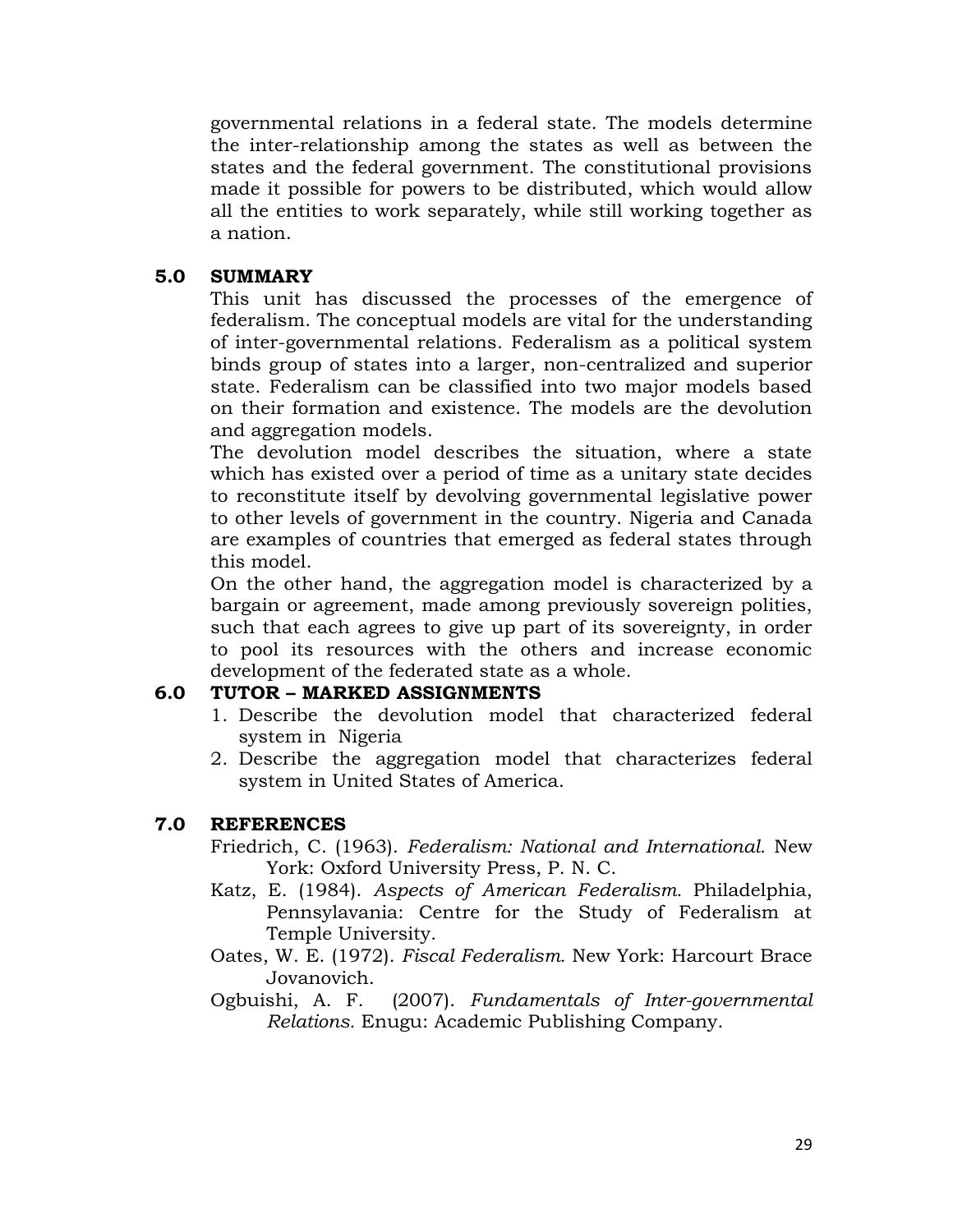governmental relations in a federal state. The models determine the inter-relationship among the states as well as between the states and the federal government. The constitutional provisions made it possible for powers to be distributed, which would allow all the entities to work separately, while still working together as a nation.

## 5.0 SUMMARY

This unit has discussed the processes of the emergence of federalism. The conceptual models are vital for the understanding of inter-governmental relations. Federalism as a political system binds group of states into a larger, non-centralized and superior state. Federalism can be classified into two major models based on their formation and existence. The models are the devolution and aggregation models.

The devolution model describes the situation, where a state which has existed over a period of time as a unitary state decides to reconstitute itself by devolving governmental legislative power to other levels of government in the country. Nigeria and Canada are examples of countries that emerged as federal states through this model.

On the other hand, the aggregation model is characterized by a bargain or agreement, made among previously sovereign polities, such that each agrees to give up part of its sovereignty, in order to pool its resources with the others and increase economic development of the federated state as a whole.

## 6.0 TUTOR – MARKED ASSIGNMENTS

1. Describe the devolution model that characterized federal system in Nigeria
2. Describe the aggregation model that characterizes federal system in United States of America.

## 7.0 REFERENCES

Friedrich, C. (1963). *Federalism: National and International.* New York: Oxford University Press, P. N. C.

Katz, E. (1984). *Aspects of American Federalism.* Philadelphia, Pennsylavania: Centre for the Study of Federalism at Temple University.

Oates, W. E. (1972). *Fiscal Federalism.* New York: Harcourt Brace Jovanovich.

Ogbuishi, A. F. (2007). *Fundamentals of Inter-governmental Relations.* Enugu: Academic Publishing Company.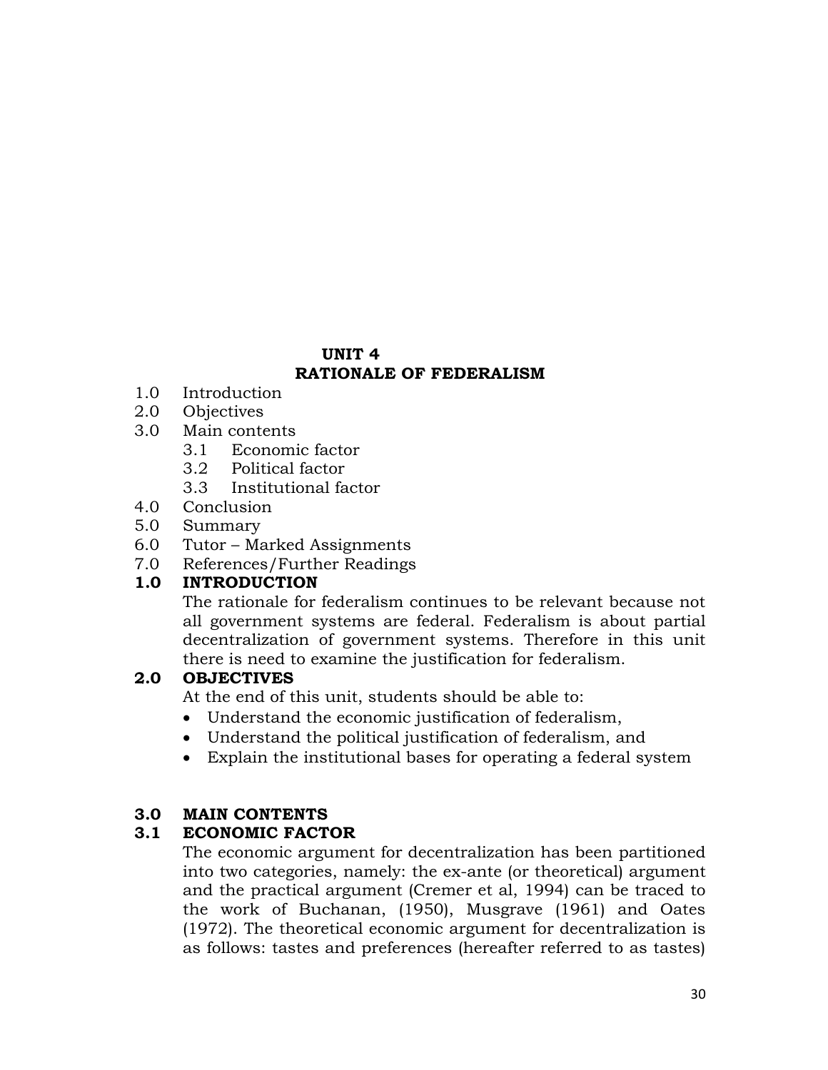# UNIT 4
# RATIONALE OF FEDERALISM

1.0 Introduction
2.0 Objectives
3.0 Main contents
   3.1 Economic factor
   3.2 Political factor
   3.3 Institutional factor
4.0 Conclusion
5.0 Summary
6.0 Tutor – Marked Assignments
7.0 References/Further Readings

## 1.0 INTRODUCTION

The rationale for federalism continues to be relevant because not all government systems are federal. Federalism is about partial decentralization of government systems. Therefore in this unit there is need to examine the justification for federalism.

## 2.0 OBJECTIVES

At the end of this unit, students should be able to:

- Understand the economic justification of federalism,
- Understand the political justification of federalism, and
- Explain the institutional bases for operating a federal system

## 3.0 MAIN CONTENTS

### 3.1 ECONOMIC FACTOR

The economic argument for decentralization has been partitioned into two categories, namely: the ex-ante (or theoretical) argument and the practical argument (Cremer et al, 1994) can be traced to the work of Buchanan, (1950), Musgrave (1961) and Oates (1972). The theoretical economic argument for decentralization is as follows: tastes and preferences (hereafter referred to as tastes)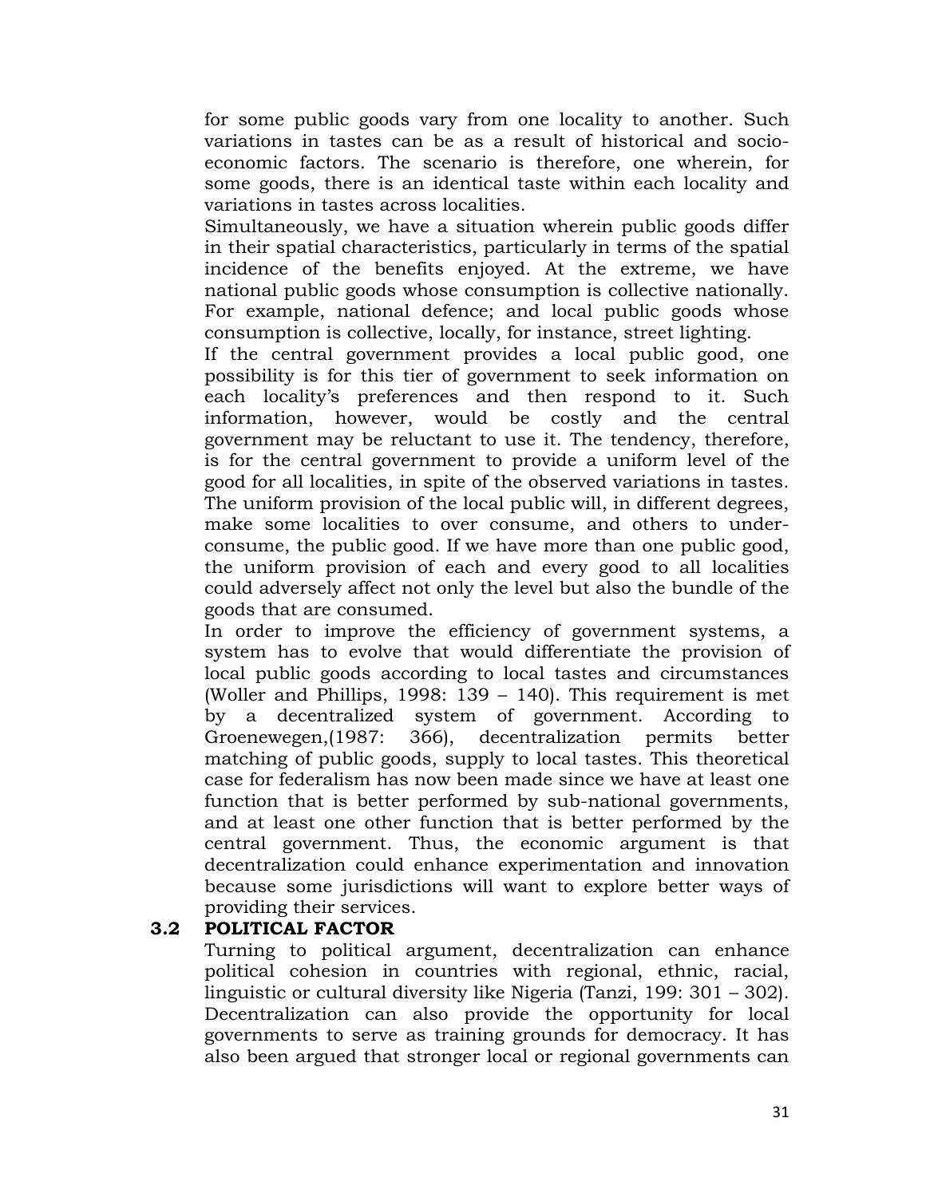for some public goods vary from one locality to another. Such variations in tastes can be as a result of historical and socio-economic factors. The scenario is therefore, one wherein, for some goods, there is an identical taste within each locality and variations in tastes across localities.

Simultaneously, we have a situation wherein public goods differ in their spatial characteristics, particularly in terms of the spatial incidence of the benefits enjoyed. At the extreme, we have national public goods whose consumption is collective nationally. For example, national defence; and local public goods whose consumption is collective, locally, for instance, street lighting.

If the central government provides a local public good, one possibility is for this tier of government to seek information on each locality's preferences and then respond to it. Such information, however, would be costly and the central government may be reluctant to use it. The tendency, therefore, is for the central government to provide a uniform level of the good for all localities, in spite of the observed variations in tastes. The uniform provision of the local public will, in different degrees, make some localities to over consume, and others to under-consume, the public good. If we have more than one public good, the uniform provision of each and every good to all localities could adversely affect not only the level but also the bundle of the goods that are consumed.

In order to improve the efficiency of government systems, a system has to evolve that would differentiate the provision of local public goods according to local tastes and circumstances (Woller and Phillips, 1998: 139 – 140). This requirement is met by a decentralized system of government. According to Groenewegen,(1987: 366), decentralization permits better matching of public goods, supply to local tastes. This theoretical case for federalism has now been made since we have at least one function that is better performed by sub-national governments, and at least one other function that is better performed by the central government. Thus, the economic argument is that decentralization could enhance experimentation and innovation because some jurisdictions will want to explore better ways of providing their services.

## 3.2 POLITICAL FACTOR

Turning to political argument, decentralization can enhance political cohesion in countries with regional, ethnic, racial, linguistic or cultural diversity like Nigeria (Tanzi, 199: 301 – 302). Decentralization can also provide the opportunity for local governments to serve as training grounds for democracy. It has also been argued that stronger local or regional governments can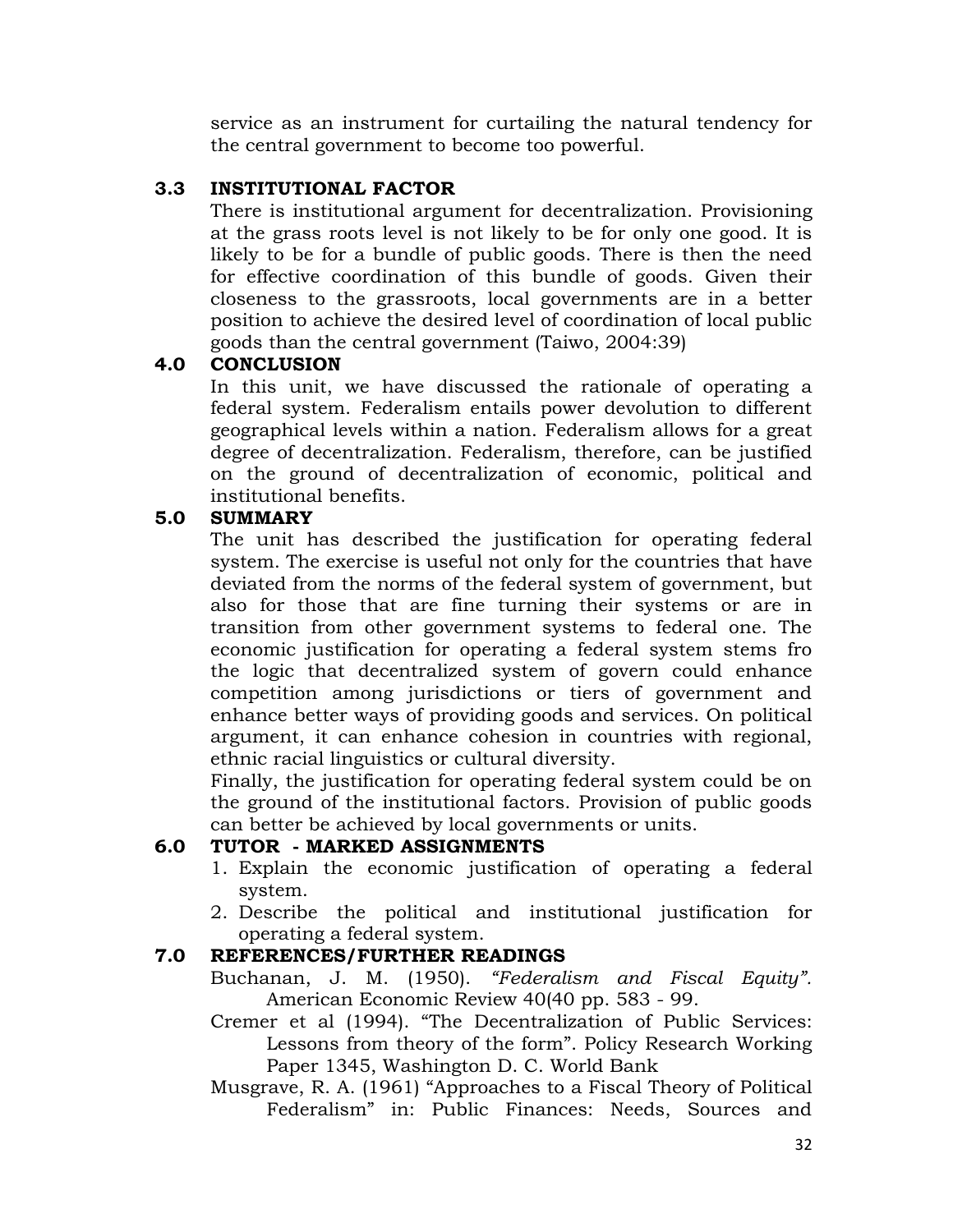service as an instrument for curtailing the natural tendency for the central government to become too powerful.

## 3.3 INSTITUTIONAL FACTOR

There is institutional argument for decentralization. Provisioning at the grass roots level is not likely to be for only one good. It is likely to be for a bundle of public goods. There is then the need for effective coordination of this bundle of goods. Given their closeness to the grassroots, local governments are in a better position to achieve the desired level of coordination of local public goods than the central government (Taiwo, 2004:39)

## 4.0 CONCLUSION

In this unit, we have discussed the rationale of operating a federal system. Federalism entails power devolution to different geographical levels within a nation. Federalism allows for a great degree of decentralization. Federalism, therefore, can be justified on the ground of decentralization of economic, political and institutional benefits.

## 5.0 SUMMARY

The unit has described the justification for operating federal system. The exercise is useful not only for the countries that have deviated from the norms of the federal system of government, but also for those that are fine turning their systems or are in transition from other government systems to federal one. The economic justification for operating a federal system stems fro the logic that decentralized system of govern could enhance competition among jurisdictions or tiers of government and enhance better ways of providing goods and services. On political argument, it can enhance cohesion in countries with regional, ethnic racial linguistics or cultural diversity.

Finally, the justification for operating federal system could be on the ground of the institutional factors. Provision of public goods can better be achieved by local governments or units.

## 6.0 TUTOR - MARKED ASSIGNMENTS

1. Explain the economic justification of operating a federal system.
2. Describe the political and institutional justification for operating a federal system.

## 7.0 REFERENCES/FURTHER READINGS

Buchanan, J. M. (1950). *"Federalism and Fiscal Equity"*. American Economic Review 40(40 pp. 583 - 99.

Cremer et al (1994). "The Decentralization of Public Services: Lessons from theory of the form". Policy Research Working Paper 1345, Washington D. C. World Bank

Musgrave, R. A. (1961) "Approaches to a Fiscal Theory of Political Federalism" in: Public Finances: Needs, Sources and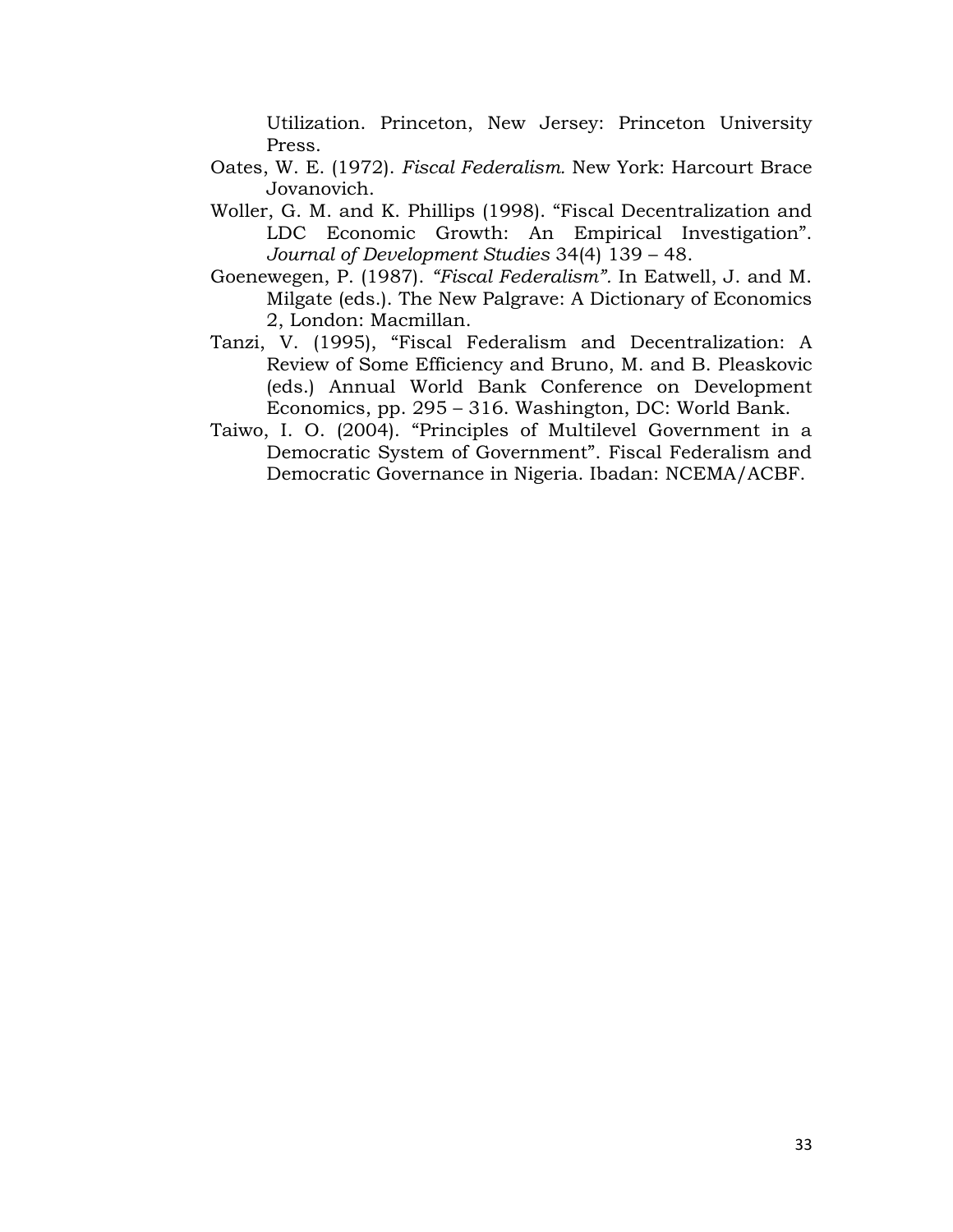Utilization. Princeton, New Jersey: Princeton University Press.

Oates, W. E. (1972). *Fiscal Federalism*. New York: Harcourt Brace Jovanovich.

Woller, G. M. and K. Phillips (1998). "Fiscal Decentralization and LDC Economic Growth: An Empirical Investigation". *Journal of Development Studies* 34(4) 139 – 48.

Goenewegen, P. (1987). *"Fiscal Federalism"*. In Eatwell, J. and M. Milgate (eds.). The New Palgrave: A Dictionary of Economics 2, London: Macmillan.

Tanzi, V. (1995), "Fiscal Federalism and Decentralization: A Review of Some Efficiency and Bruno, M. and B. Pleaskovic (eds.) Annual World Bank Conference on Development Economics, pp. 295 – 316. Washington, DC: World Bank.

Taiwo, I. O. (2004). "Principles of Multilevel Government in a Democratic System of Government". Fiscal Federalism and Democratic Governance in Nigeria. Ibadan: NCEMA/ACBF.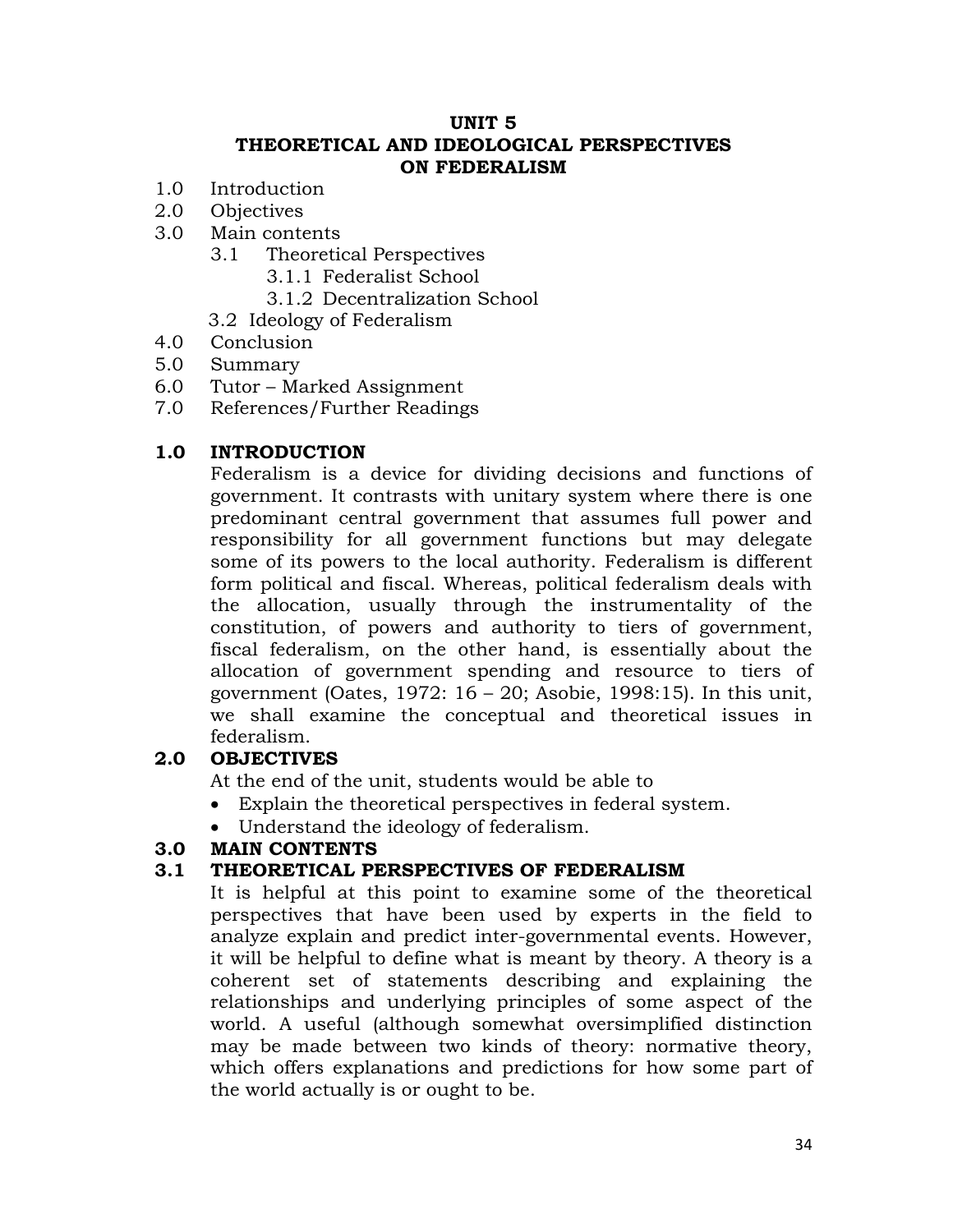# UNIT 5
# THEORETICAL AND IDEOLOGICAL PERSPECTIVES ON FEDERALISM

1.0 Introduction
2.0 Objectives
3.0 Main contents
    3.1 Theoretical Perspectives
        3.1.1 Federalist School
        3.1.2 Decentralization School
    3.2 Ideology of Federalism
4.0 Conclusion
5.0 Summary
6.0 Tutor – Marked Assignment
7.0 References/Further Readings

## 1.0 INTRODUCTION

Federalism is a device for dividing decisions and functions of government. It contrasts with unitary system where there is one predominant central government that assumes full power and responsibility for all government functions but may delegate some of its powers to the local authority. Federalism is different form political and fiscal. Whereas, political federalism deals with the allocation, usually through the instrumentality of the constitution, of powers and authority to tiers of government, fiscal federalism, on the other hand, is essentially about the allocation of government spending and resource to tiers of government (Oates, 1972: 16 – 20; Asobie, 1998:15). In this unit, we shall examine the conceptual and theoretical issues in federalism.

## 2.0 OBJECTIVES

At the end of the unit, students would be able to

- Explain the theoretical perspectives in federal system.
- Understand the ideology of federalism.

## 3.0 MAIN CONTENTS

### 3.1 THEORETICAL PERSPECTIVES OF FEDERALISM

It is helpful at this point to examine some of the theoretical perspectives that have been used by experts in the field to analyze explain and predict inter-governmental events. However, it will be helpful to define what is meant by theory. A theory is a coherent set of statements describing and explaining the relationships and underlying principles of some aspect of the world. A useful (although somewhat oversimplified distinction may be made between two kinds of theory: normative theory, which offers explanations and predictions for how some part of the world actually is or ought to be.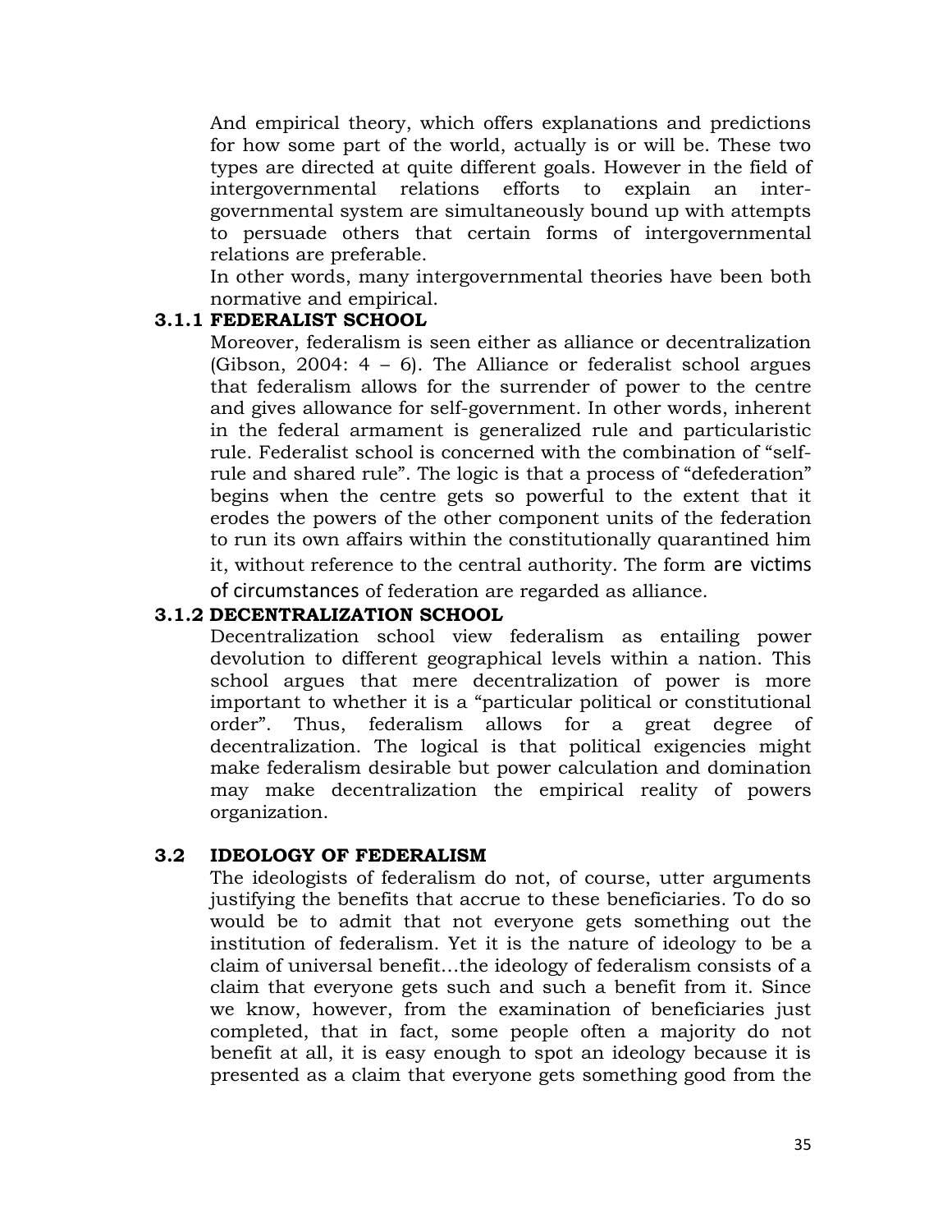And empirical theory, which offers explanations and predictions for how some part of the world, actually is or will be. These two types are directed at quite different goals. However in the field of intergovernmental relations efforts to explain an inter-governmental system are simultaneously bound up with attempts to persuade others that certain forms of intergovernmental relations are preferable.

In other words, many intergovernmental theories have been both normative and empirical.

### 3.1.1 FEDERALIST SCHOOL

Moreover, federalism is seen either as alliance or decentralization (Gibson, 2004: 4 – 6). The Alliance or federalist school argues that federalism allows for the surrender of power to the centre and gives allowance for self-government. In other words, inherent in the federal armament is generalized rule and particularistic rule. Federalist school is concerned with the combination of "self-rule and shared rule". The logic is that a process of "defederation" begins when the centre gets so powerful to the extent that it erodes the powers of the other component units of the federation to run its own affairs within the constitutionally quarantined him it, without reference to the central authority. The form are victims of circumstances of federation are regarded as alliance.

### 3.1.2 DECENTRALIZATION SCHOOL

Decentralization school view federalism as entailing power devolution to different geographical levels within a nation. This school argues that mere decentralization of power is more important to whether it is a "particular political or constitutional order". Thus, federalism allows for a great degree of decentralization. The logical is that political exigencies might make federalism desirable but power calculation and domination may make decentralization the empirical reality of powers organization.

## 3.2 IDEOLOGY OF FEDERALISM

The ideologists of federalism do not, of course, utter arguments justifying the benefits that accrue to these beneficiaries. To do so would be to admit that not everyone gets something out the institution of federalism. Yet it is the nature of ideology to be a claim of universal benefit…the ideology of federalism consists of a claim that everyone gets such and such a benefit from it. Since we know, however, from the examination of beneficiaries just completed, that in fact, some people often a majority do not benefit at all, it is easy enough to spot an ideology because it is presented as a claim that everyone gets something good from the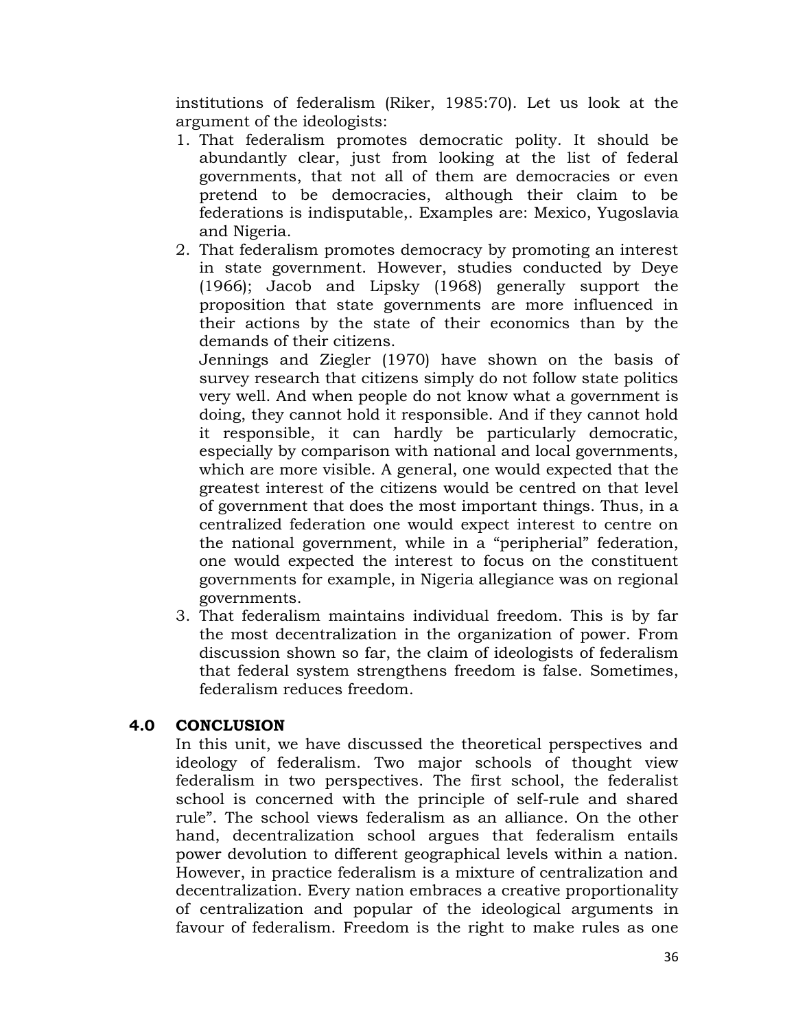institutions of federalism (Riker, 1985:70). Let us look at the argument of the ideologists:

1. That federalism promotes democratic polity. It should be abundantly clear, just from looking at the list of federal governments, that not all of them are democracies or even pretend to be democracies, although their claim to be federations is indisputable,. Examples are: Mexico, Yugoslavia and Nigeria.
2. That federalism promotes democracy by promoting an interest in state government. However, studies conducted by Deye (1966); Jacob and Lipsky (1968) generally support the proposition that state governments are more influenced in their actions by the state of their economics than by the demands of their citizens.

   Jennings and Ziegler (1970) have shown on the basis of survey research that citizens simply do not follow state politics very well. And when people do not know what a government is doing, they cannot hold it responsible. And if they cannot hold it responsible, it can hardly be particularly democratic, especially by comparison with national and local governments, which are more visible. A general, one would expected that the greatest interest of the citizens would be centred on that level of government that does the most important things. Thus, in a centralized federation one would expect interest to centre on the national government, while in a "peripherial" federation, one would expected the interest to focus on the constituent governments for example, in Nigeria allegiance was on regional governments.
3. That federalism maintains individual freedom. This is by far the most decentralization in the organization of power. From discussion shown so far, the claim of ideologists of federalism that federal system strengthens freedom is false. Sometimes, federalism reduces freedom.

## 4.0 CONCLUSION

In this unit, we have discussed the theoretical perspectives and ideology of federalism. Two major schools of thought view federalism in two perspectives. The first school, the federalist school is concerned with the principle of self-rule and shared rule". The school views federalism as an alliance. On the other hand, decentralization school argues that federalism entails power devolution to different geographical levels within a nation. However, in practice federalism is a mixture of centralization and decentralization. Every nation embraces a creative proportionality of centralization and popular of the ideological arguments in favour of federalism. Freedom is the right to make rules as one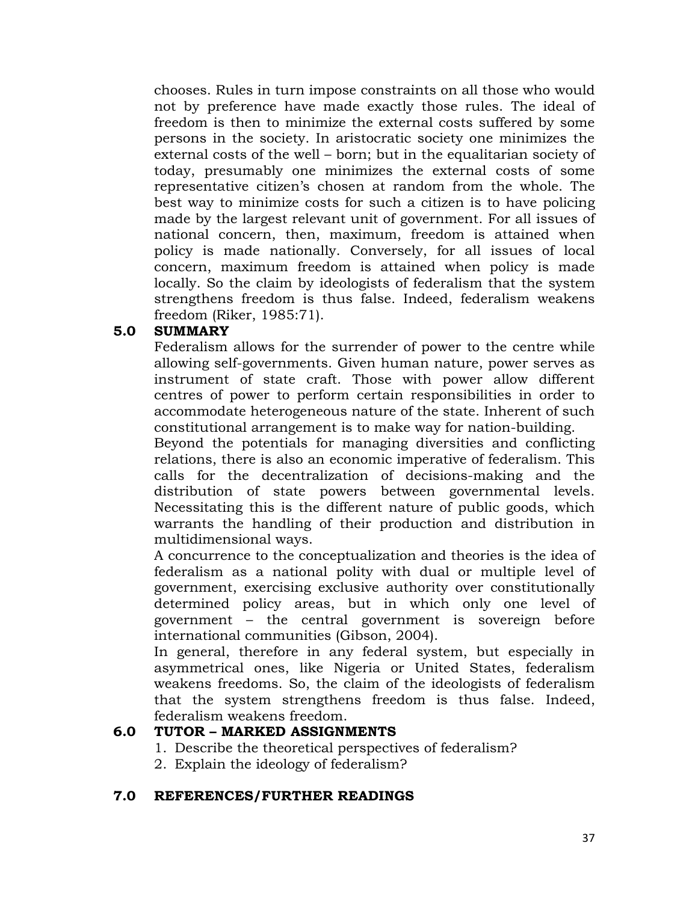chooses. Rules in turn impose constraints on all those who would not by preference have made exactly those rules. The ideal of freedom is then to minimize the external costs suffered by some persons in the society. In aristocratic society one minimizes the external costs of the well – born; but in the equalitarian society of today, presumably one minimizes the external costs of some representative citizen's chosen at random from the whole. The best way to minimize costs for such a citizen is to have policing made by the largest relevant unit of government. For all issues of national concern, then, maximum, freedom is attained when policy is made nationally. Conversely, for all issues of local concern, maximum freedom is attained when policy is made locally. So the claim by ideologists of federalism that the system strengthens freedom is thus false. Indeed, federalism weakens freedom (Riker, 1985:71).

## 5.0 SUMMARY

Federalism allows for the surrender of power to the centre while allowing self-governments. Given human nature, power serves as instrument of state craft. Those with power allow different centres of power to perform certain responsibilities in order to accommodate heterogeneous nature of the state. Inherent of such constitutional arrangement is to make way for nation-building.

Beyond the potentials for managing diversities and conflicting relations, there is also an economic imperative of federalism. This calls for the decentralization of decisions-making and the distribution of state powers between governmental levels. Necessitating this is the different nature of public goods, which warrants the handling of their production and distribution in multidimensional ways.

A concurrence to the conceptualization and theories is the idea of federalism as a national polity with dual or multiple level of government, exercising exclusive authority over constitutionally determined policy areas, but in which only one level of government – the central government is sovereign before international communities (Gibson, 2004).

In general, therefore in any federal system, but especially in asymmetrical ones, like Nigeria or United States, federalism weakens freedoms. So, the claim of the ideologists of federalism that the system strengthens freedom is thus false. Indeed, federalism weakens freedom.

## 6.0 TUTOR – MARKED ASSIGNMENTS

1. Describe the theoretical perspectives of federalism?
2. Explain the ideology of federalism?

## 7.0 REFERENCES/FURTHER READINGS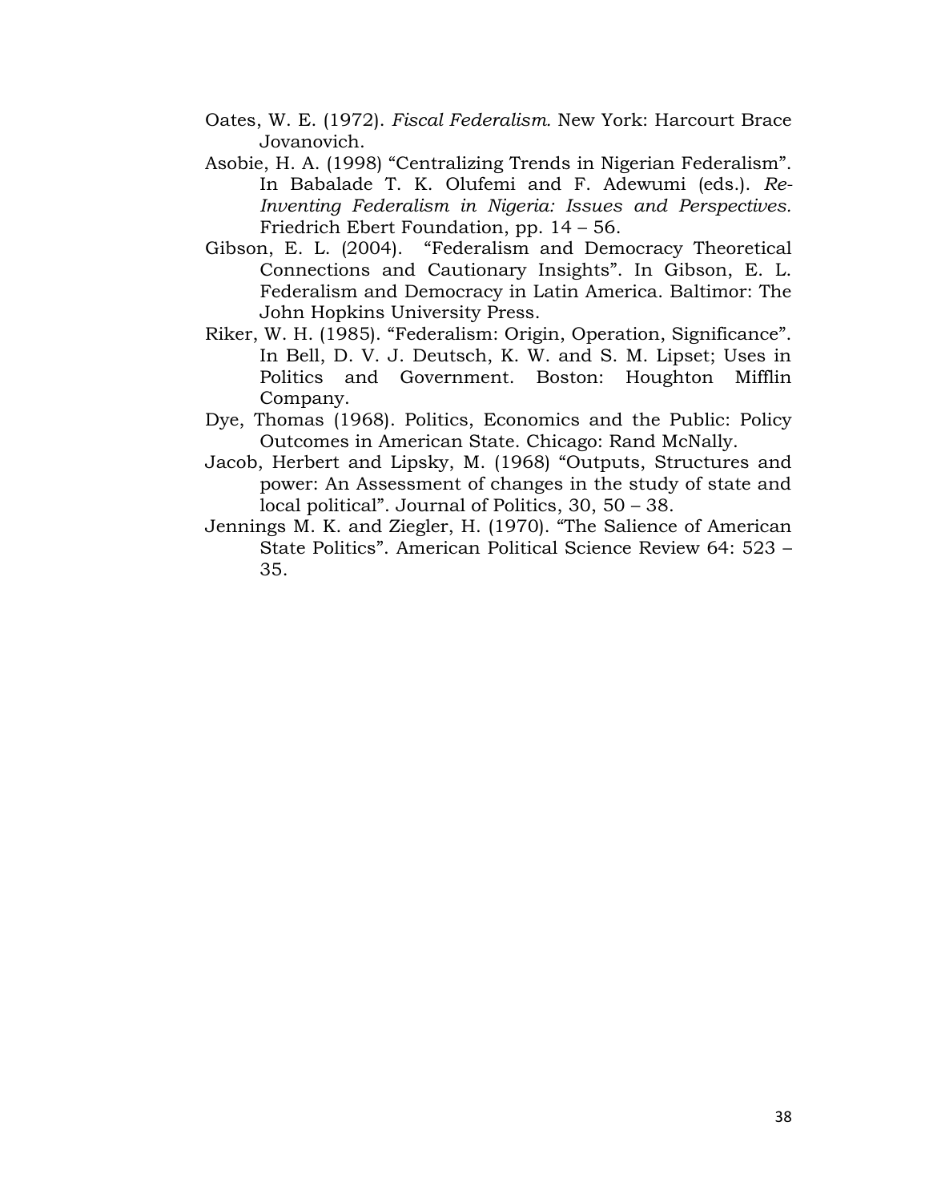Oates, W. E. (1972). *Fiscal Federalism.* New York: Harcourt Brace Jovanovich.

Asobie, H. A. (1998) "Centralizing Trends in Nigerian Federalism". In Babalade T. K. Olufemi and F. Adewumi (eds.). *Re-Inventing Federalism in Nigeria: Issues and Perspectives.* Friedrich Ebert Foundation, pp. 14 – 56.

Gibson, E. L. (2004). "Federalism and Democracy Theoretical Connections and Cautionary Insights". In Gibson, E. L. Federalism and Democracy in Latin America. Baltimor: The John Hopkins University Press.

Riker, W. H. (1985). "Federalism: Origin, Operation, Significance". In Bell, D. V. J. Deutsch, K. W. and S. M. Lipset; Uses in Politics and Government. Boston: Houghton Mifflin Company.

Dye, Thomas (1968). Politics, Economics and the Public: Policy Outcomes in American State. Chicago: Rand McNally.

Jacob, Herbert and Lipsky, M. (1968) "Outputs, Structures and power: An Assessment of changes in the study of state and local political". Journal of Politics, 30, 50 – 38.

Jennings M. K. and Ziegler, H. (1970). "The Salience of American State Politics". American Political Science Review 64: 523 – 35.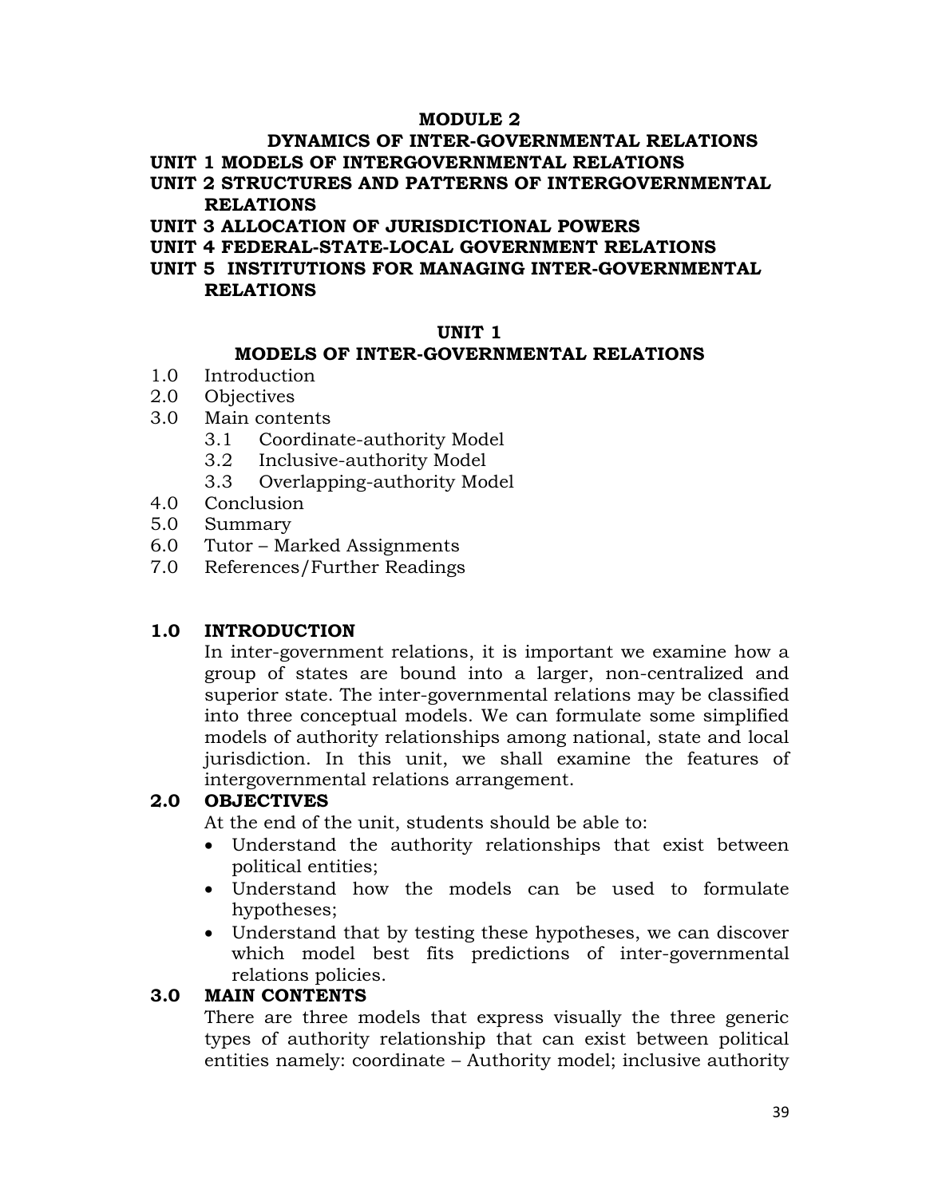# MODULE 2

## DYNAMICS OF INTER-GOVERNMENTAL RELATIONS

**UNIT 1 MODELS OF INTERGOVERNMENTAL RELATIONS**
**UNIT 2 STRUCTURES AND PATTERNS OF INTERGOVERNMENTAL RELATIONS**
**UNIT 3 ALLOCATION OF JURISDICTIONAL POWERS**
**UNIT 4 FEDERAL-STATE-LOCAL GOVERNMENT RELATIONS**
**UNIT 5 INSTITUTIONS FOR MANAGING INTER-GOVERNMENTAL RELATIONS**

## UNIT 1

## MODELS OF INTER-GOVERNMENTAL RELATIONS

1.0 Introduction
2.0 Objectives
3.0 Main contents
  3.1 Coordinate-authority Model
  3.2 Inclusive-authority Model
  3.3 Overlapping-authority Model
4.0 Conclusion
5.0 Summary
6.0 Tutor – Marked Assignments
7.0 References/Further Readings

### 1.0 INTRODUCTION

In inter-government relations, it is important we examine how a group of states are bound into a larger, non-centralized and superior state. The inter-governmental relations may be classified into three conceptual models. We can formulate some simplified models of authority relationships among national, state and local jurisdiction. In this unit, we shall examine the features of intergovernmental relations arrangement.

### 2.0 OBJECTIVES

At the end of the unit, students should be able to:

- Understand the authority relationships that exist between political entities;
- Understand how the models can be used to formulate hypotheses;
- Understand that by testing these hypotheses, we can discover which model best fits predictions of inter-governmental relations policies.

### 3.0 MAIN CONTENTS

There are three models that express visually the three generic types of authority relationship that can exist between political entities namely: coordinate – Authority model; inclusive authority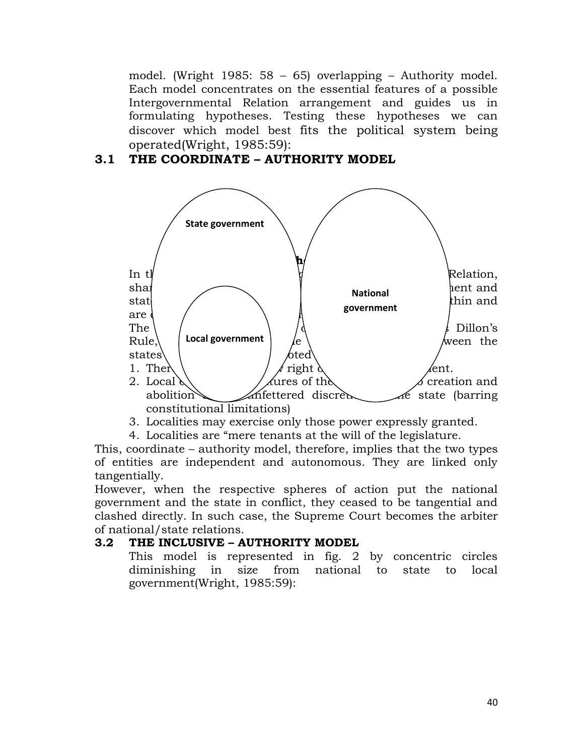model. (Wright 1985: 58 – 65) overlapping – Authority model. Each model concentrates on the essential features of a possible Intergovernmental Relation arrangement and guides us in formulating hypotheses. Testing these hypotheses we can discover which model best fits the political system being operated(Wright, 1985:59):

## 3.1 THE COORDINATE – AUTHORITY MODEL

State government

National government

Local government

In th... Relation, sha... ent and stat... thin and are ...

The ... Dillon's Rule, ... ween the states ... oted

1. Ther... right ... ent.
2. Local ... tures of the ... creation and abolition ... unfettered discret... the state (barring constitutional limitations)
3. Localities may exercise only those power expressly granted.
4. Localities are "mere tenants at the will of the legislature.

This, coordinate – authority model, therefore, implies that the two types of entities are independent and autonomous. They are linked only tangentially.

However, when the respective spheres of action put the national government and the state in conflict, they ceased to be tangential and clashed directly. In such case, the Supreme Court becomes the arbiter of national/state relations.

## 3.2 THE INCLUSIVE – AUTHORITY MODEL

This model is represented in fig. 2 by concentric circles diminishing in size from national to state to local government(Wright, 1985:59):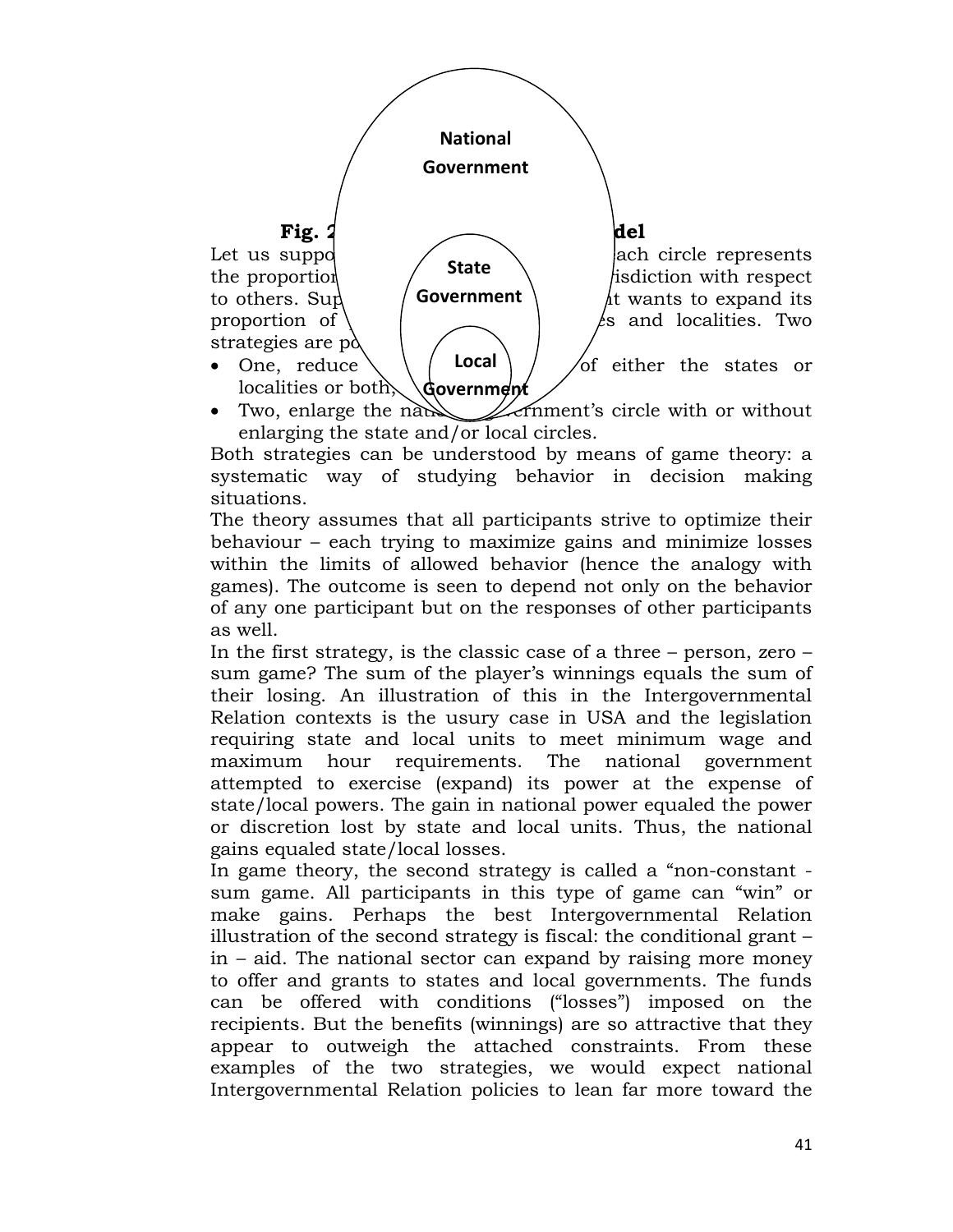National Government

State Government

Local Government

**Fig. 2 ... del**

Let us suppo... ach circle represents the proportion ... isdiction with respect to others. Sup... t wants to expand its proportion of ... s and localities. Two strategies are po...

- One, reduce ... of either the states or localities or both,
- Two, enlarge the natio... vernment's circle with or without enlarging the state and/or local circles.

Both strategies can be understood by means of game theory: a systematic way of studying behavior in decision making situations.

The theory assumes that all participants strive to optimize their behaviour – each trying to maximize gains and minimize losses within the limits of allowed behavior (hence the analogy with games). The outcome is seen to depend not only on the behavior of any one participant but on the responses of other participants as well.

In the first strategy, is the classic case of a three – person, zero – sum game? The sum of the player's winnings equals the sum of their losing. An illustration of this in the Intergovernmental Relation contexts is the usury case in USA and the legislation requiring state and local units to meet minimum wage and maximum hour requirements. The national government attempted to exercise (expand) its power at the expense of state/local powers. The gain in national power equaled the power or discretion lost by state and local units. Thus, the national gains equaled state/local losses.

In game theory, the second strategy is called a "non-constant - sum game. All participants in this type of game can "win" or make gains. Perhaps the best Intergovernmental Relation illustration of the second strategy is fiscal: the conditional grant – in – aid. The national sector can expand by raising more money to offer and grants to states and local governments. The funds can be offered with conditions ("losses") imposed on the recipients. But the benefits (winnings) are so attractive that they appear to outweigh the attached constraints. From these examples of the two strategies, we would expect national Intergovernmental Relation policies to lean far more toward the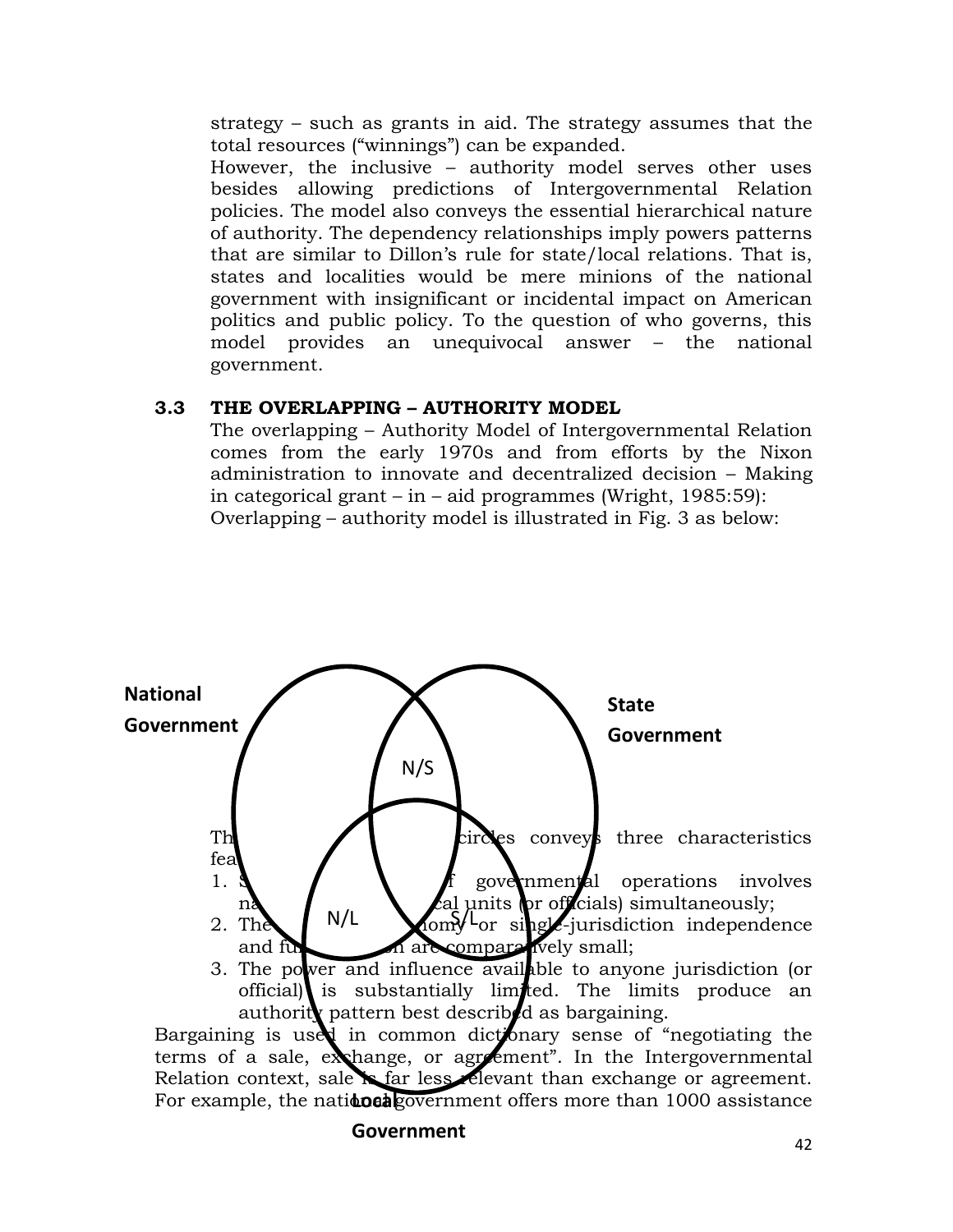strategy – such as grants in aid. The strategy assumes that the total resources ("winnings") can be expanded.

However, the inclusive – authority model serves other uses besides allowing predictions of Intergovernmental Relation policies. The model also conveys the essential hierarchical nature of authority. The dependency relationships imply powers patterns that are similar to Dillon's rule for state/local relations. That is, states and localities would be mere minions of the national government with insignificant or incidental impact on American politics and public policy. To the question of who governs, this model provides an unequivocal answer – the national government.

### 3.3 THE OVERLAPPING – AUTHORITY MODEL

The overlapping – Authority Model of Intergovernmental Relation comes from the early 1970s and from efforts by the Nixon administration to innovate and decentralized decision – Making in categorical grant – in – aid programmes (Wright, 1985:59):

Overlapping – authority model is illustrated in Fig. 3 as below:

National Government

State Government

N/S

N/L

S/L

Local Government

Th[e overlapping] circles conveys three characteristics fea[tures]:

1. S[...] [o]f governmental operations involves na[tional, state, and lo]cal units (or officials) simultaneously;
2. The [areas of auton]omy or single-jurisdiction independence and fu[ll discreti]on are comparatively small;
3. The power and influence available to anyone jurisdiction (or official) is substantially limited. The limits produce an authority pattern best described as bargaining.

Bargaining is used in common dictionary sense of "negotiating the terms of a sale, exchange, or agreement". In the Intergovernmental Relation context, sale is far less relevant than exchange or agreement. For example, the national government offers more than 1000 assistance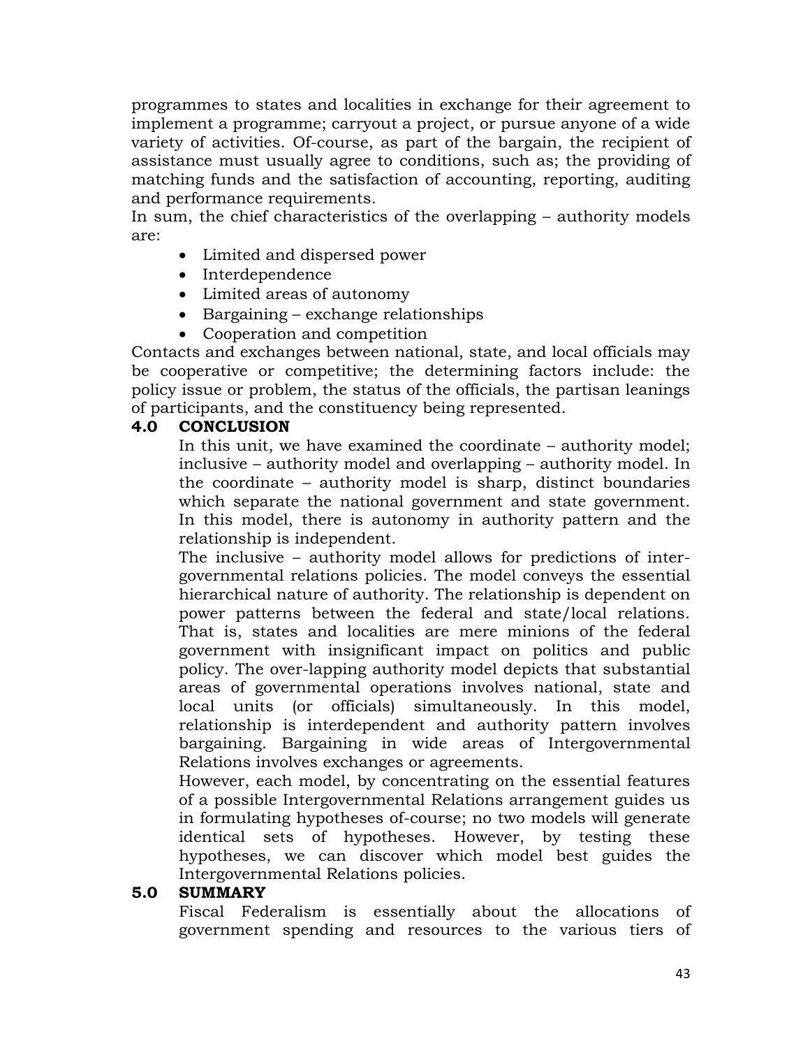programmes to states and localities in exchange for their agreement to implement a programme; carryout a project, or pursue anyone of a wide variety of activities. Of-course, as part of the bargain, the recipient of assistance must usually agree to conditions, such as; the providing of matching funds and the satisfaction of accounting, reporting, auditing and performance requirements.

In sum, the chief characteristics of the overlapping – authority models are:

- Limited and dispersed power
- Interdependence
- Limited areas of autonomy
- Bargaining – exchange relationships
- Cooperation and competition

Contacts and exchanges between national, state, and local officials may be cooperative or competitive; the determining factors include: the policy issue or problem, the status of the officials, the partisan leanings of participants, and the constituency being represented.

## 4.0 CONCLUSION

In this unit, we have examined the coordinate – authority model; inclusive – authority model and overlapping – authority model. In the coordinate – authority model is sharp, distinct boundaries which separate the national government and state government. In this model, there is autonomy in authority pattern and the relationship is independent.

The inclusive – authority model allows for predictions of inter-governmental relations policies. The model conveys the essential hierarchical nature of authority. The relationship is dependent on power patterns between the federal and state/local relations. That is, states and localities are mere minions of the federal government with insignificant impact on politics and public policy. The over-lapping authority model depicts that substantial areas of governmental operations involves national, state and local units (or officials) simultaneously. In this model, relationship is interdependent and authority pattern involves bargaining. Bargaining in wide areas of Intergovernmental Relations involves exchanges or agreements.

However, each model, by concentrating on the essential features of a possible Intergovernmental Relations arrangement guides us in formulating hypotheses of-course; no two models will generate identical sets of hypotheses. However, by testing these hypotheses, we can discover which model best guides the Intergovernmental Relations policies.

## 5.0 SUMMARY

Fiscal Federalism is essentially about the allocations of government spending and resources to the various tiers of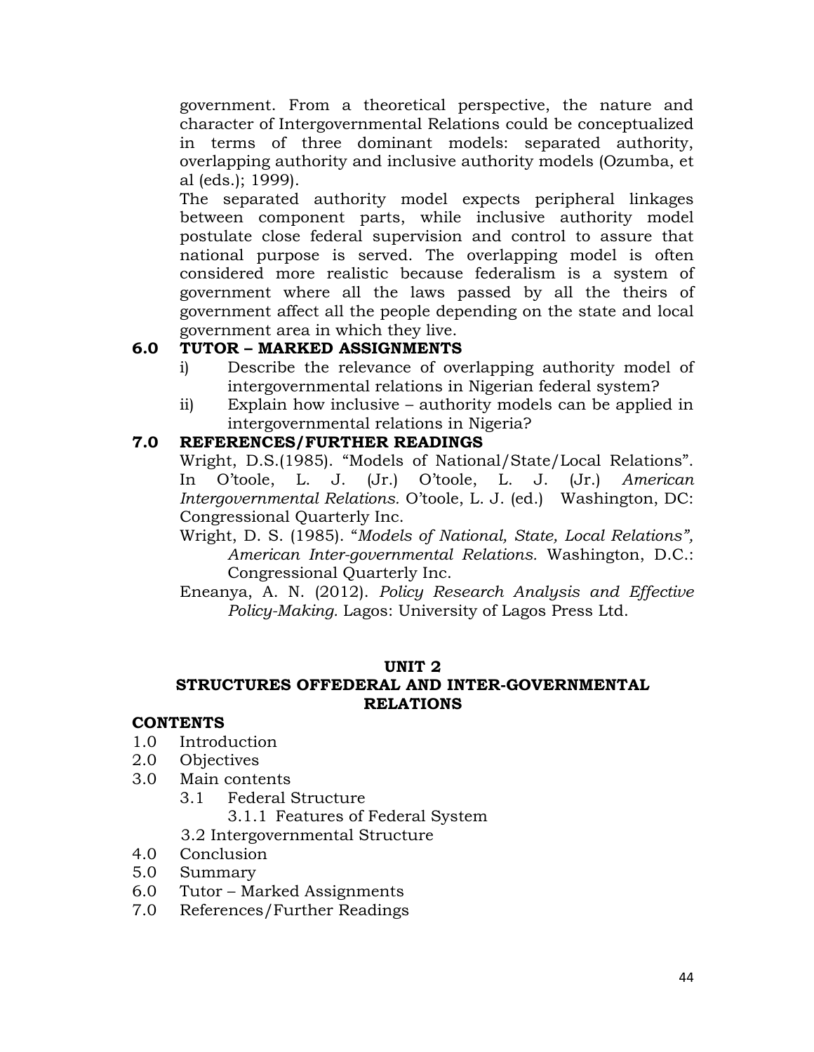government. From a theoretical perspective, the nature and character of Intergovernmental Relations could be conceptualized in terms of three dominant models: separated authority, overlapping authority and inclusive authority models (Ozumba, et al (eds.); 1999).

The separated authority model expects peripheral linkages between component parts, while inclusive authority model postulate close federal supervision and control to assure that national purpose is served. The overlapping model is often considered more realistic because federalism is a system of government where all the laws passed by all the theirs of government affect all the people depending on the state and local government area in which they live.

## 6.0 TUTOR – MARKED ASSIGNMENTS

i) Describe the relevance of overlapping authority model of intergovernmental relations in Nigerian federal system?

ii) Explain how inclusive – authority models can be applied in intergovernmental relations in Nigeria?

## 7.0 REFERENCES/FURTHER READINGS

Wright, D.S.(1985). "Models of National/State/Local Relations". In O'toole, L. J. (Jr.) O'toole, L. J. (Jr.) *American Intergovernmental Relations.* O'toole, L. J. (ed.) Washington, DC: Congressional Quarterly Inc.

Wright, D. S. (1985). "*Models of National, State, Local Relations", American Inter-governmental Relations.* Washington, D.C.: Congressional Quarterly Inc.

Eneanya, A. N. (2012). *Policy Research Analysis and Effective Policy-Making.* Lagos: University of Lagos Press Ltd.

# UNIT 2
# STRUCTURES OFFEDERAL AND INTER-GOVERNMENTAL RELATIONS

**CONTENTS**

1.0 Introduction
2.0 Objectives
3.0 Main contents
  3.1 Federal Structure
    3.1.1 Features of Federal System
  3.2 Intergovernmental Structure
4.0 Conclusion
5.0 Summary
6.0 Tutor – Marked Assignments
7.0 References/Further Readings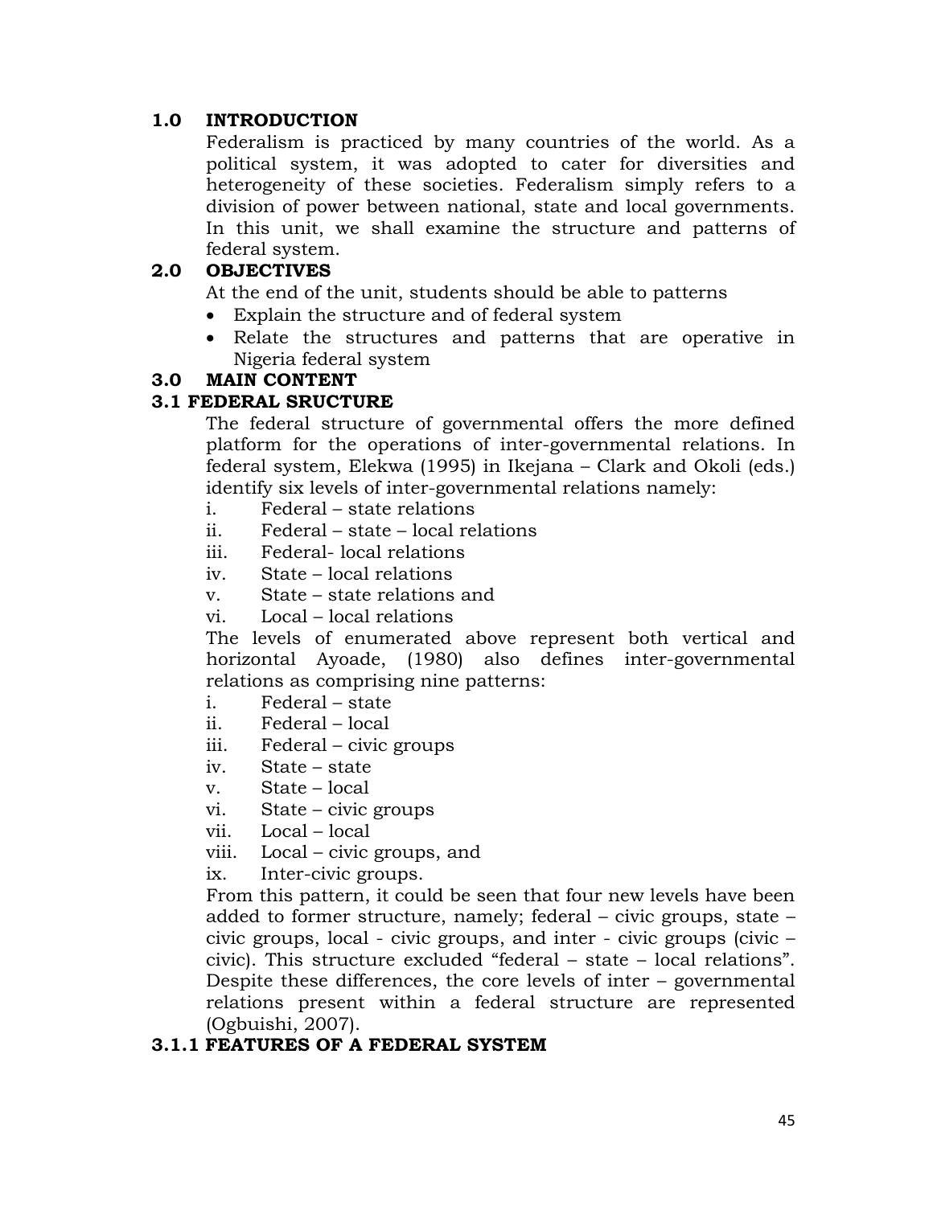## 1.0 INTRODUCTION

Federalism is practiced by many countries of the world. As a political system, it was adopted to cater for diversities and heterogeneity of these societies. Federalism simply refers to a division of power between national, state and local governments. In this unit, we shall examine the structure and patterns of federal system.

## 2.0 OBJECTIVES

At the end of the unit, students should be able to patterns

- Explain the structure and of federal system
- Relate the structures and patterns that are operative in Nigeria federal system

## 3.0 MAIN CONTENT

### 3.1 FEDERAL SRUCTURE

The federal structure of governmental offers the more defined platform for the operations of inter-governmental relations. In federal system, Elekwa (1995) in Ikejana – Clark and Okoli (eds.) identify six levels of inter-governmental relations namely:

i. Federal – state relations
ii. Federal – state – local relations
iii. Federal- local relations
iv. State – local relations
v. State – state relations and
vi. Local – local relations

The levels of enumerated above represent both vertical and horizontal Ayoade, (1980) also defines inter-governmental relations as comprising nine patterns:

i. Federal – state
ii. Federal – local
iii. Federal – civic groups
iv. State – state
v. State – local
vi. State – civic groups
vii. Local – local
viii. Local – civic groups, and
ix. Inter-civic groups.

From this pattern, it could be seen that four new levels have been added to former structure, namely; federal – civic groups, state – civic groups, local - civic groups, and inter - civic groups (civic – civic). This structure excluded "federal – state – local relations". Despite these differences, the core levels of inter – governmental relations present within a federal structure are represented (Ogbuishi, 2007).

#### 3.1.1 FEATURES OF A FEDERAL SYSTEM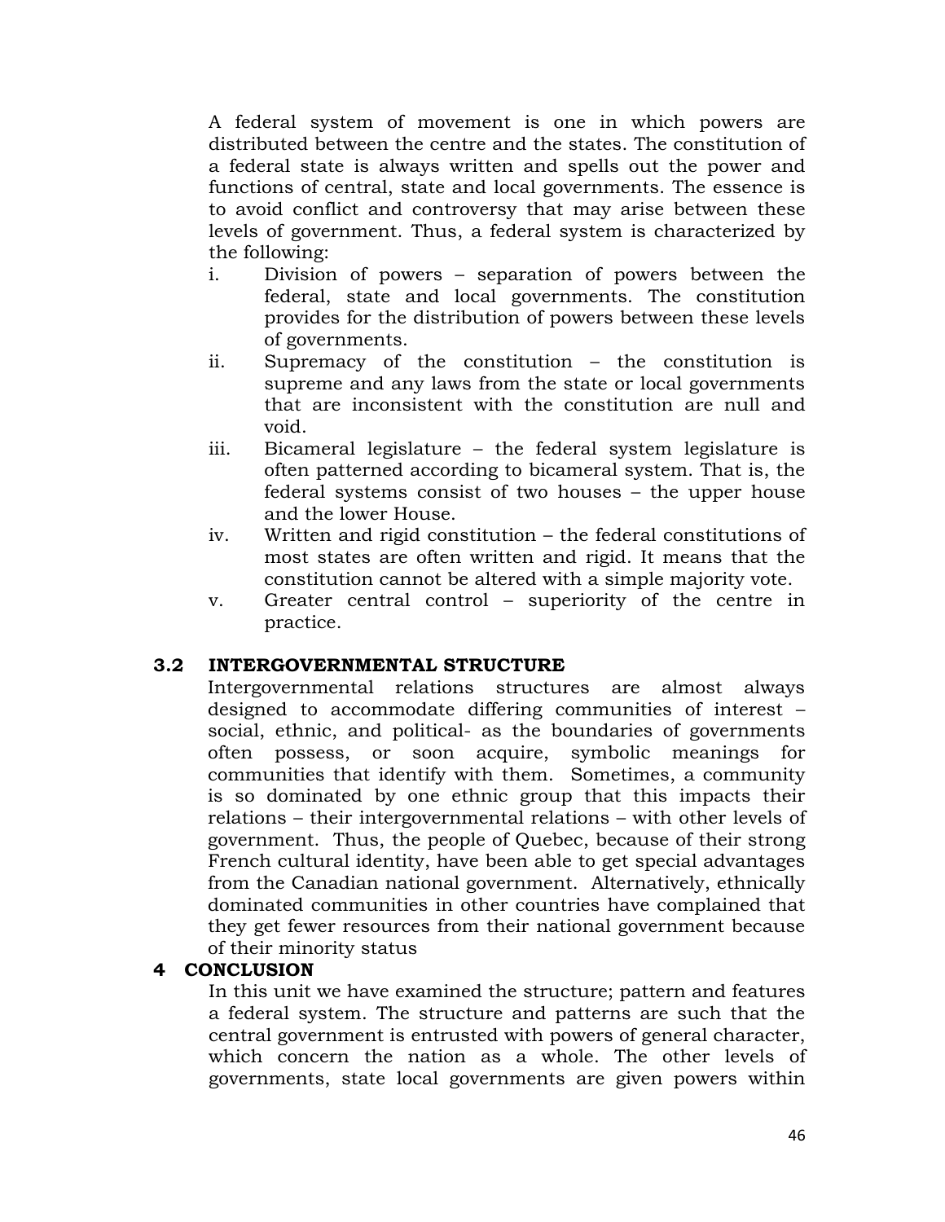A federal system of movement is one in which powers are distributed between the centre and the states. The constitution of a federal state is always written and spells out the power and functions of central, state and local governments. The essence is to avoid conflict and controversy that may arise between these levels of government. Thus, a federal system is characterized by the following:

i. Division of powers – separation of powers between the federal, state and local governments. The constitution provides for the distribution of powers between these levels of governments.
ii. Supremacy of the constitution – the constitution is supreme and any laws from the state or local governments that are inconsistent with the constitution are null and void.
iii. Bicameral legislature – the federal system legislature is often patterned according to bicameral system. That is, the federal systems consist of two houses – the upper house and the lower House.
iv. Written and rigid constitution – the federal constitutions of most states are often written and rigid. It means that the constitution cannot be altered with a simple majority vote.
v. Greater central control – superiority of the centre in practice.

## 3.2 INTERGOVERNMENTAL STRUCTURE

Intergovernmental relations structures are almost always designed to accommodate differing communities of interest – social, ethnic, and political- as the boundaries of governments often possess, or soon acquire, symbolic meanings for communities that identify with them. Sometimes, a community is so dominated by one ethnic group that this impacts their relations – their intergovernmental relations – with other levels of government. Thus, the people of Quebec, because of their strong French cultural identity, have been able to get special advantages from the Canadian national government. Alternatively, ethnically dominated communities in other countries have complained that they get fewer resources from their national government because of their minority status

# 4 CONCLUSION

In this unit we have examined the structure; pattern and features a federal system. The structure and patterns are such that the central government is entrusted with powers of general character, which concern the nation as a whole. The other levels of governments, state local governments are given powers within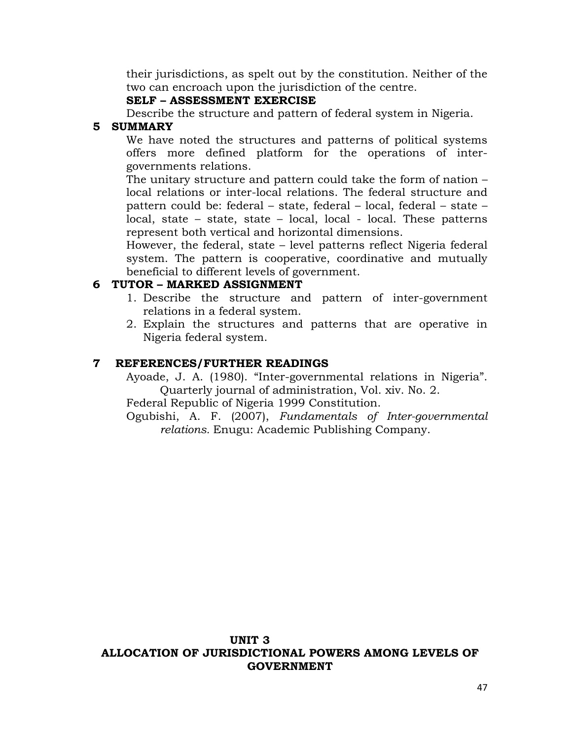their jurisdictions, as spelt out by the constitution. Neither of the two can encroach upon the jurisdiction of the centre.

**SELF – ASSESSMENT EXERCISE**

Describe the structure and pattern of federal system in Nigeria.

## 5 SUMMARY

We have noted the structures and patterns of political systems offers more defined platform for the operations of inter-governments relations.

The unitary structure and pattern could take the form of nation – local relations or inter-local relations. The federal structure and pattern could be: federal – state, federal – local, federal – state – local, state – state, state – local, local - local. These patterns represent both vertical and horizontal dimensions.

However, the federal, state – level patterns reflect Nigeria federal system. The pattern is cooperative, coordinative and mutually beneficial to different levels of government.

## 6 TUTOR – MARKED ASSIGNMENT

1. Describe the structure and pattern of inter-government relations in a federal system.
2. Explain the structures and patterns that are operative in Nigeria federal system.

## 7 REFERENCES/FURTHER READINGS

Ayoade, J. A. (1980). "Inter-governmental relations in Nigeria". Quarterly journal of administration, Vol. xiv. No. 2.

Federal Republic of Nigeria 1999 Constitution.

Ogubishi, A. F. (2007), *Fundamentals of Inter-governmental relations*. Enugu: Academic Publishing Company.

# UNIT 3
# ALLOCATION OF JURISDICTIONAL POWERS AMONG LEVELS OF GOVERNMENT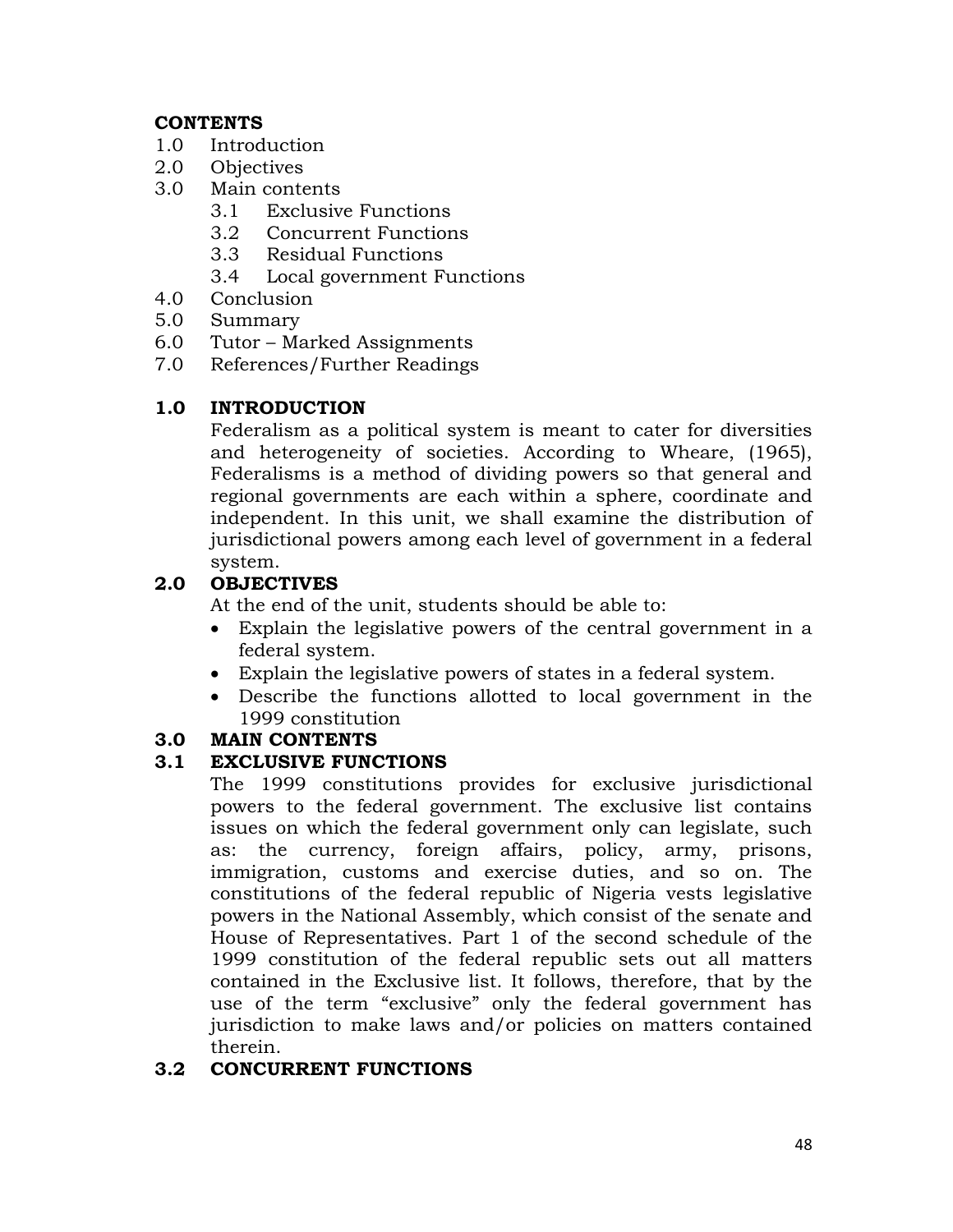**CONTENTS**

1.0 Introduction
2.0 Objectives
3.0 Main contents
    3.1 Exclusive Functions
    3.2 Concurrent Functions
    3.3 Residual Functions
    3.4 Local government Functions
4.0 Conclusion
5.0 Summary
6.0 Tutor – Marked Assignments
7.0 References/Further Readings

## 1.0 INTRODUCTION

Federalism as a political system is meant to cater for diversities and heterogeneity of societies. According to Wheare, (1965), Federalisms is a method of dividing powers so that general and regional governments are each within a sphere, coordinate and independent. In this unit, we shall examine the distribution of jurisdictional powers among each level of government in a federal system.

## 2.0 OBJECTIVES

At the end of the unit, students should be able to:

- Explain the legislative powers of the central government in a federal system.
- Explain the legislative powers of states in a federal system.
- Describe the functions allotted to local government in the 1999 constitution

## 3.0 MAIN CONTENTS

### 3.1 EXCLUSIVE FUNCTIONS

The 1999 constitutions provides for exclusive jurisdictional powers to the federal government. The exclusive list contains issues on which the federal government only can legislate, such as: the currency, foreign affairs, policy, army, prisons, immigration, customs and exercise duties, and so on. The constitutions of the federal republic of Nigeria vests legislative powers in the National Assembly, which consist of the senate and House of Representatives. Part 1 of the second schedule of the 1999 constitution of the federal republic sets out all matters contained in the Exclusive list. It follows, therefore, that by the use of the term "exclusive" only the federal government has jurisdiction to make laws and/or policies on matters contained therein.

### 3.2 CONCURRENT FUNCTIONS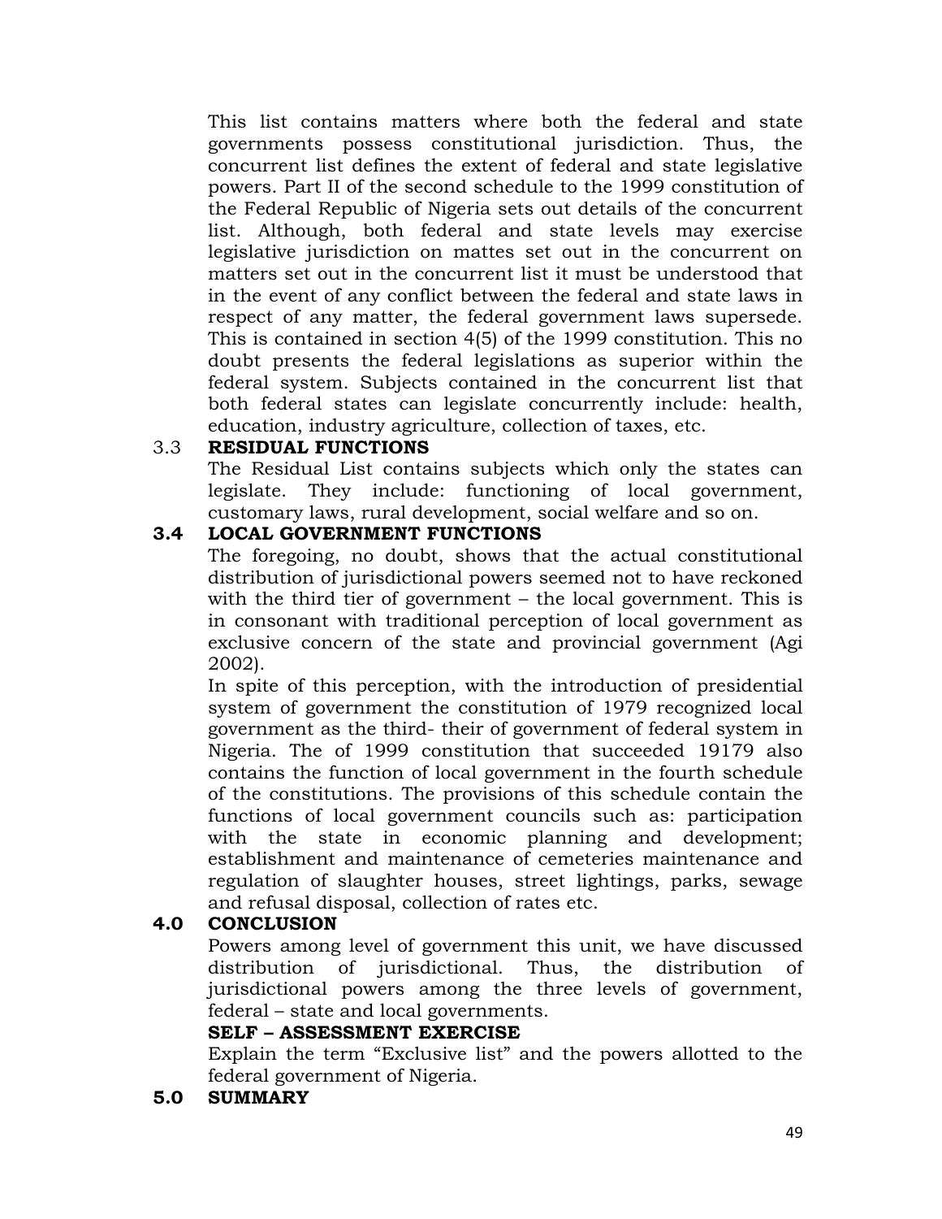This list contains matters where both the federal and state governments possess constitutional jurisdiction. Thus, the concurrent list defines the extent of federal and state legislative powers. Part II of the second schedule to the 1999 constitution of the Federal Republic of Nigeria sets out details of the concurrent list. Although, both federal and state levels may exercise legislative jurisdiction on mattes set out in the concurrent on matters set out in the concurrent list it must be understood that in the event of any conflict between the federal and state laws in respect of any matter, the federal government laws supersede. This is contained in section 4(5) of the 1999 constitution. This no doubt presents the federal legislations as superior within the federal system. Subjects contained in the concurrent list that both federal states can legislate concurrently include: health, education, industry agriculture, collection of taxes, etc.

## 3.3 RESIDUAL FUNCTIONS

The Residual List contains subjects which only the states can legislate. They include: functioning of local government, customary laws, rural development, social welfare and so on.

## 3.4 *LOCAL GOVERNMENT FUNCTIONS*

The foregoing, no doubt, shows that the actual constitutional distribution of jurisdictional powers seemed not to have reckoned with the third tier of government – the local government. This is in consonant with traditional perception of local government as exclusive concern of the state and provincial government (Agi 2002).

In spite of this perception, with the introduction of presidential system of government the constitution of 1979 recognized local government as the third- their of government of federal system in Nigeria. The of 1999 constitution that succeeded 19179 also contains the function of local government in the fourth schedule of the constitutions. The provisions of this schedule contain the functions of local government councils such as: participation with the state in economic planning and development; establishment and maintenance of cemeteries maintenance and regulation of slaughter houses, street lightings, parks, sewage and refusal disposal, collection of rates etc.

## 4.0 CONCLUSION

Powers among level of government this unit, we have discussed distribution of jurisdictional. Thus, the distribution of jurisdictional powers among the three levels of government, federal – state and local governments.

**SELF – ASSESSMENT EXERCISE**

Explain the term "Exclusive list" and the powers allotted to the federal government of Nigeria.

## 5.0 SUMMARY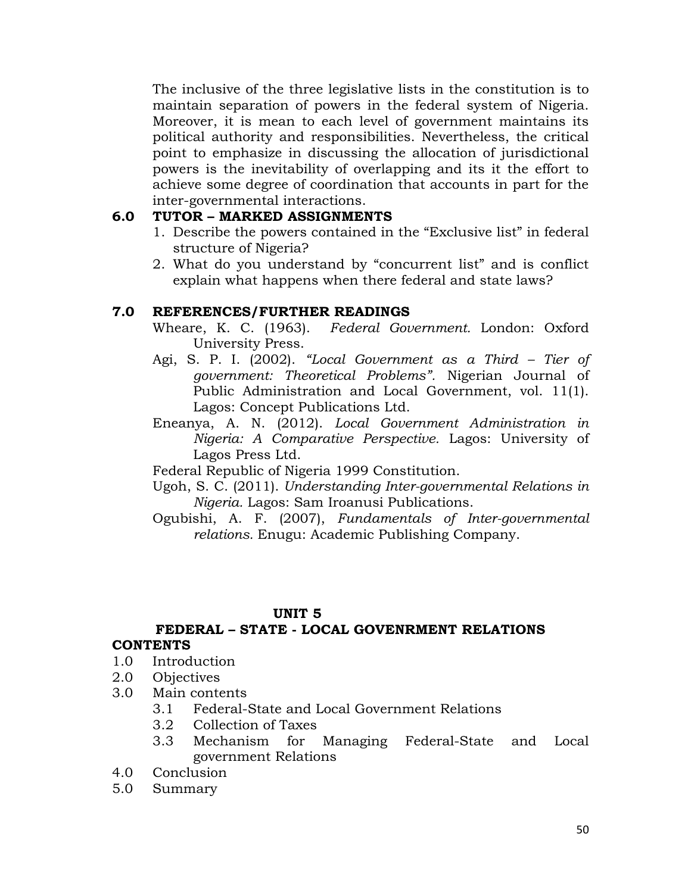The inclusive of the three legislative lists in the constitution is to maintain separation of powers in the federal system of Nigeria. Moreover, it is mean to each level of government maintains its political authority and responsibilities. Nevertheless, the critical point to emphasize in discussing the allocation of jurisdictional powers is the inevitability of overlapping and its it the effort to achieve some degree of coordination that accounts in part for the inter-governmental interactions.

## 6.0 TUTOR – MARKED ASSIGNMENTS

1. Describe the powers contained in the "Exclusive list" in federal structure of Nigeria?
2. What do you understand by "concurrent list" and is conflict explain what happens when there federal and state laws?

## 7.0 REFERENCES/FURTHER READINGS

Wheare, K. C. (1963). *Federal Government.* London: Oxford University Press.

Agi, S. P. I. (2002). *"Local Government as a Third – Tier of government: Theoretical Problems".* Nigerian Journal of Public Administration and Local Government, vol. 11(1). Lagos: Concept Publications Ltd.

Eneanya, A. N. (2012). *Local Government Administration in Nigeria: A Comparative Perspective.* Lagos: University of Lagos Press Ltd.

Federal Republic of Nigeria 1999 Constitution.

Ugoh, S. C. (2011). *Understanding Inter-governmental Relations in Nigeria.* Lagos: Sam Iroanusi Publications.

Ogubishi, A. F. (2007), *Fundamentals of Inter-governmental relations.* Enugu: Academic Publishing Company.

# UNIT 5

## FEDERAL – STATE - LOCAL GOVENRMENT RELATIONS

**CONTENTS**

1.0 Introduction
2.0 Objectives
3.0 Main contents
 3.1 Federal-State and Local Government Relations
 3.2 Collection of Taxes
 3.3 Mechanism for Managing Federal-State and Local government Relations
4.0 Conclusion
5.0 Summary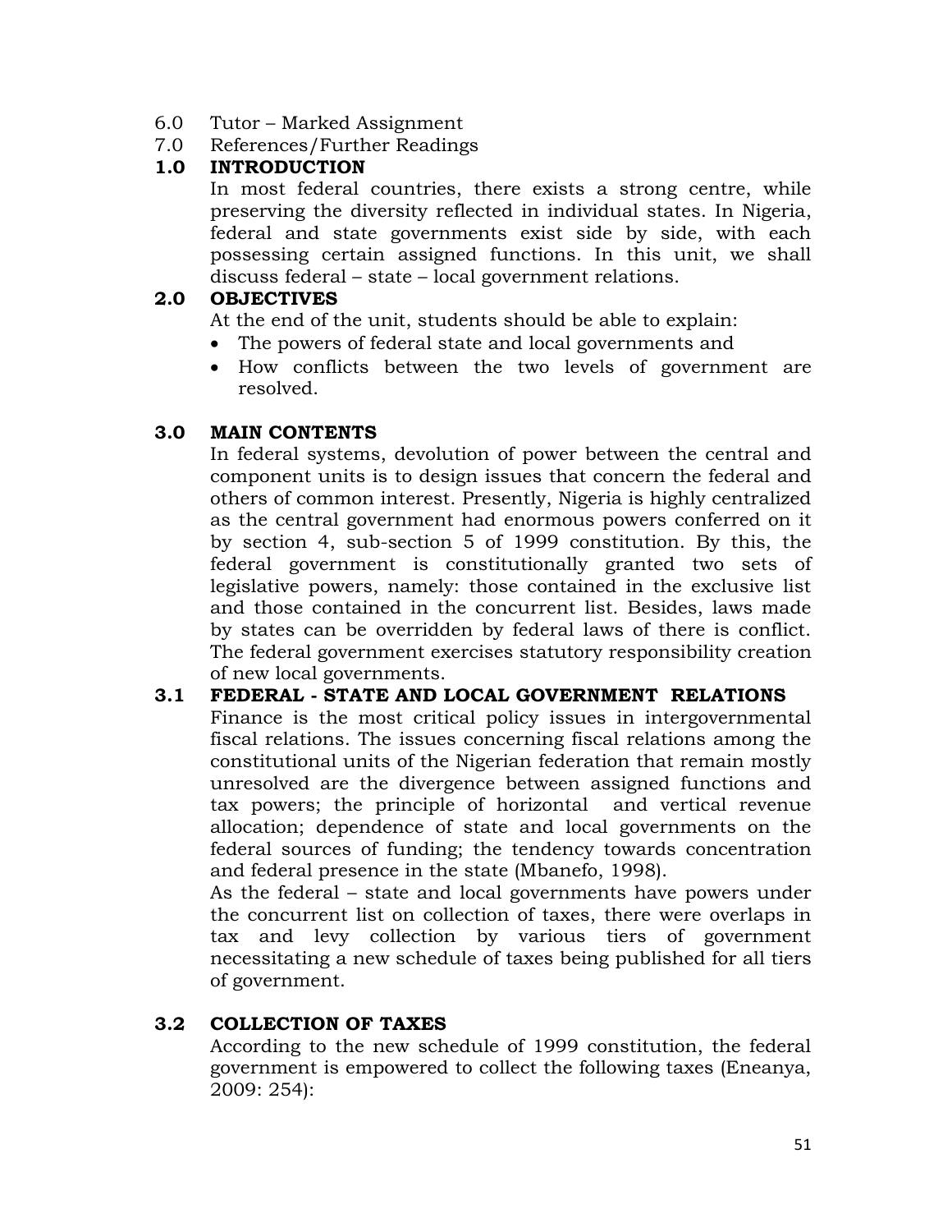6.0 Tutor – Marked Assignment
7.0 References/Further Readings

## 1.0 INTRODUCTION

In most federal countries, there exists a strong centre, while preserving the diversity reflected in individual states. In Nigeria, federal and state governments exist side by side, with each possessing certain assigned functions. In this unit, we shall discuss federal – state – local government relations.

## 2.0 OBJECTIVES

At the end of the unit, students should be able to explain:

- The powers of federal state and local governments and
- How conflicts between the two levels of government are resolved.

## 3.0 MAIN CONTENTS

In federal systems, devolution of power between the central and component units is to design issues that concern the federal and others of common interest. Presently, Nigeria is highly centralized as the central government had enormous powers conferred on it by section 4, sub-section 5 of 1999 constitution. By this, the federal government is constitutionally granted two sets of legislative powers, namely: those contained in the exclusive list and those contained in the concurrent list. Besides, laws made by states can be overridden by federal laws of there is conflict. The federal government exercises statutory responsibility creation of new local governments.

### 3.1 FEDERAL - STATE AND LOCAL GOVERNMENT RELATIONS

Finance is the most critical policy issues in intergovernmental fiscal relations. The issues concerning fiscal relations among the constitutional units of the Nigerian federation that remain mostly unresolved are the divergence between assigned functions and tax powers; the principle of horizontal and vertical revenue allocation; dependence of state and local governments on the federal sources of funding; the tendency towards concentration and federal presence in the state (Mbanefo, 1998).

As the federal – state and local governments have powers under the concurrent list on collection of taxes, there were overlaps in tax and levy collection by various tiers of government necessitating a new schedule of taxes being published for all tiers of government.

### 3.2 COLLECTION OF TAXES

According to the new schedule of 1999 constitution, the federal government is empowered to collect the following taxes (Eneanya, 2009: 254):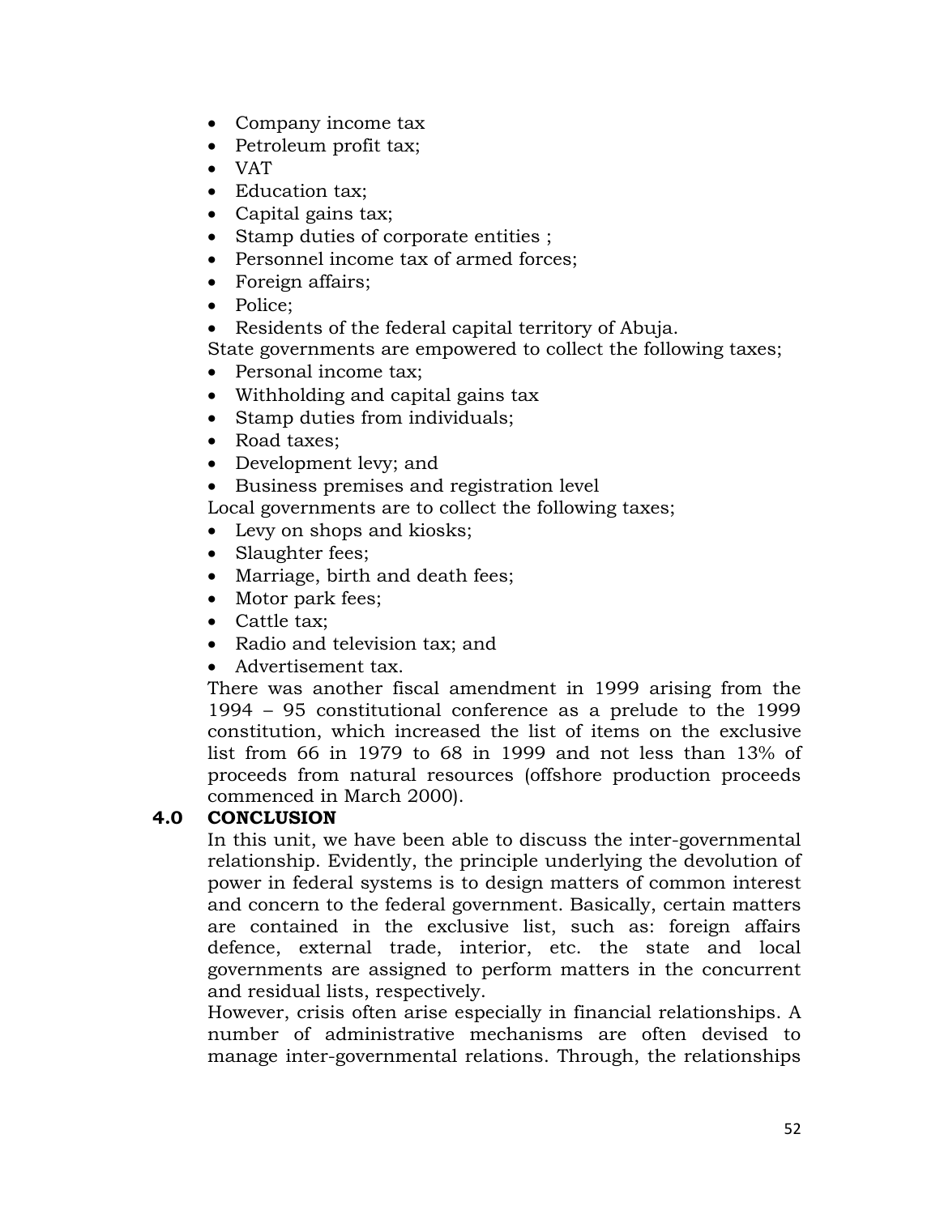- Company income tax
- Petroleum profit tax;
- VAT
- Education tax;
- Capital gains tax;
- Stamp duties of corporate entities ;
- Personnel income tax of armed forces;
- Foreign affairs;
- Police;
- Residents of the federal capital territory of Abuja.

State governments are empowered to collect the following taxes;

- Personal income tax;
- Withholding and capital gains tax
- Stamp duties from individuals;
- Road taxes;
- Development levy; and
- Business premises and registration level

Local governments are to collect the following taxes;

- Levy on shops and kiosks;
- Slaughter fees;
- Marriage, birth and death fees;
- Motor park fees;
- Cattle tax;
- Radio and television tax; and
- Advertisement tax.

There was another fiscal amendment in 1999 arising from the 1994 – 95 constitutional conference as a prelude to the 1999 constitution, which increased the list of items on the exclusive list from 66 in 1979 to 68 in 1999 and not less than 13% of proceeds from natural resources (offshore production proceeds commenced in March 2000).

## 4.0 CONCLUSION

In this unit, we have been able to discuss the inter-governmental relationship. Evidently, the principle underlying the devolution of power in federal systems is to design matters of common interest and concern to the federal government. Basically, certain matters are contained in the exclusive list, such as: foreign affairs defence, external trade, interior, etc. the state and local governments are assigned to perform matters in the concurrent and residual lists, respectively.

However, crisis often arise especially in financial relationships. A number of administrative mechanisms are often devised to manage inter-governmental relations. Through, the relationships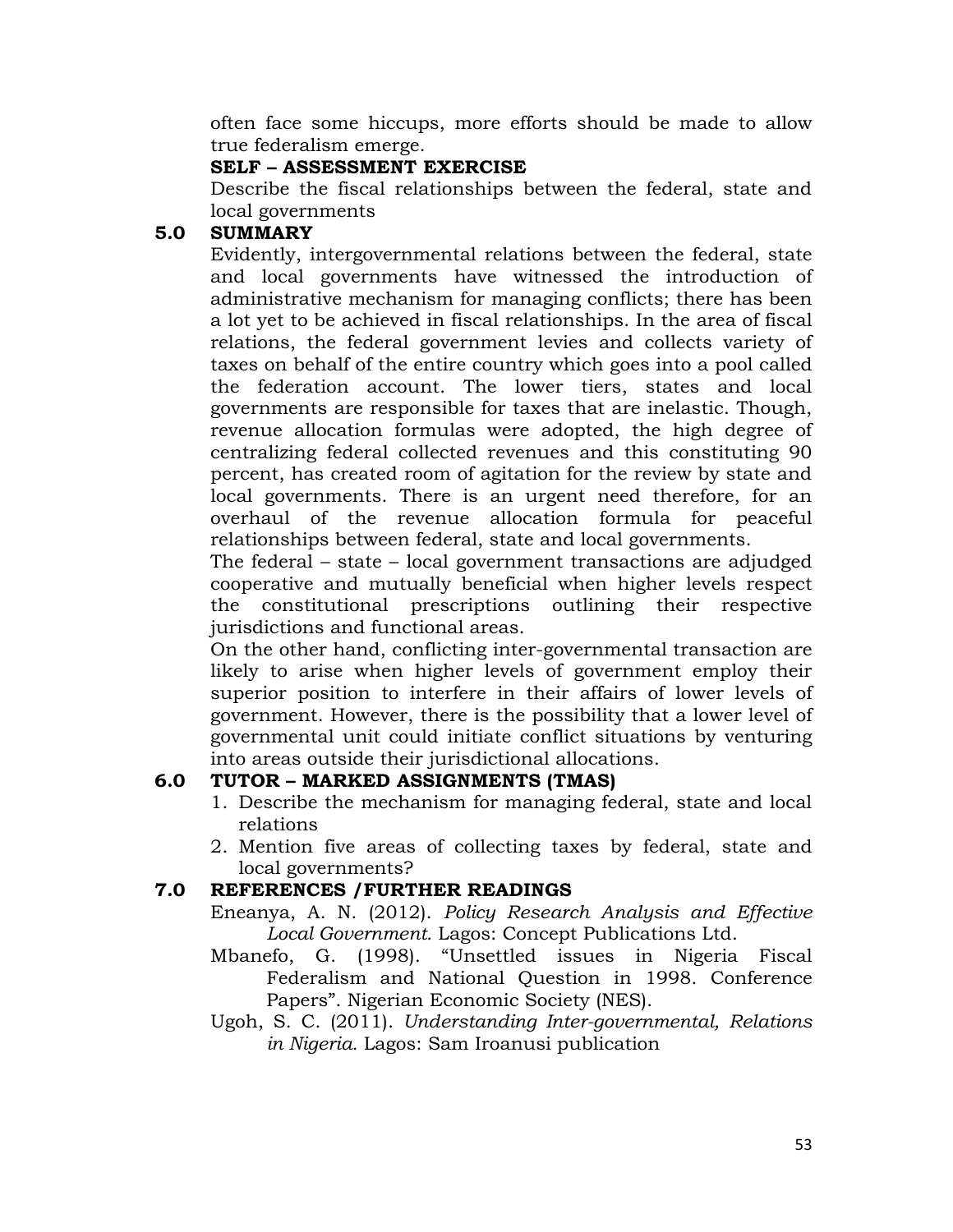often face some hiccups, more efforts should be made to allow true federalism emerge.

**SELF – ASSESSMENT EXERCISE**

Describe the fiscal relationships between the federal, state and local governments

## 5.0 SUMMARY

Evidently, intergovernmental relations between the federal, state and local governments have witnessed the introduction of administrative mechanism for managing conflicts; there has been a lot yet to be achieved in fiscal relationships. In the area of fiscal relations, the federal government levies and collects variety of taxes on behalf of the entire country which goes into a pool called the federation account. The lower tiers, states and local governments are responsible for taxes that are inelastic. Though, revenue allocation formulas were adopted, the high degree of centralizing federal collected revenues and this constituting 90 percent, has created room of agitation for the review by state and local governments. There is an urgent need therefore, for an overhaul of the revenue allocation formula for peaceful relationships between federal, state and local governments.

The federal – state – local government transactions are adjudged cooperative and mutually beneficial when higher levels respect the constitutional prescriptions outlining their respective jurisdictions and functional areas.

On the other hand, conflicting inter-governmental transaction are likely to arise when higher levels of government employ their superior position to interfere in their affairs of lower levels of government. However, there is the possibility that a lower level of governmental unit could initiate conflict situations by venturing into areas outside their jurisdictional allocations.

## 6.0 TUTOR – MARKED ASSIGNMENTS (TMAS)

1. Describe the mechanism for managing federal, state and local relations
2. Mention five areas of collecting taxes by federal, state and local governments?

## 7.0 REFERENCES /FURTHER READINGS

Eneanya, A. N. (2012). *Policy Research Analysis and Effective Local Government.* Lagos: Concept Publications Ltd.

Mbanefo, G. (1998). "Unsettled issues in Nigeria Fiscal Federalism and National Question in 1998. Conference Papers". Nigerian Economic Society (NES).

Ugoh, S. C. (2011). *Understanding Inter-governmental, Relations in Nigeria.* Lagos: Sam Iroanusi publication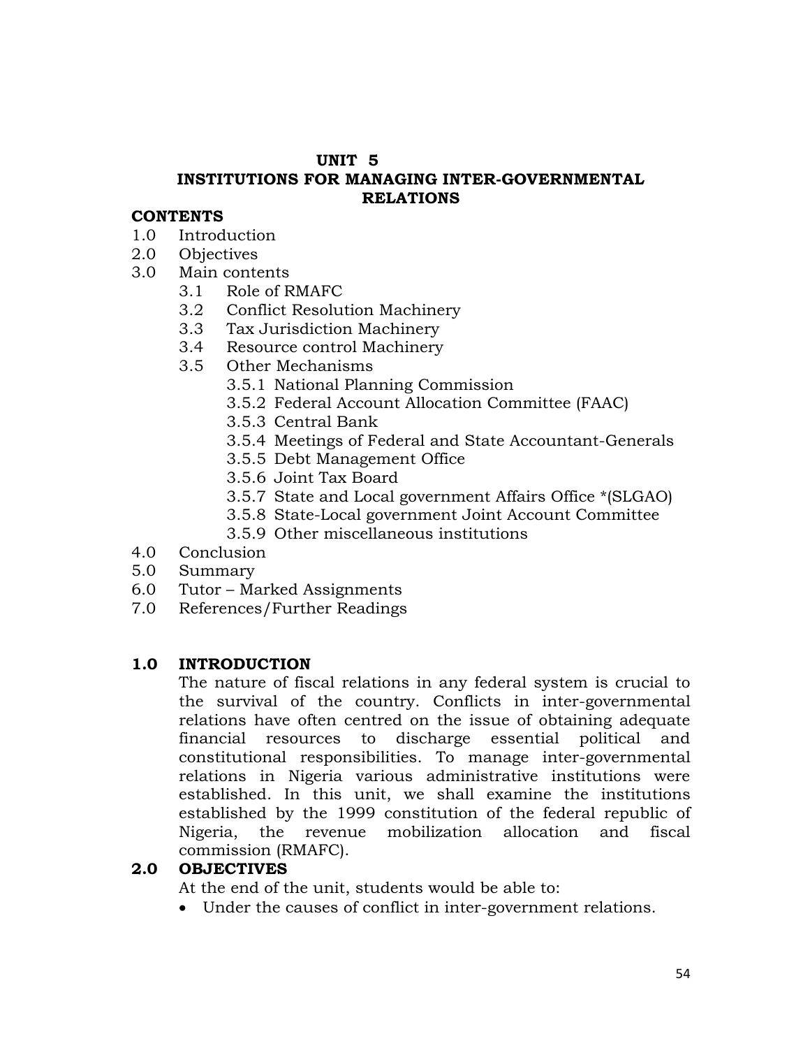# UNIT 5
## INSTITUTIONS FOR MANAGING INTER-GOVERNMENTAL RELATIONS

**CONTENTS**

1.0 Introduction
2.0 Objectives
3.0 Main contents
  3.1 Role of RMAFC
  3.2 Conflict Resolution Machinery
  3.3 Tax Jurisdiction Machinery
  3.4 Resource control Machinery
  3.5 Other Mechanisms
    3.5.1 National Planning Commission
    3.5.2 Federal Account Allocation Committee (FAAC)
    3.5.3 Central Bank
    3.5.4 Meetings of Federal and State Accountant-Generals
    3.5.5 Debt Management Office
    3.5.6 Joint Tax Board
    3.5.7 State and Local government Affairs Office *(SLGAO)
    3.5.8 State-Local government Joint Account Committee
    3.5.9 Other miscellaneous institutions
4.0 Conclusion
5.0 Summary
6.0 Tutor – Marked Assignments
7.0 References/Further Readings

## 1.0 INTRODUCTION

The nature of fiscal relations in any federal system is crucial to the survival of the country. Conflicts in inter-governmental relations have often centred on the issue of obtaining adequate financial resources to discharge essential political and constitutional responsibilities. To manage inter-governmental relations in Nigeria various administrative institutions were established. In this unit, we shall examine the institutions established by the 1999 constitution of the federal republic of Nigeria, the revenue mobilization allocation and fiscal commission (RMAFC).

## 2.0 OBJECTIVES

At the end of the unit, students would be able to:

- Under the causes of conflict in inter-government relations.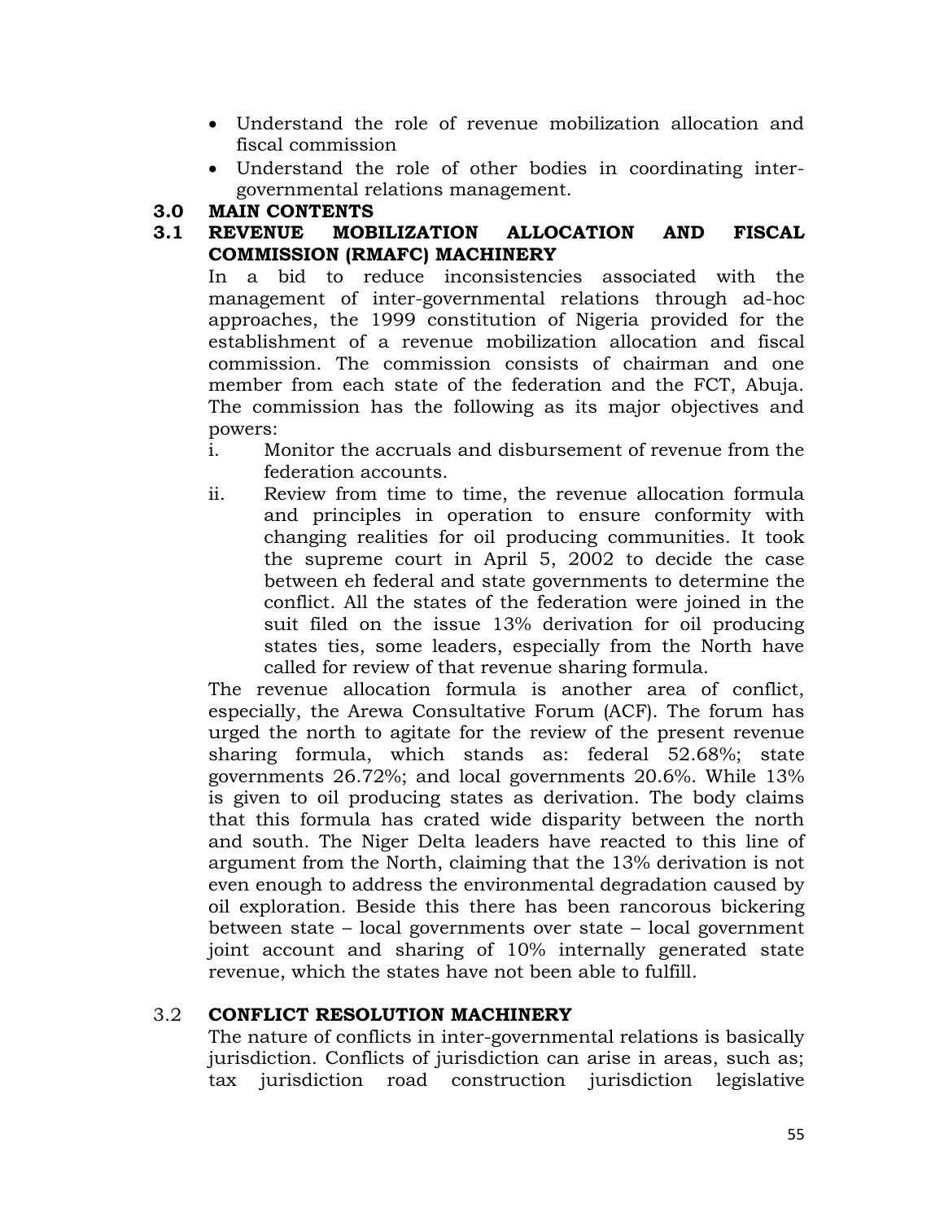- Understand the role of revenue mobilization allocation and fiscal commission
- Understand the role of other bodies in coordinating inter-governmental relations management.

## 3.0 MAIN CONTENTS

### 3.1 REVENUE MOBILIZATION ALLOCATION AND FISCAL COMMISSION (RMAFC) MACHINERY

In a bid to reduce inconsistencies associated with the management of inter-governmental relations through ad-hoc approaches, the 1999 constitution of Nigeria provided for the establishment of a revenue mobilization allocation and fiscal commission. The commission consists of chairman and one member from each state of the federation and the FCT, Abuja. The commission has the following as its major objectives and powers:

i. Monitor the accruals and disbursement of revenue from the federation accounts.

ii. Review from time to time, the revenue allocation formula and principles in operation to ensure conformity with changing realities for oil producing communities. It took the supreme court in April 5, 2002 to decide the case between eh federal and state governments to determine the conflict. All the states of the federation were joined in the suit filed on the issue 13% derivation for oil producing states ties, some leaders, especially from the North have called for review of that revenue sharing formula.

The revenue allocation formula is another area of conflict, especially, the Arewa Consultative Forum (ACF). The forum has urged the north to agitate for the review of the present revenue sharing formula, which stands as: federal 52.68%; state governments 26.72%; and local governments 20.6%. While 13% is given to oil producing states as derivation. The body claims that this formula has crated wide disparity between the north and south. The Niger Delta leaders have reacted to this line of argument from the North, claiming that the 13% derivation is not even enough to address the environmental degradation caused by oil exploration. Beside this there has been rancorous bickering between state – local governments over state – local government joint account and sharing of 10% internally generated state revenue, which the states have not been able to fulfill.

### 3.2 CONFLICT RESOLUTION MACHINERY

The nature of conflicts in inter-governmental relations is basically jurisdiction. Conflicts of jurisdiction can arise in areas, such as; tax jurisdiction road construction jurisdiction legislative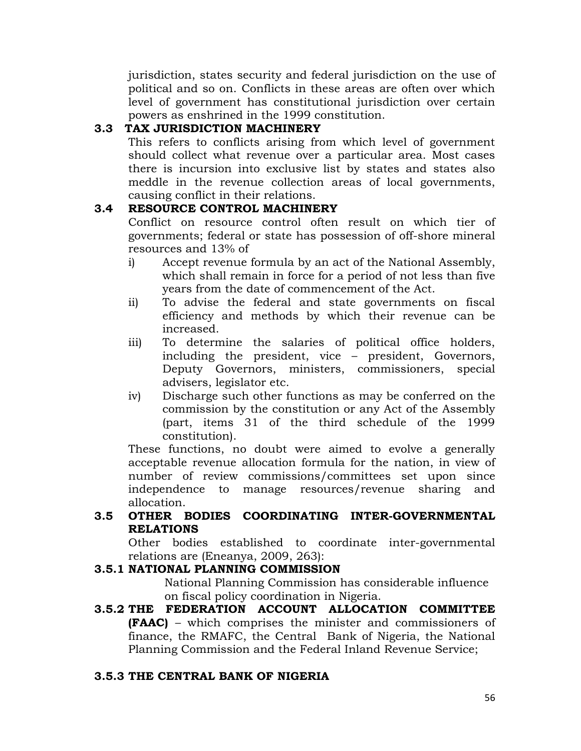jurisdiction, states security and federal jurisdiction on the use of political and so on. Conflicts in these areas are often over which level of government has constitutional jurisdiction over certain powers as enshrined in the 1999 constitution.

### 3.3 TAX JURISDICTION MACHINERY

This refers to conflicts arising from which level of government should collect what revenue over a particular area. Most cases there is incursion into exclusive list by states and states also meddle in the revenue collection areas of local governments, causing conflict in their relations.

### 3.4 RESOURCE CONTROL MACHINERY

Conflict on resource control often result on which tier of governments; federal or state has possession of off-shore mineral resources and 13% of

i) Accept revenue formula by an act of the National Assembly, which shall remain in force for a period of not less than five years from the date of commencement of the Act.
ii) To advise the federal and state governments on fiscal efficiency and methods by which their revenue can be increased.
iii) To determine the salaries of political office holders, including the president, vice – president, Governors, Deputy Governors, ministers, commissioners, special advisers, legislator etc.
iv) Discharge such other functions as may be conferred on the commission by the constitution or any Act of the Assembly (part, items 31 of the third schedule of the 1999 constitution).

These functions, no doubt were aimed to evolve a generally acceptable revenue allocation formula for the nation, in view of number of review commissions/committees set upon since independence to manage resources/revenue sharing and allocation.

### 3.5 OTHER BODIES COORDINATING INTER-GOVERNMENTAL RELATIONS

Other bodies established to coordinate inter-governmental relations are (Eneanya, 2009, 263):

#### 3.5.1 NATIONAL PLANNING COMMISSION

National Planning Commission has considerable influence on fiscal policy coordination in Nigeria.

#### 3.5.2 THE FEDERATION ACCOUNT ALLOCATION COMMITTEE (FAAC)

**(FAAC)** – which comprises the minister and commissioners of finance, the RMAFC, the Central Bank of Nigeria, the National Planning Commission and the Federal Inland Revenue Service;

#### 3.5.3 THE CENTRAL BANK OF NIGERIA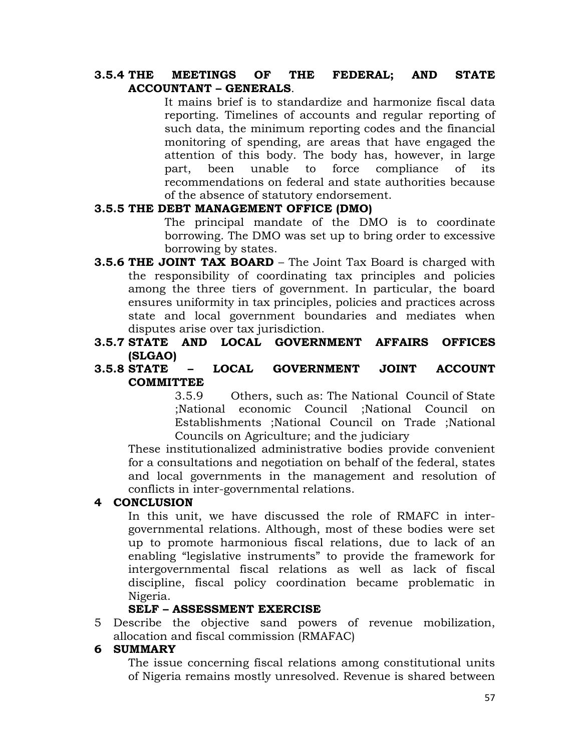### 3.5.4 THE MEETINGS OF THE FEDERAL; AND STATE ACCOUNTANT – GENERALS.

It mains brief is to standardize and harmonize fiscal data reporting. Timelines of accounts and regular reporting of such data, the minimum reporting codes and the financial monitoring of spending, are areas that have engaged the attention of this body. The body has, however, in large part, been unable to force compliance of its recommendations on federal and state authorities because of the absence of statutory endorsement.

### 3.5.5 THE DEBT MANAGEMENT OFFICE (DMO)

The principal mandate of the DMO is to coordinate borrowing. The DMO was set up to bring order to excessive borrowing by states.

**3.5.6 THE JOINT TAX BOARD** – The Joint Tax Board is charged with the responsibility of coordinating tax principles and policies among the three tiers of government. In particular, the board ensures uniformity in tax principles, policies and practices across state and local government boundaries and mediates when disputes arise over tax jurisdiction.

### 3.5.7 STATE AND LOCAL GOVERNMENT AFFAIRS OFFICES (SLGAO)

### 3.5.8 STATE – LOCAL GOVERNMENT JOINT ACCOUNT COMMITTEE

3.5.9 Others, such as: The National Council of State ;National economic Council ;National Council on Establishments ;National Council on Trade ;National Councils on Agriculture; and the judiciary

These institutionalized administrative bodies provide convenient for a consultations and negotiation on behalf of the federal, states and local governments in the management and resolution of conflicts in inter-governmental relations.

## 4 CONCLUSION

In this unit, we have discussed the role of RMAFC in inter-governmental relations. Although, most of these bodies were set up to promote harmonious fiscal relations, due to lack of an enabling "legislative instruments" to provide the framework for intergovernmental fiscal relations as well as lack of fiscal discipline, fiscal policy coordination became problematic in Nigeria.

**SELF – ASSESSMENT EXERCISE**

5 Describe the objective sand powers of revenue mobilization, allocation and fiscal commission (RMAFAC)

## 6 SUMMARY

The issue concerning fiscal relations among constitutional units of Nigeria remains mostly unresolved. Revenue is shared between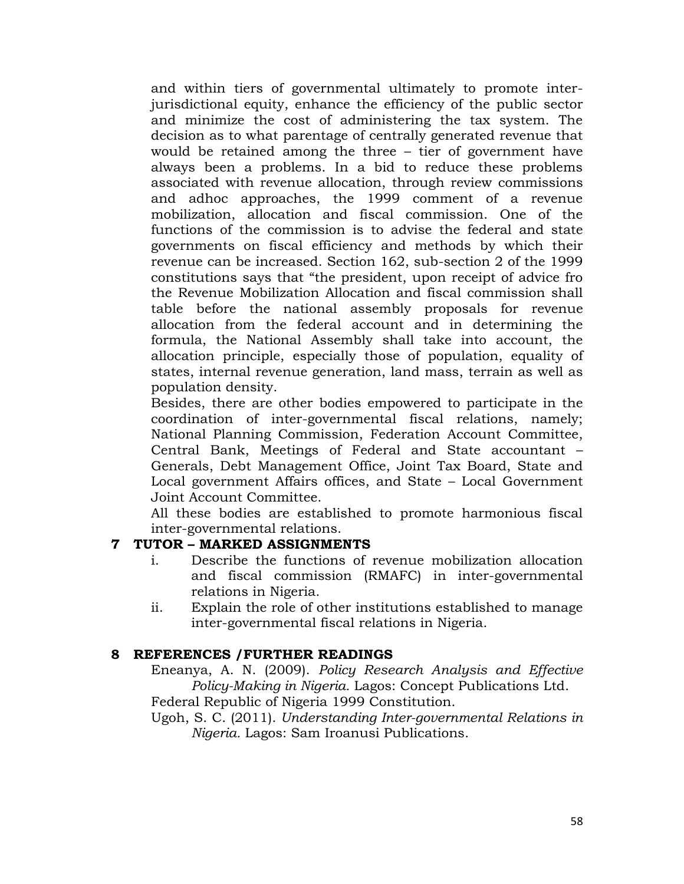and within tiers of governmental ultimately to promote inter-jurisdictional equity, enhance the efficiency of the public sector and minimize the cost of administering the tax system. The decision as to what parentage of centrally generated revenue that would be retained among the three – tier of government have always been a problems. In a bid to reduce these problems associated with revenue allocation, through review commissions and adhoc approaches, the 1999 comment of a revenue mobilization, allocation and fiscal commission. One of the functions of the commission is to advise the federal and state governments on fiscal efficiency and methods by which their revenue can be increased. Section 162, sub-section 2 of the 1999 constitutions says that "the president, upon receipt of advice fro the Revenue Mobilization Allocation and fiscal commission shall table before the national assembly proposals for revenue allocation from the federal account and in determining the formula, the National Assembly shall take into account, the allocation principle, especially those of population, equality of states, internal revenue generation, land mass, terrain as well as population density.

Besides, there are other bodies empowered to participate in the coordination of inter-governmental fiscal relations, namely; National Planning Commission, Federation Account Committee, Central Bank, Meetings of Federal and State accountant – Generals, Debt Management Office, Joint Tax Board, State and Local government Affairs offices, and State – Local Government Joint Account Committee.

All these bodies are established to promote harmonious fiscal inter-governmental relations.

## 7 TUTOR – MARKED ASSIGNMENTS

i. Describe the functions of revenue mobilization allocation and fiscal commission (RMAFC) in inter-governmental relations in Nigeria.

ii. Explain the role of other institutions established to manage inter-governmental fiscal relations in Nigeria.

## 8 REFERENCES /FURTHER READINGS

Eneanya, A. N. (2009). *Policy Research Analysis and Effective Policy-Making in Nigeria.* Lagos: Concept Publications Ltd.

Federal Republic of Nigeria 1999 Constitution.

Ugoh, S. C. (2011). *Understanding Inter-governmental Relations in Nigeria.* Lagos: Sam Iroanusi Publications.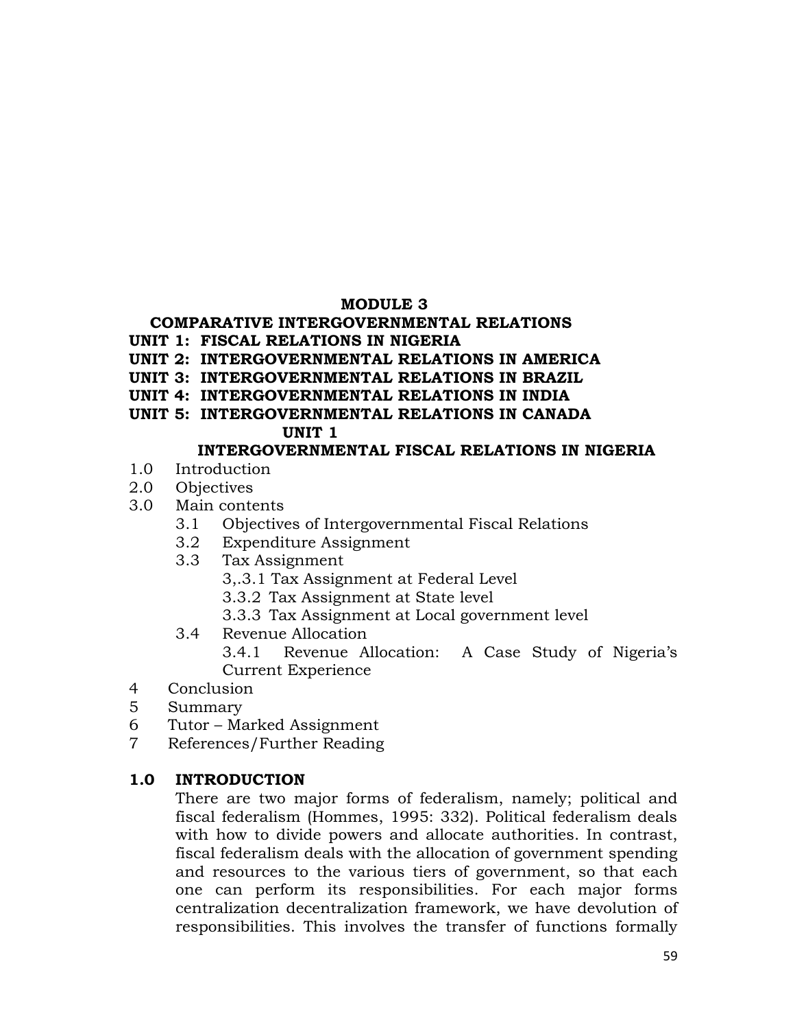# MODULE 3

## COMPARATIVE INTERGOVERNMENTAL RELATIONS

**UNIT 1: FISCAL RELATIONS IN NIGERIA**
**UNIT 2: INTERGOVERNMENTAL RELATIONS IN AMERICA**
**UNIT 3: INTERGOVERNMENTAL RELATIONS IN BRAZIL**
**UNIT 4: INTERGOVERNMENTAL RELATIONS IN INDIA**
**UNIT 5: INTERGOVERNMENTAL RELATIONS IN CANADA**

## UNIT 1

## INTERGOVERNMENTAL FISCAL RELATIONS IN NIGERIA

1.0 Introduction
2.0 Objectives
3.0 Main contents
  3.1 Objectives of Intergovernmental Fiscal Relations
  3.2 Expenditure Assignment
  3.3 Tax Assignment
    3,.3.1 Tax Assignment at Federal Level
    3.3.2 Tax Assignment at State level
    3.3.3 Tax Assignment at Local government level
  3.4 Revenue Allocation
    3.4.1 Revenue Allocation: A Case Study of Nigeria's Current Experience
4 Conclusion
5 Summary
6 Tutor – Marked Assignment
7 References/Further Reading

### 1.0 INTRODUCTION

There are two major forms of federalism, namely; political and fiscal federalism (Hommes, 1995: 332). Political federalism deals with how to divide powers and allocate authorities. In contrast, fiscal federalism deals with the allocation of government spending and resources to the various tiers of government, so that each one can perform its responsibilities. For each major forms centralization decentralization framework, we have devolution of responsibilities. This involves the transfer of functions formally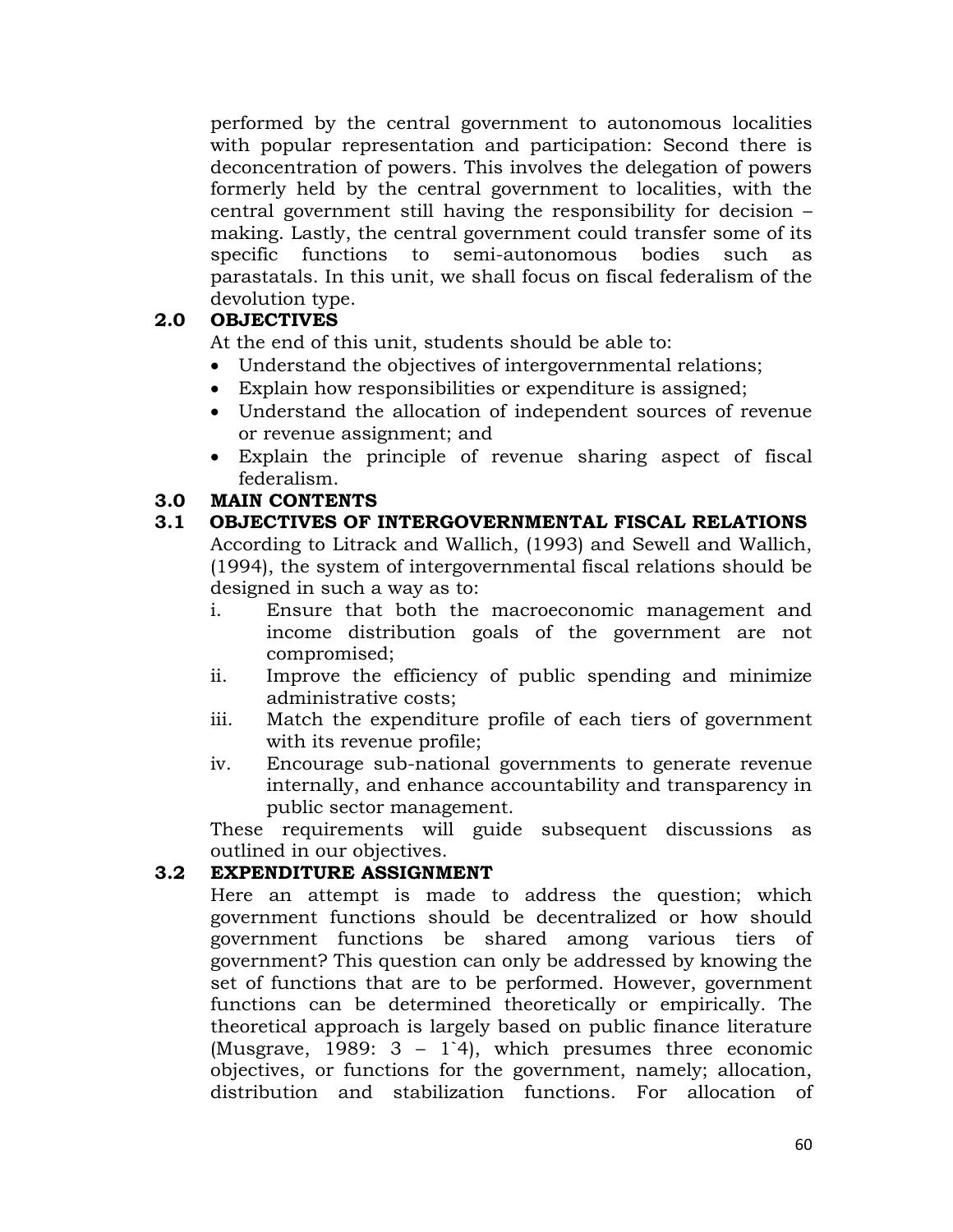performed by the central government to autonomous localities with popular representation and participation: Second there is deconcentration of powers. This involves the delegation of powers formerly held by the central government to localities, with the central government still having the responsibility for decision – making. Lastly, the central government could transfer some of its specific functions to semi-autonomous bodies such as parastatals. In this unit, we shall focus on fiscal federalism of the devolution type.

## 2.0 OBJECTIVES

At the end of this unit, students should be able to:

- Understand the objectives of intergovernmental relations;
- Explain how responsibilities or expenditure is assigned;
- Understand the allocation of independent sources of revenue or revenue assignment; and
- Explain the principle of revenue sharing aspect of fiscal federalism.

## 3.0 MAIN CONTENTS

### 3.1 OBJECTIVES OF INTERGOVERNMENTAL FISCAL RELATIONS

According to Litrack and Wallich, (1993) and Sewell and Wallich, (1994), the system of intergovernmental fiscal relations should be designed in such a way as to:

i. Ensure that both the macroeconomic management and income distribution goals of the government are not compromised;

ii. Improve the efficiency of public spending and minimize administrative costs;

iii. Match the expenditure profile of each tiers of government with its revenue profile;

iv. Encourage sub-national governments to generate revenue internally, and enhance accountability and transparency in public sector management.

These requirements will guide subsequent discussions as outlined in our objectives.

### 3.2 EXPENDITURE ASSIGNMENT

Here an attempt is made to address the question; which government functions should be decentralized or how should government functions be shared among various tiers of government? This question can only be addressed by knowing the set of functions that are to be performed. However, government functions can be determined theoretically or empirically. The theoretical approach is largely based on public finance literature (Musgrave, 1989: 3 – 1`4), which presumes three economic objectives, or functions for the government, namely; allocation, distribution and stabilization functions. For allocation of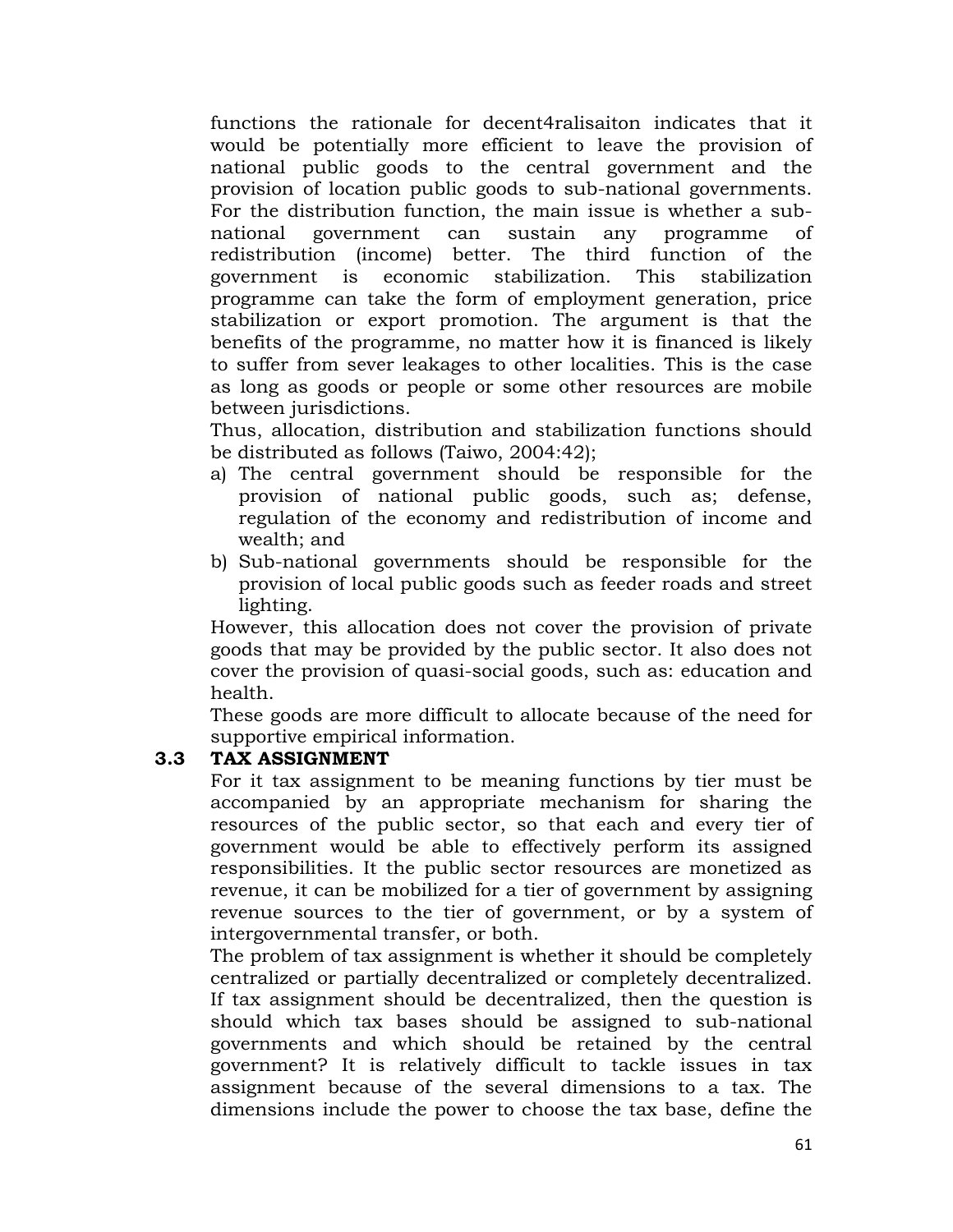functions the rationale for decent4ralisaiton indicates that it would be potentially more efficient to leave the provision of national public goods to the central government and the provision of location public goods to sub-national governments. For the distribution function, the main issue is whether a sub-national government can sustain any programme of redistribution (income) better. The third function of the government is economic stabilization. This stabilization programme can take the form of employment generation, price stabilization or export promotion. The argument is that the benefits of the programme, no matter how it is financed is likely to suffer from sever leakages to other localities. This is the case as long as goods or people or some other resources are mobile between jurisdictions.

Thus, allocation, distribution and stabilization functions should be distributed as follows (Taiwo, 2004:42);

a) The central government should be responsible for the provision of national public goods, such as; defense, regulation of the economy and redistribution of income and wealth; and
b) Sub-national governments should be responsible for the provision of local public goods such as feeder roads and street lighting.

However, this allocation does not cover the provision of private goods that may be provided by the public sector. It also does not cover the provision of quasi-social goods, such as: education and health.

These goods are more difficult to allocate because of the need for supportive empirical information.

### 3.3 TAX ASSIGNMENT

For it tax assignment to be meaning functions by tier must be accompanied by an appropriate mechanism for sharing the resources of the public sector, so that each and every tier of government would be able to effectively perform its assigned responsibilities. It the public sector resources are monetized as revenue, it can be mobilized for a tier of government by assigning revenue sources to the tier of government, or by a system of intergovernmental transfer, or both.

The problem of tax assignment is whether it should be completely centralized or partially decentralized or completely decentralized. If tax assignment should be decentralized, then the question is should which tax bases should be assigned to sub-national governments and which should be retained by the central government? It is relatively difficult to tackle issues in tax assignment because of the several dimensions to a tax. The dimensions include the power to choose the tax base, define the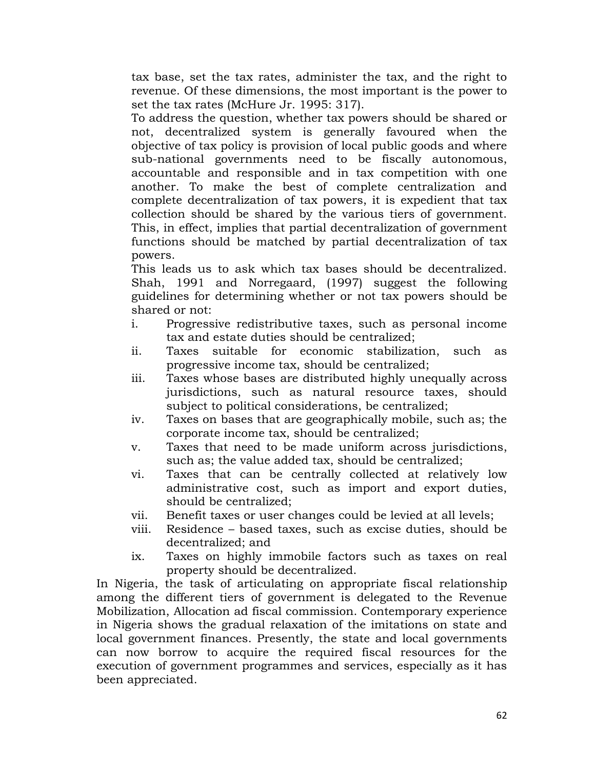tax base, set the tax rates, administer the tax, and the right to revenue. Of these dimensions, the most important is the power to set the tax rates (McHure Jr. 1995: 317).

To address the question, whether tax powers should be shared or not, decentralized system is generally favoured when the objective of tax policy is provision of local public goods and where sub-national governments need to be fiscally autonomous, accountable and responsible and in tax competition with one another. To make the best of complete centralization and complete decentralization of tax powers, it is expedient that tax collection should be shared by the various tiers of government. This, in effect, implies that partial decentralization of government functions should be matched by partial decentralization of tax powers.

This leads us to ask which tax bases should be decentralized. Shah, 1991 and Norregaard, (1997) suggest the following guidelines for determining whether or not tax powers should be shared or not:

i. Progressive redistributive taxes, such as personal income tax and estate duties should be centralized;
ii. Taxes suitable for economic stabilization, such as progressive income tax, should be centralized;
iii. Taxes whose bases are distributed highly unequally across jurisdictions, such as natural resource taxes, should subject to political considerations, be centralized;
iv. Taxes on bases that are geographically mobile, such as; the corporate income tax, should be centralized;
v. Taxes that need to be made uniform across jurisdictions, such as; the value added tax, should be centralized;
vi. Taxes that can be centrally collected at relatively low administrative cost, such as import and export duties, should be centralized;
vii. Benefit taxes or user changes could be levied at all levels;
viii. Residence – based taxes, such as excise duties, should be decentralized; and
ix. Taxes on highly immobile factors such as taxes on real property should be decentralized.

In Nigeria, the task of articulating on appropriate fiscal relationship among the different tiers of government is delegated to the Revenue Mobilization, Allocation ad fiscal commission. Contemporary experience in Nigeria shows the gradual relaxation of the imitations on state and local government finances. Presently, the state and local governments can now borrow to acquire the required fiscal resources for the execution of government programmes and services, especially as it has been appreciated.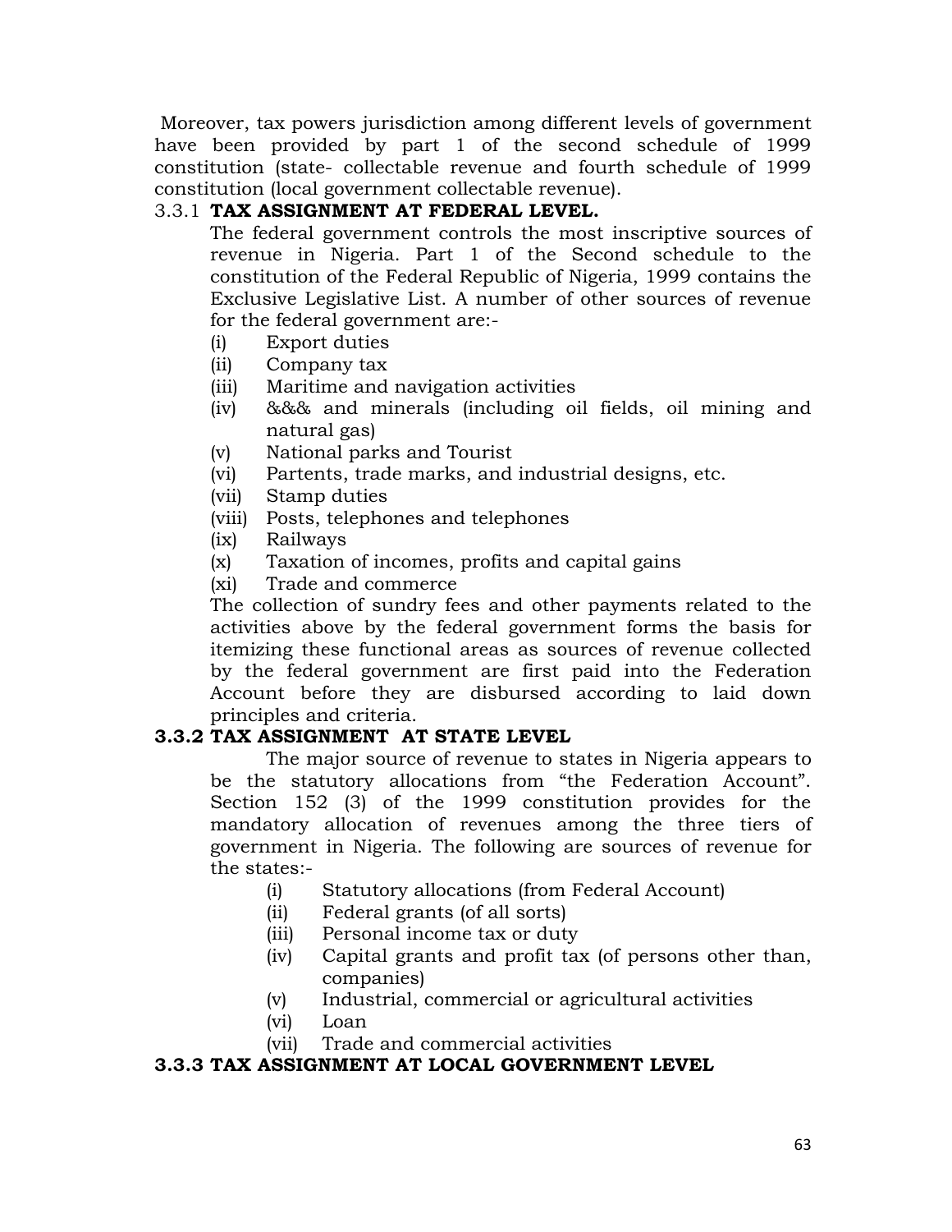Moreover, tax powers jurisdiction among different levels of government have been provided by part 1 of the second schedule of 1999 constitution (state- collectable revenue and fourth schedule of 1999 constitution (local government collectable revenue).

### 3.3.1 TAX ASSIGNMENT AT FEDERAL LEVEL.

The federal government controls the most inscriptive sources of revenue in Nigeria. Part 1 of the Second schedule to the constitution of the Federal Republic of Nigeria, 1999 contains the Exclusive Legislative List. A number of other sources of revenue for the federal government are:-

- (i) Export duties
- (ii) Company tax
- (iii) Maritime and navigation activities
- (iv) &&& and minerals (including oil fields, oil mining and natural gas)
- (v) National parks and Tourist
- (vi) Partents, trade marks, and industrial designs, etc.
- (vii) Stamp duties
- (viii) Posts, telephones and telephones
- (ix) Railways
- (x) Taxation of incomes, profits and capital gains
- (xi) Trade and commerce

The collection of sundry fees and other payments related to the activities above by the federal government forms the basis for itemizing these functional areas as sources of revenue collected by the federal government are first paid into the Federation Account before they are disbursed according to laid down principles and criteria.

### 3.3.2 TAX ASSIGNMENT AT STATE LEVEL

The major source of revenue to states in Nigeria appears to be the statutory allocations from "the Federation Account". Section 152 (3) of the 1999 constitution provides for the mandatory allocation of revenues among the three tiers of government in Nigeria. The following are sources of revenue for the states:-

- (i) Statutory allocations (from Federal Account)
- (ii) Federal grants (of all sorts)
- (iii) Personal income tax or duty
- (iv) Capital grants and profit tax (of persons other than, companies)
- (v) Industrial, commercial or agricultural activities
- (vi) Loan
- (vii) Trade and commercial activities

### 3.3.3 TAX ASSIGNMENT AT LOCAL GOVERNMENT LEVEL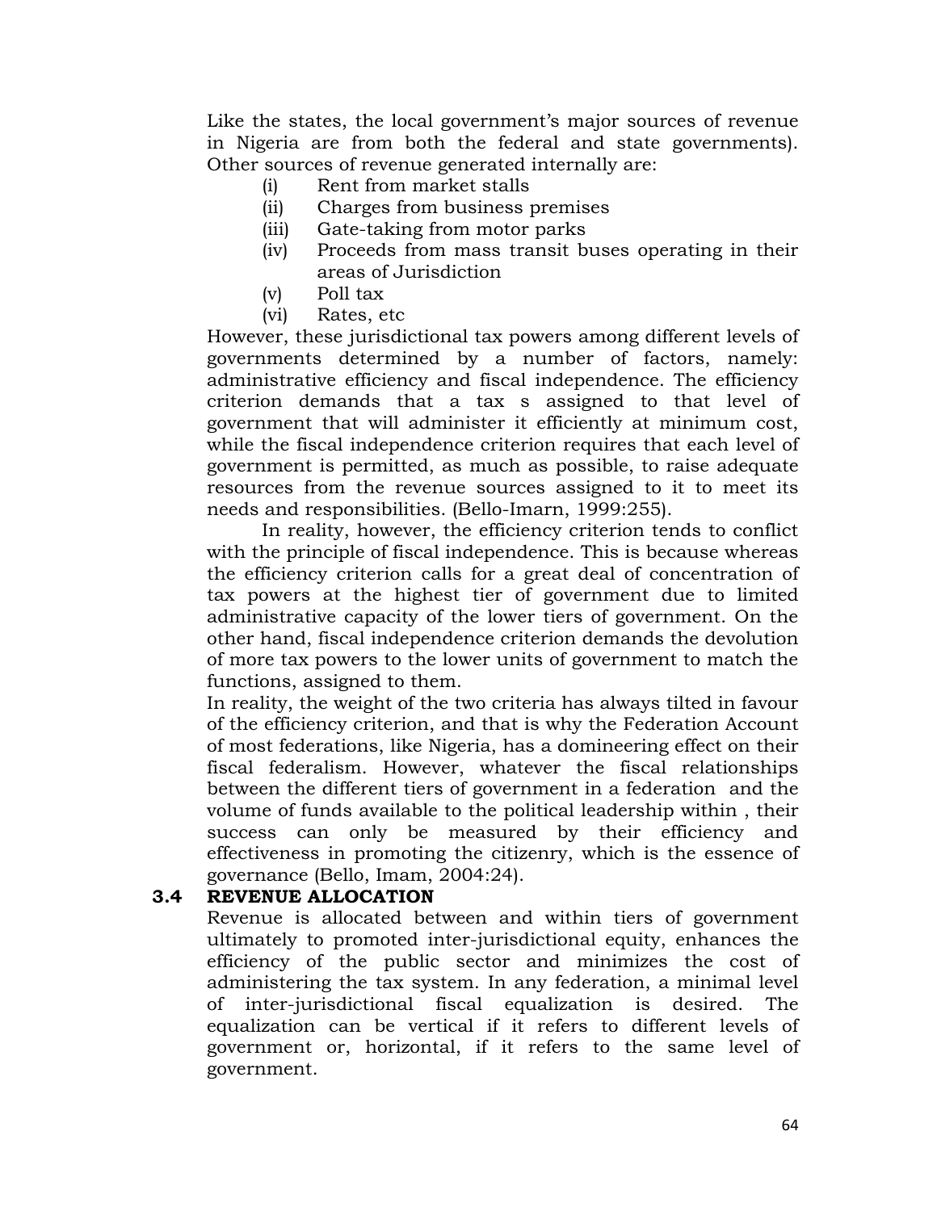Like the states, the local government's major sources of revenue in Nigeria are from both the federal and state governments). Other sources of revenue generated internally are:

(i) Rent from market stalls
(ii) Charges from business premises
(iii) Gate-taking from motor parks
(iv) Proceeds from mass transit buses operating in their areas of Jurisdiction
(v) Poll tax
(vi) Rates, etc

However, these jurisdictional tax powers among different levels of governments determined by a number of factors, namely: administrative efficiency and fiscal independence. The efficiency criterion demands that a tax s assigned to that level of government that will administer it efficiently at minimum cost, while the fiscal independence criterion requires that each level of government is permitted, as much as possible, to raise adequate resources from the revenue sources assigned to it to meet its needs and responsibilities. (Bello-Imarn, 1999:255).

In reality, however, the efficiency criterion tends to conflict with the principle of fiscal independence. This is because whereas the efficiency criterion calls for a great deal of concentration of tax powers at the highest tier of government due to limited administrative capacity of the lower tiers of government. On the other hand, fiscal independence criterion demands the devolution of more tax powers to the lower units of government to match the functions, assigned to them.

In reality, the weight of the two criteria has always tilted in favour of the efficiency criterion, and that is why the Federation Account of most federations, like Nigeria, has a domineering effect on their fiscal federalism. However, whatever the fiscal relationships between the different tiers of government in a federation and the volume of funds available to the political leadership within , their success can only be measured by their efficiency and effectiveness in promoting the citizenry, which is the essence of governance (Bello, Imam, 2004:24).

## 3.4 REVENUE ALLOCATION

Revenue is allocated between and within tiers of government ultimately to promoted inter-jurisdictional equity, enhances the efficiency of the public sector and minimizes the cost of administering the tax system. In any federation, a minimal level of inter-jurisdictional fiscal equalization is desired. The equalization can be vertical if it refers to different levels of government or, horizontal, if it refers to the same level of government.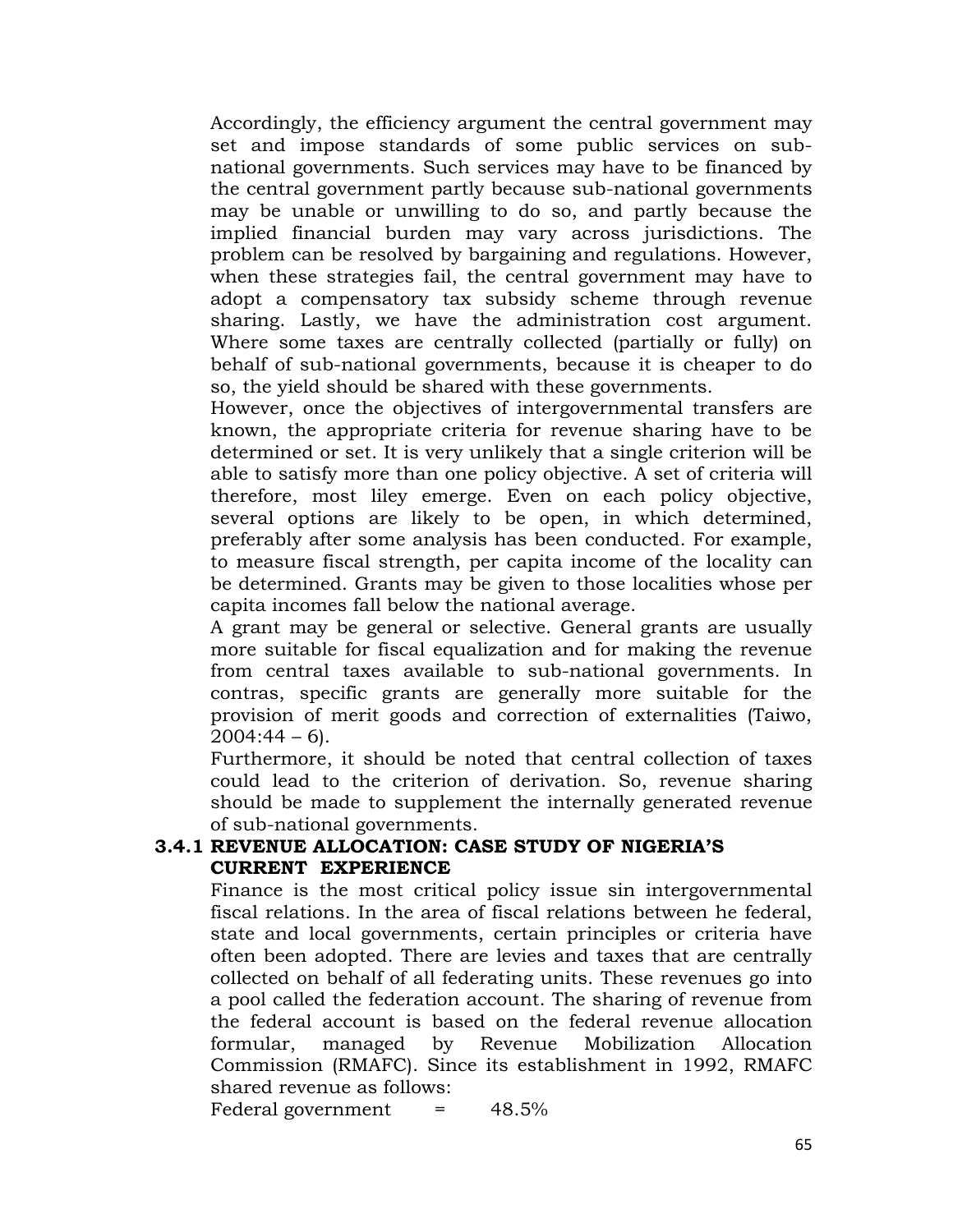Accordingly, the efficiency argument the central government may set and impose standards of some public services on sub-national governments. Such services may have to be financed by the central government partly because sub-national governments may be unable or unwilling to do so, and partly because the implied financial burden may vary across jurisdictions. The problem can be resolved by bargaining and regulations. However, when these strategies fail, the central government may have to adopt a compensatory tax subsidy scheme through revenue sharing. Lastly, we have the administration cost argument. Where some taxes are centrally collected (partially or fully) on behalf of sub-national governments, because it is cheaper to do so, the yield should be shared with these governments.

However, once the objectives of intergovernmental transfers are known, the appropriate criteria for revenue sharing have to be determined or set. It is very unlikely that a single criterion will be able to satisfy more than one policy objective. A set of criteria will therefore, most liley emerge. Even on each policy objective, several options are likely to be open, in which determined, preferably after some analysis has been conducted. For example, to measure fiscal strength, per capita income of the locality can be determined. Grants may be given to those localities whose per capita incomes fall below the national average.

A grant may be general or selective. General grants are usually more suitable for fiscal equalization and for making the revenue from central taxes available to sub-national governments. In contras, specific grants are generally more suitable for the provision of merit goods and correction of externalities (Taiwo, 2004:44 – 6).

Furthermore, it should be noted that central collection of taxes could lead to the criterion of derivation. So, revenue sharing should be made to supplement the internally generated revenue of sub-national governments.

### 3.4.1 REVENUE ALLOCATION: CASE STUDY OF NIGERIA'S CURRENT EXPERIENCE

Finance is the most critical policy issue sin intergovernmental fiscal relations. In the area of fiscal relations between he federal, state and local governments, certain principles or criteria have often been adopted. There are levies and taxes that are centrally collected on behalf of all federating units. These revenues go into a pool called the federation account. The sharing of revenue from the federal account is based on the federal revenue allocation formular, managed by Revenue Mobilization Allocation Commission (RMAFC). Since its establishment in 1992, RMAFC shared revenue as follows:

Federal government = 48.5%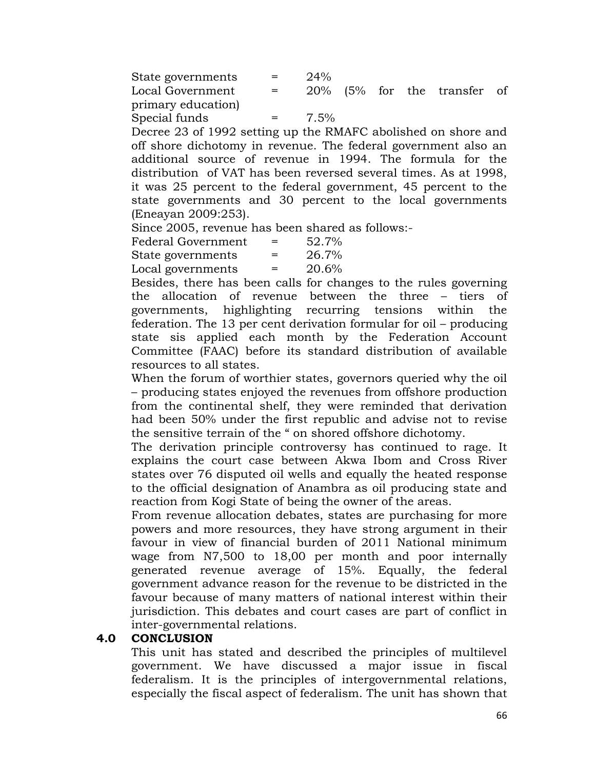State governments = 24%

Local Government = 20% (5% for the transfer of primary education)

Special funds = 7.5%

Decree 23 of 1992 setting up the RMAFC abolished on shore and off shore dichotomy in revenue. The federal government also an additional source of revenue in 1994. The formula for the distribution of VAT has been reversed several times. As at 1998, it was 25 percent to the federal government, 45 percent to the state governments and 30 percent to the local governments (Eneayan 2009:253).

Since 2005, revenue has been shared as follows:-

Federal Government = 52.7%

State governments = 26.7%

Local governments = 20.6%

Besides, there has been calls for changes to the rules governing the allocation of revenue between the three – tiers of governments, highlighting recurring tensions within the federation. The 13 per cent derivation formular for oil – producing state sis applied each month by the Federation Account Committee (FAAC) before its standard distribution of available resources to all states.

When the forum of worthier states, governors queried why the oil – producing states enjoyed the revenues from offshore production from the continental shelf, they were reminded that derivation had been 50% under the first republic and advise not to revise the sensitive terrain of the " on shored offshore dichotomy.

The derivation principle controversy has continued to rage. It explains the court case between Akwa Ibom and Cross River states over 76 disputed oil wells and equally the heated response to the official designation of Anambra as oil producing state and reaction from Kogi State of being the owner of the areas.

From revenue allocation debates, states are purchasing for more powers and more resources, they have strong argument in their favour in view of financial burden of 2011 National minimum wage from N7,500 to 18,00 per month and poor internally generated revenue average of 15%. Equally, the federal government advance reason for the revenue to be districted in the favour because of many matters of national interest within their jurisdiction. This debates and court cases are part of conflict in inter-governmental relations.

## 4.0 CONCLUSION

This unit has stated and described the principles of multilevel government. We have discussed a major issue in fiscal federalism. It is the principles of intergovernmental relations, especially the fiscal aspect of federalism. The unit has shown that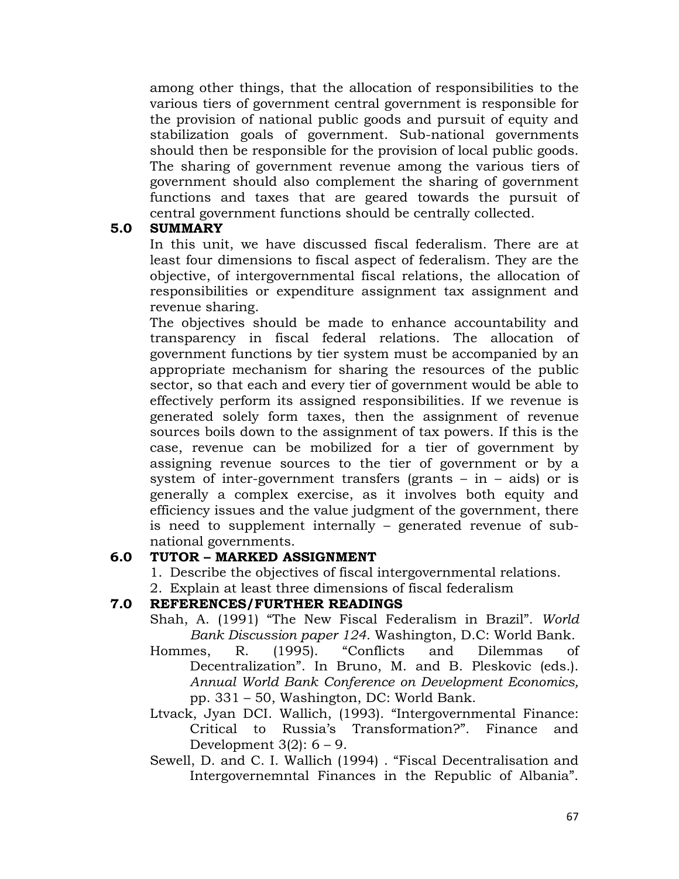among other things, that the allocation of responsibilities to the various tiers of government central government is responsible for the provision of national public goods and pursuit of equity and stabilization goals of government. Sub-national governments should then be responsible for the provision of local public goods. The sharing of government revenue among the various tiers of government should also complement the sharing of government functions and taxes that are geared towards the pursuit of central government functions should be centrally collected.

## 5.0 SUMMARY

In this unit, we have discussed fiscal federalism. There are at least four dimensions to fiscal aspect of federalism. They are the objective, of intergovernmental fiscal relations, the allocation of responsibilities or expenditure assignment tax assignment and revenue sharing.

The objectives should be made to enhance accountability and transparency in fiscal federal relations. The allocation of government functions by tier system must be accompanied by an appropriate mechanism for sharing the resources of the public sector, so that each and every tier of government would be able to effectively perform its assigned responsibilities. If we revenue is generated solely form taxes, then the assignment of revenue sources boils down to the assignment of tax powers. If this is the case, revenue can be mobilized for a tier of government by assigning revenue sources to the tier of government or by a system of inter-government transfers (grants – in – aids) or is generally a complex exercise, as it involves both equity and efficiency issues and the value judgment of the government, there is need to supplement internally – generated revenue of sub-national governments.

## 6.0 TUTOR – MARKED ASSIGNMENT

1. Describe the objectives of fiscal intergovernmental relations.
2. Explain at least three dimensions of fiscal federalism

## 7.0 REFERENCES/FURTHER READINGS

Shah, A. (1991) "The New Fiscal Federalism in Brazil". *World Bank Discussion paper 124*. Washington, D.C: World Bank.

Hommes, R. (1995). "Conflicts and Dilemmas of Decentralization". In Bruno, M. and B. Pleskovic (eds.). *Annual World Bank Conference on Development Economics,* pp. 331 – 50, Washington, DC: World Bank.

Ltvack, Jyan DCI. Wallich, (1993). "Intergovernmental Finance: Critical to Russia's Transformation?". Finance and Development 3(2): 6 – 9.

Sewell, D. and C. I. Wallich (1994) . "Fiscal Decentralisation and Intergovernemntal Finances in the Republic of Albania".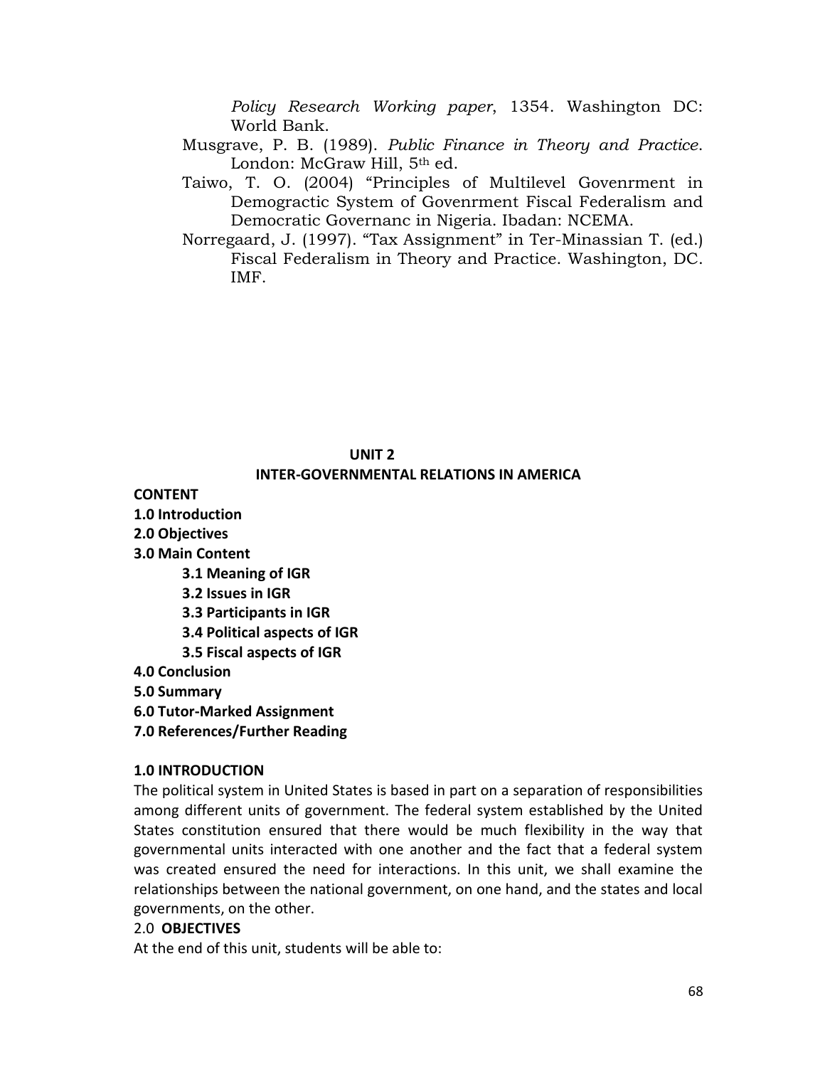*Policy Research Working paper*, 1354. Washington DC: World Bank.

Musgrave, P. B. (1989). *Public Finance in Theory and Practice*. London: McGraw Hill, 5th ed.

Taiwo, T. O. (2004) "Principles of Multilevel Govenrment in Demogractic System of Govenrment Fiscal Federalism and Democratic Governanc in Nigeria. Ibadan: NCEMA.

Norregaard, J. (1997). "Tax Assignment" in Ter-Minassian T. (ed.) Fiscal Federalism in Theory and Practice. Washington, DC. IMF.

## UNIT 2
## INTER-GOVERNMENTAL RELATIONS IN AMERICA

**CONTENT**

**1.0 Introduction**
**2.0 Objectives**
**3.0 Main Content**
- **3.1 Meaning of IGR**
- **3.2 Issues in IGR**
- **3.3 Participants in IGR**
- **3.4 Political aspects of IGR**
- **3.5 Fiscal aspects of IGR**

**4.0 Conclusion**
**5.0 Summary**
**6.0 Tutor-Marked Assignment**
**7.0 References/Further Reading**

### 1.0 INTRODUCTION

The political system in United States is based in part on a separation of responsibilities among different units of government. The federal system established by the United States constitution ensured that there would be much flexibility in the way that governmental units interacted with one another and the fact that a federal system was created ensured the need for interactions. In this unit, we shall examine the relationships between the national government, on one hand, and the states and local governments, on the other.

### 2.0 OBJECTIVES

At the end of this unit, students will be able to: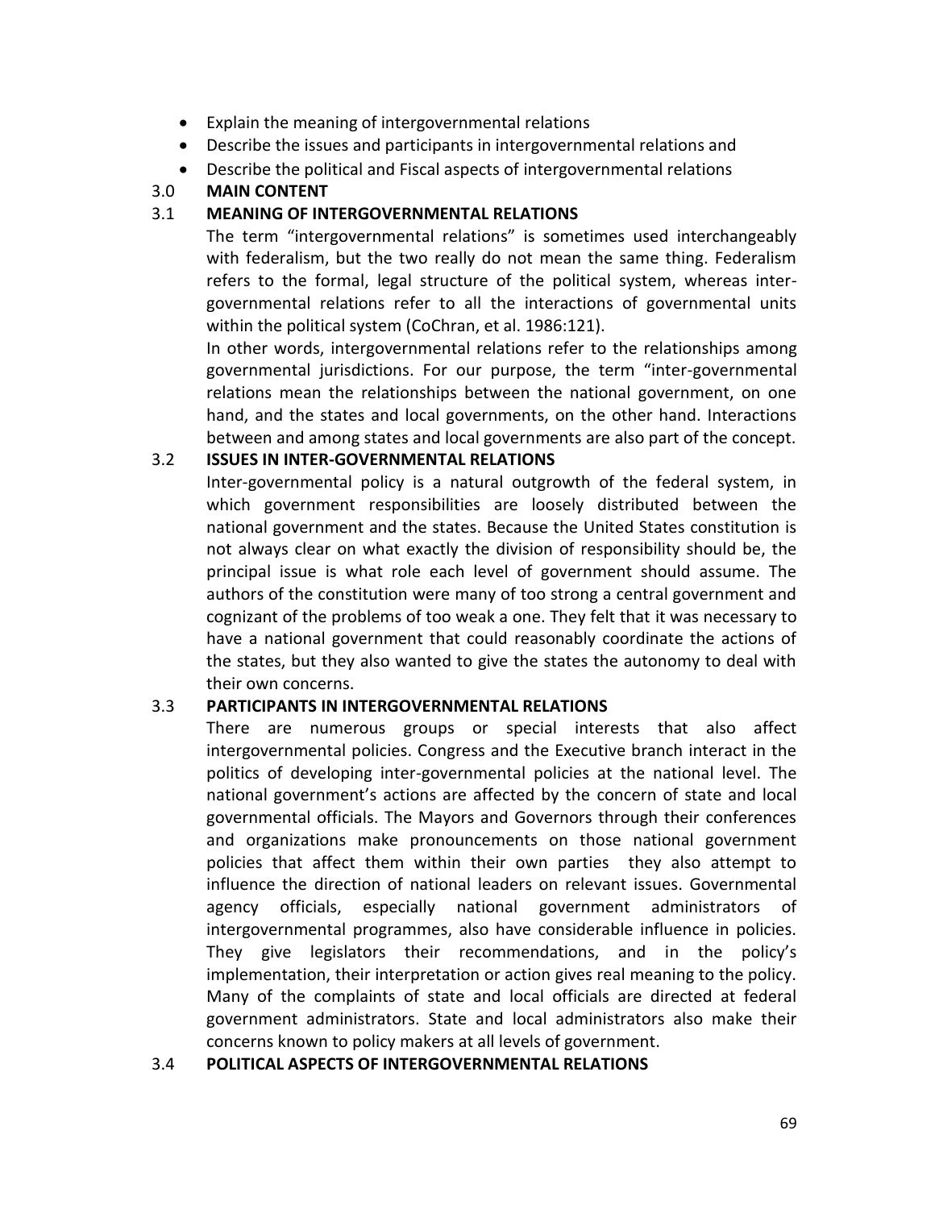- Explain the meaning of intergovernmental relations
- Describe the issues and participants in intergovernmental relations and
- Describe the political and Fiscal aspects of intergovernmental relations

## 3.0 MAIN CONTENT

### 3.1 MEANING OF INTERGOVERNMENTAL RELATIONS

The term "intergovernmental relations" is sometimes used interchangeably with federalism, but the two really do not mean the same thing. Federalism refers to the formal, legal structure of the political system, whereas inter-governmental relations refer to all the interactions of governmental units within the political system (CoChran, et al. 1986:121).

In other words, intergovernmental relations refer to the relationships among governmental jurisdictions. For our purpose, the term "inter-governmental relations mean the relationships between the national government, on one hand, and the states and local governments, on the other hand. Interactions between and among states and local governments are also part of the concept.

### 3.2 ISSUES IN INTER-GOVERNMENTAL RELATIONS

Inter-governmental policy is a natural outgrowth of the federal system, in which government responsibilities are loosely distributed between the national government and the states. Because the United States constitution is not always clear on what exactly the division of responsibility should be, the principal issue is what role each level of government should assume. The authors of the constitution were many of too strong a central government and cognizant of the problems of too weak a one. They felt that it was necessary to have a national government that could reasonably coordinate the actions of the states, but they also wanted to give the states the autonomy to deal with their own concerns.

### 3.3 PARTICIPANTS IN INTERGOVERNMENTAL RELATIONS

There are numerous groups or special interests that also affect intergovernmental policies. Congress and the Executive branch interact in the politics of developing inter-governmental policies at the national level. The national government's actions are affected by the concern of state and local governmental officials. The Mayors and Governors through their conferences and organizations make pronouncements on those national government policies that affect them within their own parties they also attempt to influence the direction of national leaders on relevant issues. Governmental agency officials, especially national government administrators of intergovernmental programmes, also have considerable influence in policies. They give legislators their recommendations, and in the policy's implementation, their interpretation or action gives real meaning to the policy. Many of the complaints of state and local officials are directed at federal government administrators. State and local administrators also make their concerns known to policy makers at all levels of government.

### 3.4 POLITICAL ASPECTS OF INTERGOVERNMENTAL RELATIONS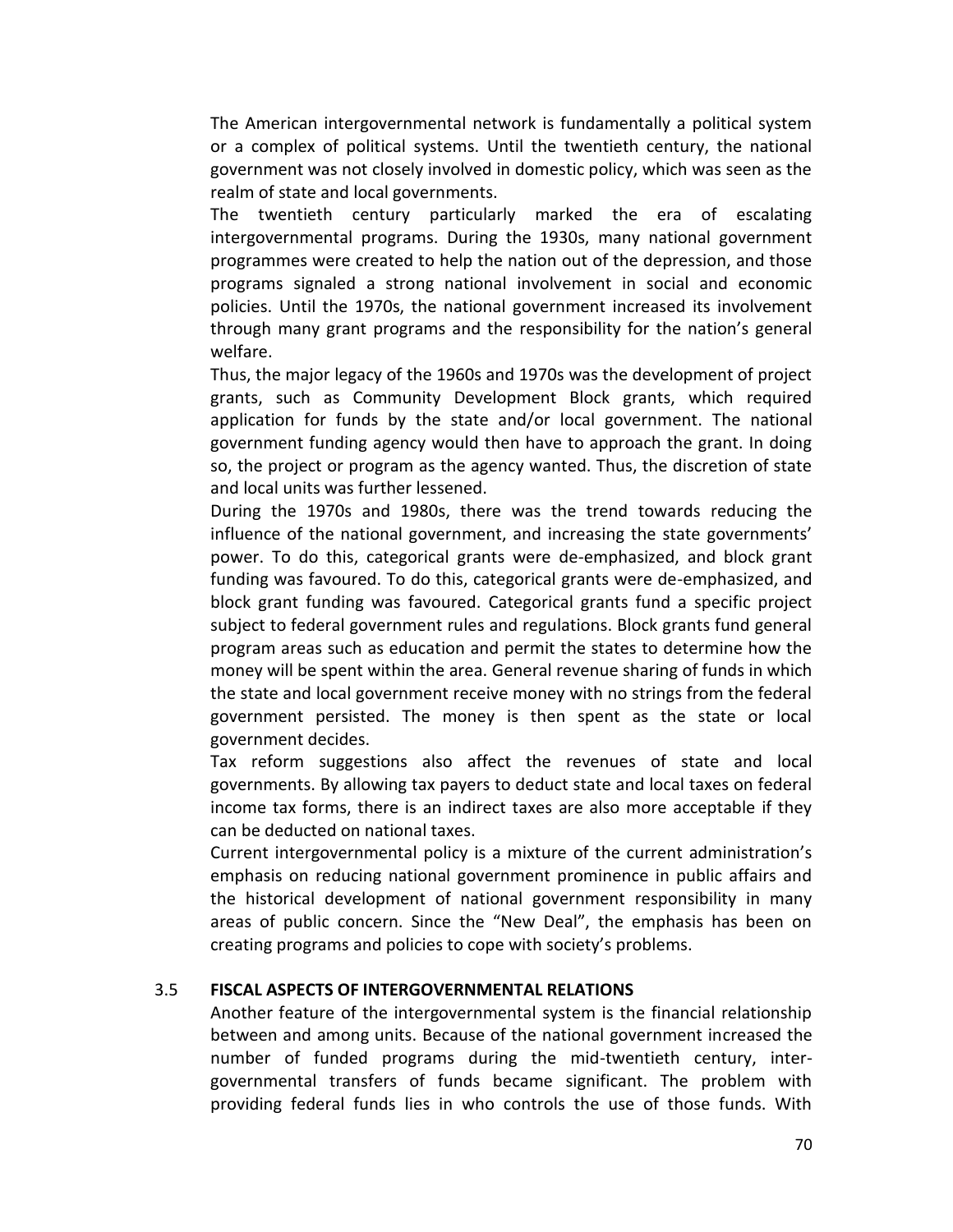The American intergovernmental network is fundamentally a political system or a complex of political systems. Until the twentieth century, the national government was not closely involved in domestic policy, which was seen as the realm of state and local governments.

The twentieth century particularly marked the era of escalating intergovernmental programs. During the 1930s, many national government programmes were created to help the nation out of the depression, and those programs signaled a strong national involvement in social and economic policies. Until the 1970s, the national government increased its involvement through many grant programs and the responsibility for the nation's general welfare.

Thus, the major legacy of the 1960s and 1970s was the development of project grants, such as Community Development Block grants, which required application for funds by the state and/or local government. The national government funding agency would then have to approach the grant. In doing so, the project or program as the agency wanted. Thus, the discretion of state and local units was further lessened.

During the 1970s and 1980s, there was the trend towards reducing the influence of the national government, and increasing the state governments' power. To do this, categorical grants were de-emphasized, and block grant funding was favoured. To do this, categorical grants were de-emphasized, and block grant funding was favoured. Categorical grants fund a specific project subject to federal government rules and regulations. Block grants fund general program areas such as education and permit the states to determine how the money will be spent within the area. General revenue sharing of funds in which the state and local government receive money with no strings from the federal government persisted. The money is then spent as the state or local government decides.

Tax reform suggestions also affect the revenues of state and local governments. By allowing tax payers to deduct state and local taxes on federal income tax forms, there is an indirect taxes are also more acceptable if they can be deducted on national taxes.

Current intergovernmental policy is a mixture of the current administration's emphasis on reducing national government prominence in public affairs and the historical development of national government responsibility in many areas of public concern. Since the "New Deal", the emphasis has been on creating programs and policies to cope with society's problems.

## 3.5 FISCAL ASPECTS OF INTERGOVERNMENTAL RELATIONS

Another feature of the intergovernmental system is the financial relationship between and among units. Because of the national government increased the number of funded programs during the mid-twentieth century, inter-governmental transfers of funds became significant. The problem with providing federal funds lies in who controls the use of those funds. With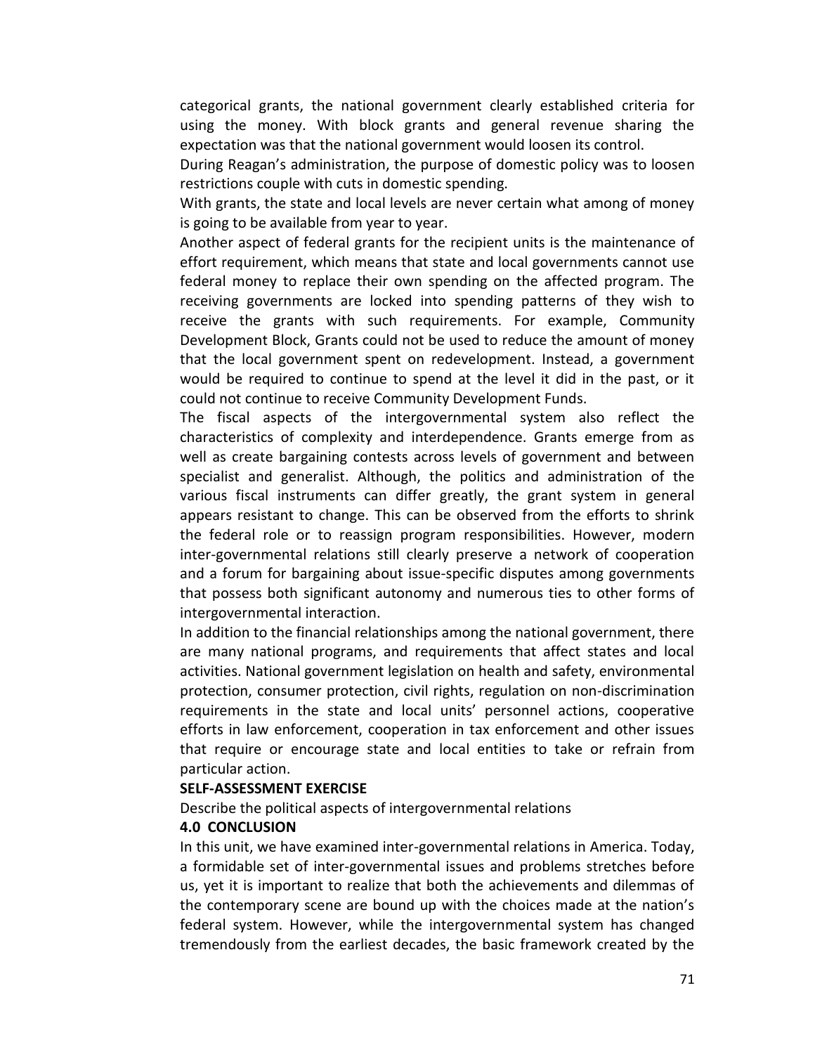categorical grants, the national government clearly established criteria for using the money. With block grants and general revenue sharing the expectation was that the national government would loosen its control.

During Reagan's administration, the purpose of domestic policy was to loosen restrictions couple with cuts in domestic spending.

With grants, the state and local levels are never certain what among of money is going to be available from year to year.

Another aspect of federal grants for the recipient units is the maintenance of effort requirement, which means that state and local governments cannot use federal money to replace their own spending on the affected program. The receiving governments are locked into spending patterns of they wish to receive the grants with such requirements. For example, Community Development Block, Grants could not be used to reduce the amount of money that the local government spent on redevelopment. Instead, a government would be required to continue to spend at the level it did in the past, or it could not continue to receive Community Development Funds.

The fiscal aspects of the intergovernmental system also reflect the characteristics of complexity and interdependence. Grants emerge from as well as create bargaining contests across levels of government and between specialist and generalist. Although, the politics and administration of the various fiscal instruments can differ greatly, the grant system in general appears resistant to change. This can be observed from the efforts to shrink the federal role or to reassign program responsibilities. However, modern inter-governmental relations still clearly preserve a network of cooperation and a forum for bargaining about issue-specific disputes among governments that possess both significant autonomy and numerous ties to other forms of intergovernmental interaction.

In addition to the financial relationships among the national government, there are many national programs, and requirements that affect states and local activities. National government legislation on health and safety, environmental protection, consumer protection, civil rights, regulation on non-discrimination requirements in the state and local units' personnel actions, cooperative efforts in law enforcement, cooperation in tax enforcement and other issues that require or encourage state and local entities to take or refrain from particular action.

**SELF-ASSESSMENT EXERCISE**

Describe the political aspects of intergovernmental relations

## 4.0 CONCLUSION

In this unit, we have examined inter-governmental relations in America. Today, a formidable set of inter-governmental issues and problems stretches before us, yet it is important to realize that both the achievements and dilemmas of the contemporary scene are bound up with the choices made at the nation's federal system. However, while the intergovernmental system has changed tremendously from the earliest decades, the basic framework created by the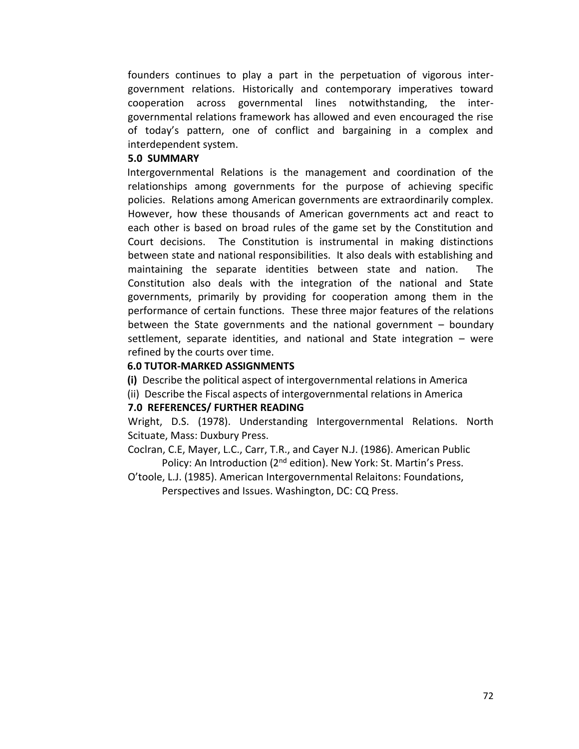founders continues to play a part in the perpetuation of vigorous inter-government relations. Historically and contemporary imperatives toward cooperation across governmental lines notwithstanding, the inter-governmental relations framework has allowed and even encouraged the rise of today's pattern, one of conflict and bargaining in a complex and interdependent system.

## 5.0 SUMMARY

Intergovernmental Relations is the management and coordination of the relationships among governments for the purpose of achieving specific policies. Relations among American governments are extraordinarily complex. However, how these thousands of American governments act and react to each other is based on broad rules of the game set by the Constitution and Court decisions. The Constitution is instrumental in making distinctions between state and national responsibilities. It also deals with establishing and maintaining the separate identities between state and nation. The Constitution also deals with the integration of the national and State governments, primarily by providing for cooperation among them in the performance of certain functions. These three major features of the relations between the State governments and the national government – boundary settlement, separate identities, and national and State integration – were refined by the courts over time.

## 6.0 TUTOR-MARKED ASSIGNMENTS

**(i)** Describe the political aspect of intergovernmental relations in America

(ii) Describe the Fiscal aspects of intergovernmental relations in America

## 7.0 REFERENCES/ FURTHER READING

Wright, D.S. (1978). Understanding Intergovernmental Relations. North Scituate, Mass: Duxbury Press.

Coclran, C.E, Mayer, L.C., Carr, T.R., and Cayer N.J. (1986). American Public Policy: An Introduction (2nd edition). New York: St. Martin's Press.

O'toole, L.J. (1985). American Intergovernmental Relaitons: Foundations, Perspectives and Issues. Washington, DC: CQ Press.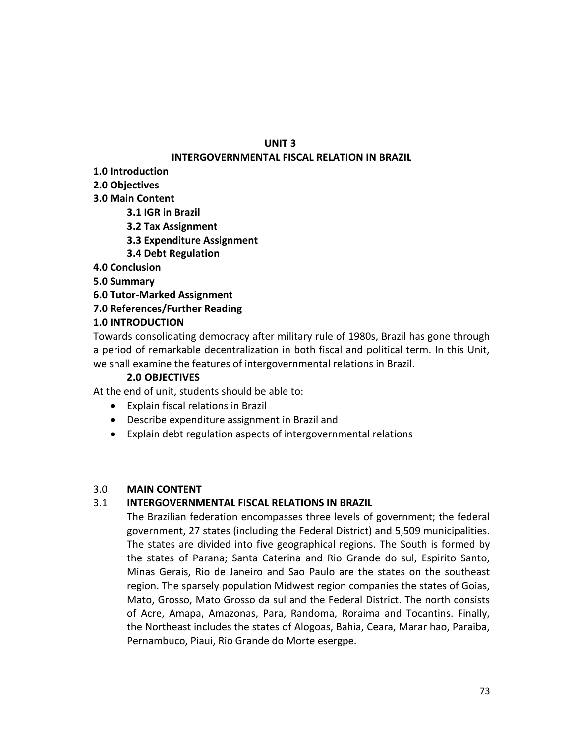## UNIT 3

## INTERGOVERNMENTAL FISCAL RELATION IN BRAZIL

**1.0 Introduction**

**2.0 Objectives**

**3.0 Main Content**

**3.1 IGR in Brazil**

**3.2 Tax Assignment**

**3.3 Expenditure Assignment**

**3.4 Debt Regulation**

**4.0 Conclusion**

**5.0 Summary**

**6.0 Tutor-Marked Assignment**

**7.0 References/Further Reading**

### 1.0 INTRODUCTION

Towards consolidating democracy after military rule of 1980s, Brazil has gone through a period of remarkable decentralization in both fiscal and political term. In this Unit, we shall examine the features of intergovernmental relations in Brazil.

### 2.0 OBJECTIVES

At the end of unit, students should be able to:

- Explain fiscal relations in Brazil
- Describe expenditure assignment in Brazil and
- Explain debt regulation aspects of intergovernmental relations

### 3.0 MAIN CONTENT

### 3.1 INTERGOVERNMENTAL FISCAL RELATIONS IN BRAZIL

The Brazilian federation encompasses three levels of government; the federal government, 27 states (including the Federal District) and 5,509 municipalities. The states are divided into five geographical regions. The South is formed by the states of Parana; Santa Caterina and Rio Grande do sul, Espirito Santo, Minas Gerais, Rio de Janeiro and Sao Paulo are the states on the southeast region. The sparsely population Midwest region companies the states of Goias, Mato, Grosso, Mato Grosso da sul and the Federal District. The north consists of Acre, Amapa, Amazonas, Para, Randoma, Roraima and Tocantins. Finally, the Northeast includes the states of Alogoas, Bahia, Ceara, Marar hao, Paraiba, Pernambuco, Piaui, Rio Grande do Morte esergpe.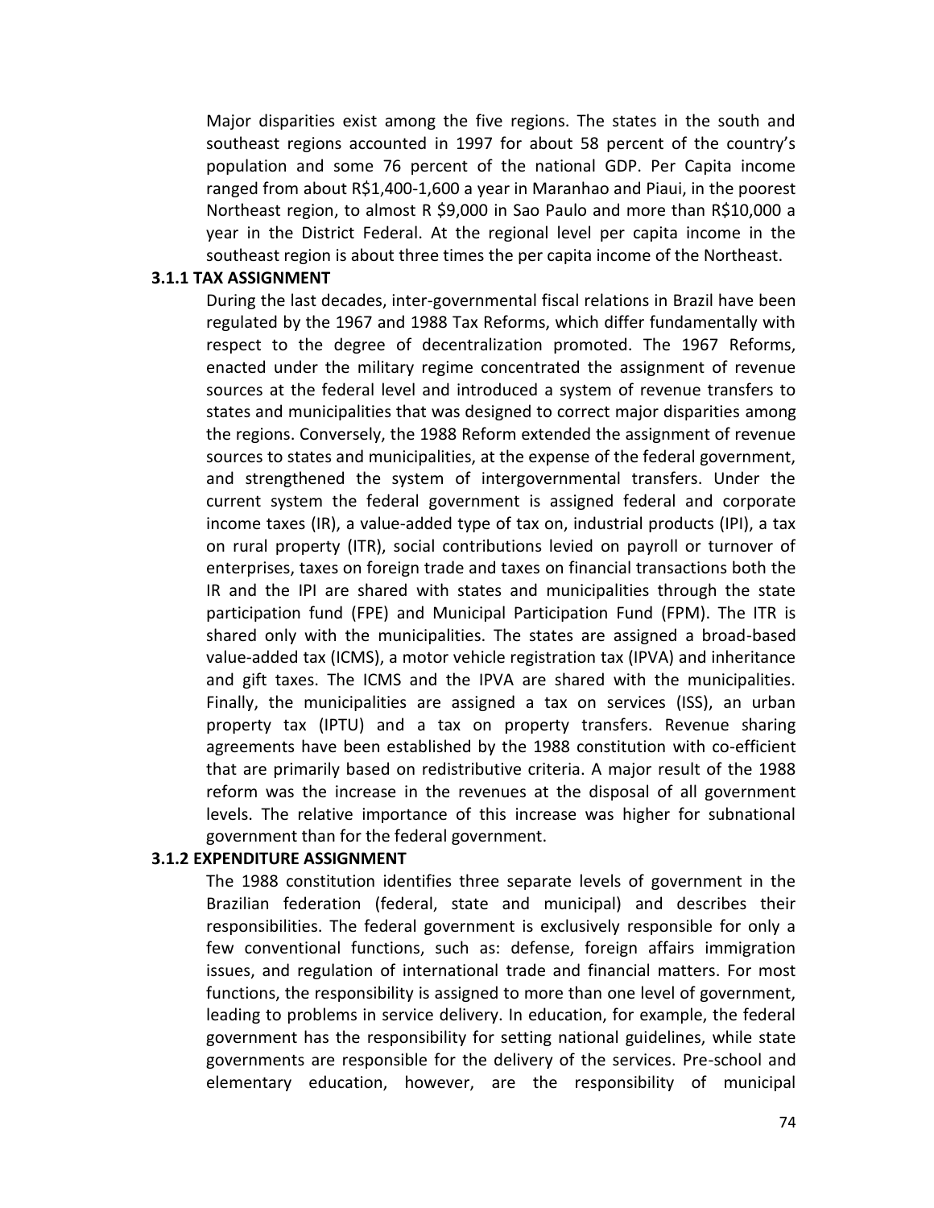Major disparities exist among the five regions. The states in the south and southeast regions accounted in 1997 for about 58 percent of the country's population and some 76 percent of the national GDP. Per Capita income ranged from about R$1,400-1,600 a year in Maranhao and Piaui, in the poorest Northeast region, to almost R $9,000 in Sao Paulo and more than R$10,000 a year in the District Federal. At the regional level per capita income in the southeast region is about three times the per capita income of the Northeast.

### 3.1.1 TAX ASSIGNMENT

During the last decades, inter-governmental fiscal relations in Brazil have been regulated by the 1967 and 1988 Tax Reforms, which differ fundamentally with respect to the degree of decentralization promoted. The 1967 Reforms, enacted under the military regime concentrated the assignment of revenue sources at the federal level and introduced a system of revenue transfers to states and municipalities that was designed to correct major disparities among the regions. Conversely, the 1988 Reform extended the assignment of revenue sources to states and municipalities, at the expense of the federal government, and strengthened the system of intergovernmental transfers. Under the current system the federal government is assigned federal and corporate income taxes (IR), a value-added type of tax on, industrial products (IPI), a tax on rural property (ITR), social contributions levied on payroll or turnover of enterprises, taxes on foreign trade and taxes on financial transactions both the IR and the IPI are shared with states and municipalities through the state participation fund (FPE) and Municipal Participation Fund (FPM). The ITR is shared only with the municipalities. The states are assigned a broad-based value-added tax (ICMS), a motor vehicle registration tax (IPVA) and inheritance and gift taxes. The ICMS and the IPVA are shared with the municipalities. Finally, the municipalities are assigned a tax on services (ISS), an urban property tax (IPTU) and a tax on property transfers. Revenue sharing agreements have been established by the 1988 constitution with co-efficient that are primarily based on redistributive criteria. A major result of the 1988 reform was the increase in the revenues at the disposal of all government levels. The relative importance of this increase was higher for subnational government than for the federal government.

### 3.1.2 EXPENDITURE ASSIGNMENT

The 1988 constitution identifies three separate levels of government in the Brazilian federation (federal, state and municipal) and describes their responsibilities. The federal government is exclusively responsible for only a few conventional functions, such as: defense, foreign affairs immigration issues, and regulation of international trade and financial matters. For most functions, the responsibility is assigned to more than one level of government, leading to problems in service delivery. In education, for example, the federal government has the responsibility for setting national guidelines, while state governments are responsible for the delivery of the services. Pre-school and elementary education, however, are the responsibility of municipal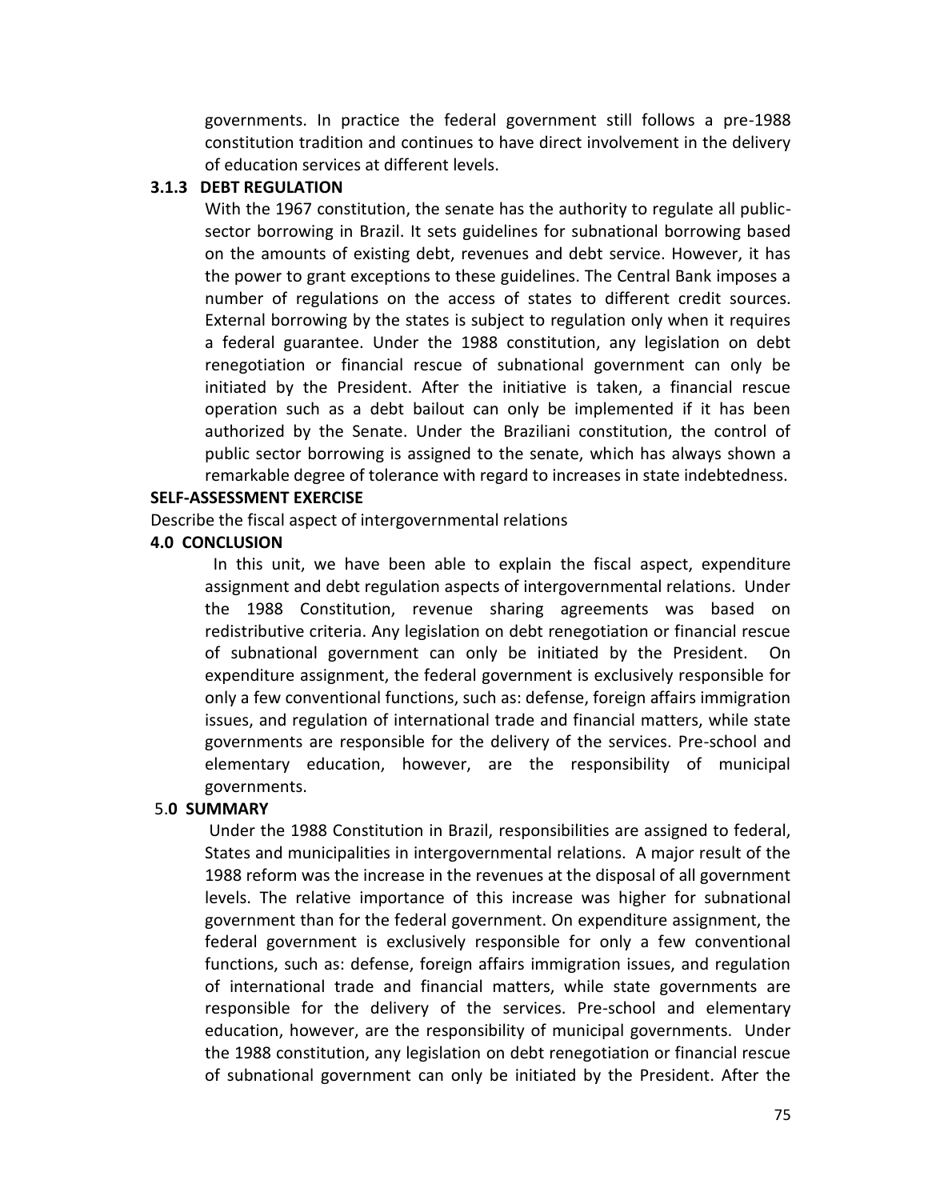governments. In practice the federal government still follows a pre-1988 constitution tradition and continues to have direct involvement in the delivery of education services at different levels.

### 3.1.3 DEBT REGULATION

With the 1967 constitution, the senate has the authority to regulate all public-sector borrowing in Brazil. It sets guidelines for subnational borrowing based on the amounts of existing debt, revenues and debt service. However, it has the power to grant exceptions to these guidelines. The Central Bank imposes a number of regulations on the access of states to different credit sources. External borrowing by the states is subject to regulation only when it requires a federal guarantee. Under the 1988 constitution, any legislation on debt renegotiation or financial rescue of subnational government can only be initiated by the President. After the initiative is taken, a financial rescue operation such as a debt bailout can only be implemented if it has been authorized by the Senate. Under the Braziliani constitution, the control of public sector borrowing is assigned to the senate, which has always shown a remarkable degree of tolerance with regard to increases in state indebtedness.

**SELF-ASSESSMENT EXERCISE**

Describe the fiscal aspect of intergovernmental relations

## 4.0 CONCLUSION

In this unit, we have been able to explain the fiscal aspect, expenditure assignment and debt regulation aspects of intergovernmental relations. Under the 1988 Constitution, revenue sharing agreements was based on redistributive criteria. Any legislation on debt renegotiation or financial rescue of subnational government can only be initiated by the President. On expenditure assignment, the federal government is exclusively responsible for only a few conventional functions, such as: defense, foreign affairs immigration issues, and regulation of international trade and financial matters, while state governments are responsible for the delivery of the services. Pre-school and elementary education, however, are the responsibility of municipal governments.

## 5.0 SUMMARY

Under the 1988 Constitution in Brazil, responsibilities are assigned to federal, States and municipalities in intergovernmental relations. A major result of the 1988 reform was the increase in the revenues at the disposal of all government levels. The relative importance of this increase was higher for subnational government than for the federal government. On expenditure assignment, the federal government is exclusively responsible for only a few conventional functions, such as: defense, foreign affairs immigration issues, and regulation of international trade and financial matters, while state governments are responsible for the delivery of the services. Pre-school and elementary education, however, are the responsibility of municipal governments. Under the 1988 constitution, any legislation on debt renegotiation or financial rescue of subnational government can only be initiated by the President. After the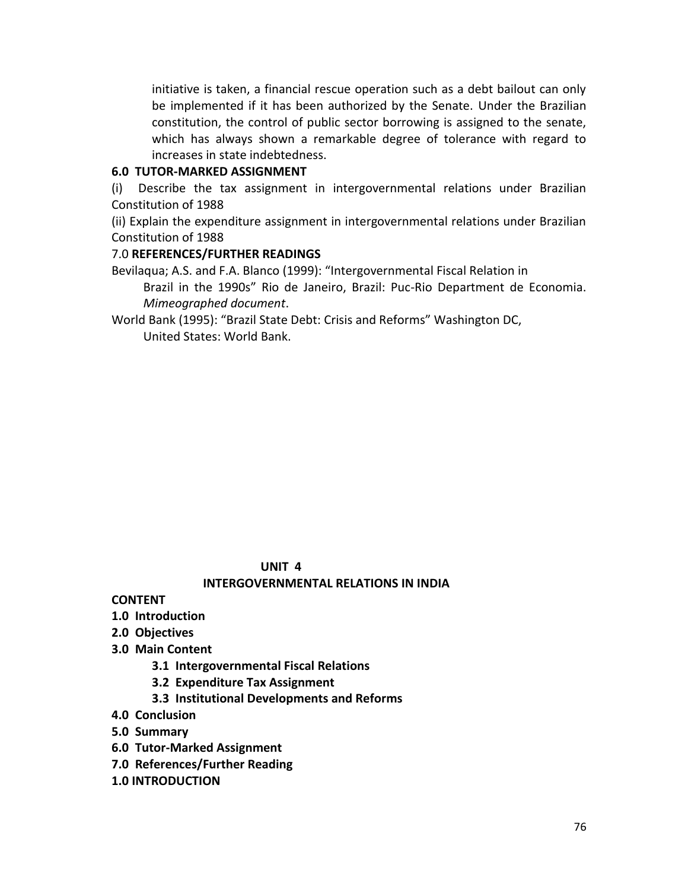initiative is taken, a financial rescue operation such as a debt bailout can only be implemented if it has been authorized by the Senate. Under the Brazilian constitution, the control of public sector borrowing is assigned to the senate, which has always shown a remarkable degree of tolerance with regard to increases in state indebtedness.

## 6.0 TUTOR-MARKED ASSIGNMENT

(i) Describe the tax assignment in intergovernmental relations under Brazilian Constitution of 1988

(ii) Explain the expenditure assignment in intergovernmental relations under Brazilian Constitution of 1988

## 7.0 REFERENCES/FURTHER READINGS

Bevilaqua; A.S. and F.A. Blanco (1999): "Intergovernmental Fiscal Relation in Brazil in the 1990s" Rio de Janeiro, Brazil: Puc-Rio Department de Economia. *Mimeographed document*.

World Bank (1995): "Brazil State Debt: Crisis and Reforms" Washington DC, United States: World Bank.

# UNIT 4
# INTERGOVERNMENTAL RELATIONS IN INDIA

**CONTENT**

**1.0 Introduction**
**2.0 Objectives**
**3.0 Main Content**
- **3.1 Intergovernmental Fiscal Relations**
- **3.2 Expenditure Tax Assignment**
- **3.3 Institutional Developments and Reforms**

**4.0 Conclusion**
**5.0 Summary**
**6.0 Tutor-Marked Assignment**
**7.0 References/Further Reading**

## 1.0 INTRODUCTION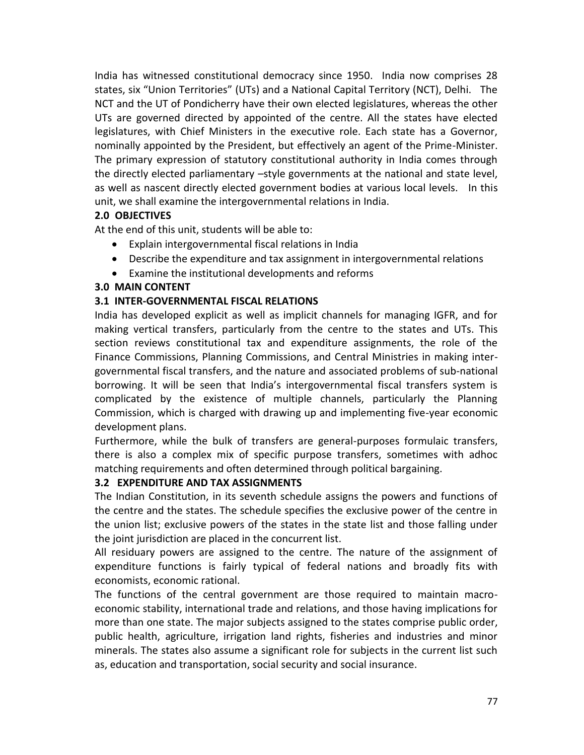India has witnessed constitutional democracy since 1950. India now comprises 28 states, six "Union Territories" (UTs) and a National Capital Territory (NCT), Delhi. The NCT and the UT of Pondicherry have their own elected legislatures, whereas the other UTs are governed directed by appointed of the centre. All the states have elected legislatures, with Chief Ministers in the executive role. Each state has a Governor, nominally appointed by the President, but effectively an agent of the Prime-Minister. The primary expression of statutory constitutional authority in India comes through the directly elected parliamentary –style governments at the national and state level, as well as nascent directly elected government bodies at various local levels. In this unit, we shall examine the intergovernmental relations in India.

## 2.0 OBJECTIVES

At the end of this unit, students will be able to:

- Explain intergovernmental fiscal relations in India
- Describe the expenditure and tax assignment in intergovernmental relations
- Examine the institutional developments and reforms

## 3.0 MAIN CONTENT

### 3.1 INTER-GOVERNMENTAL FISCAL RELATIONS

India has developed explicit as well as implicit channels for managing IGFR, and for making vertical transfers, particularly from the centre to the states and UTs. This section reviews constitutional tax and expenditure assignments, the role of the Finance Commissions, Planning Commissions, and Central Ministries in making inter-governmental fiscal transfers, and the nature and associated problems of sub-national borrowing. It will be seen that India's intergovernmental fiscal transfers system is complicated by the existence of multiple channels, particularly the Planning Commission, which is charged with drawing up and implementing five-year economic development plans.

Furthermore, while the bulk of transfers are general-purposes formulaic transfers, there is also a complex mix of specific purpose transfers, sometimes with adhoc matching requirements and often determined through political bargaining.

### 3.2 EXPENDITURE AND TAX ASSIGNMENTS

The Indian Constitution, in its seventh schedule assigns the powers and functions of the centre and the states. The schedule specifies the exclusive power of the centre in the union list; exclusive powers of the states in the state list and those falling under the joint jurisdiction are placed in the concurrent list.

All residuary powers are assigned to the centre. The nature of the assignment of expenditure functions is fairly typical of federal nations and broadly fits with economists, economic rational.

The functions of the central government are those required to maintain macro-economic stability, international trade and relations, and those having implications for more than one state. The major subjects assigned to the states comprise public order, public health, agriculture, irrigation land rights, fisheries and industries and minor minerals. The states also assume a significant role for subjects in the current list such as, education and transportation, social security and social insurance.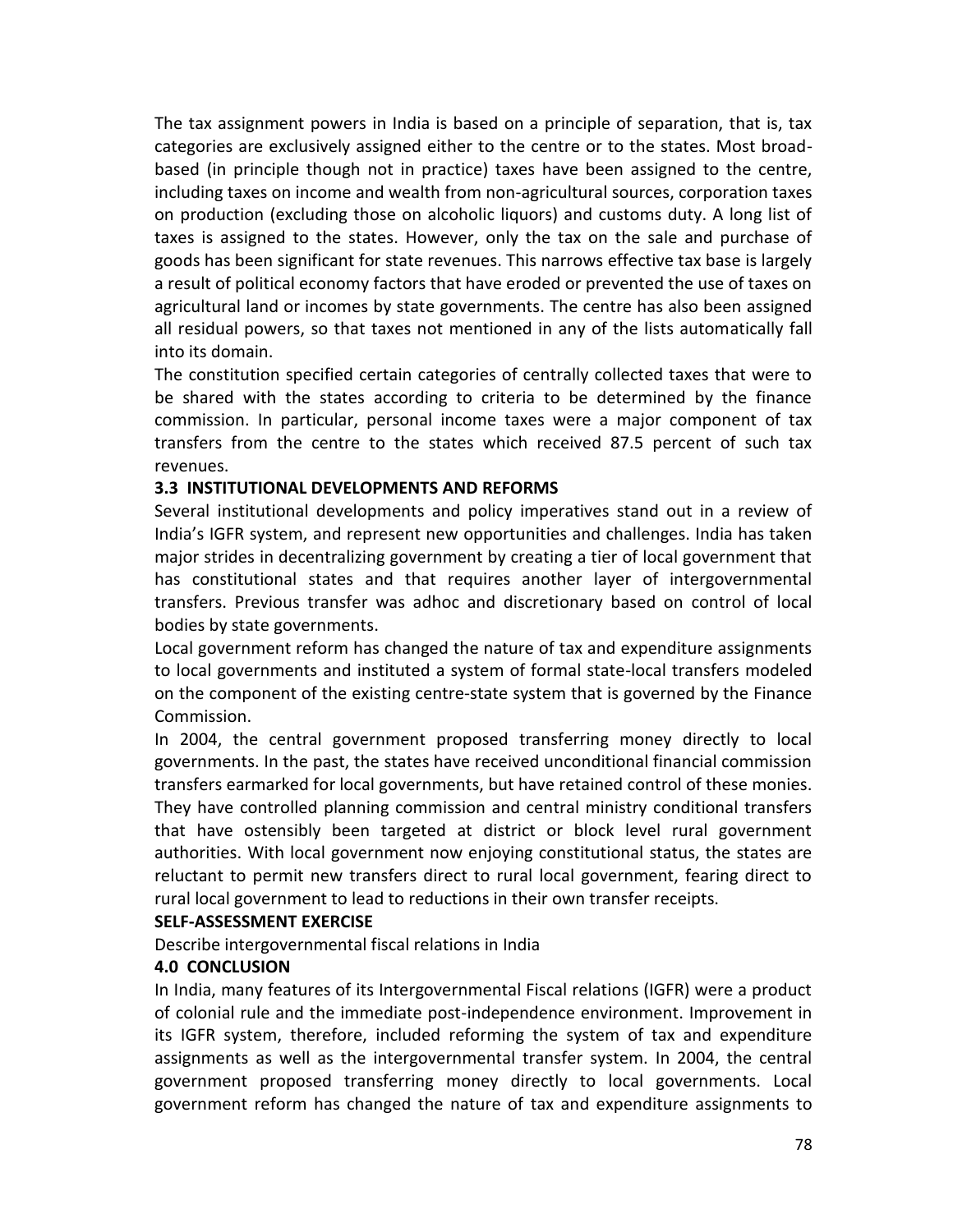The tax assignment powers in India is based on a principle of separation, that is, tax categories are exclusively assigned either to the centre or to the states. Most broad-based (in principle though not in practice) taxes have been assigned to the centre, including taxes on income and wealth from non-agricultural sources, corporation taxes on production (excluding those on alcoholic liquors) and customs duty. A long list of taxes is assigned to the states. However, only the tax on the sale and purchase of goods has been significant for state revenues. This narrows effective tax base is largely a result of political economy factors that have eroded or prevented the use of taxes on agricultural land or incomes by state governments. The centre has also been assigned all residual powers, so that taxes not mentioned in any of the lists automatically fall into its domain.

The constitution specified certain categories of centrally collected taxes that were to be shared with the states according to criteria to be determined by the finance commission. In particular, personal income taxes were a major component of tax transfers from the centre to the states which received 87.5 percent of such tax revenues.

### 3.3 INSTITUTIONAL DEVELOPMENTS AND REFORMS

Several institutional developments and policy imperatives stand out in a review of India's IGFR system, and represent new opportunities and challenges. India has taken major strides in decentralizing government by creating a tier of local government that has constitutional states and that requires another layer of intergovernmental transfers. Previous transfer was adhoc and discretionary based on control of local bodies by state governments.

Local government reform has changed the nature of tax and expenditure assignments to local governments and instituted a system of formal state-local transfers modeled on the component of the existing centre-state system that is governed by the Finance Commission.

In 2004, the central government proposed transferring money directly to local governments. In the past, the states have received unconditional financial commission transfers earmarked for local governments, but have retained control of these monies. They have controlled planning commission and central ministry conditional transfers that have ostensibly been targeted at district or block level rural government authorities. With local government now enjoying constitutional status, the states are reluctant to permit new transfers direct to rural local government, fearing direct to rural local government to lead to reductions in their own transfer receipts.

**SELF-ASSESSMENT EXERCISE**

Describe intergovernmental fiscal relations in India

## 4.0 CONCLUSION

In India, many features of its Intergovernmental Fiscal relations (IGFR) were a product of colonial rule and the immediate post-independence environment. Improvement in its IGFR system, therefore, included reforming the system of tax and expenditure assignments as well as the intergovernmental transfer system. In 2004, the central government proposed transferring money directly to local governments. Local government reform has changed the nature of tax and expenditure assignments to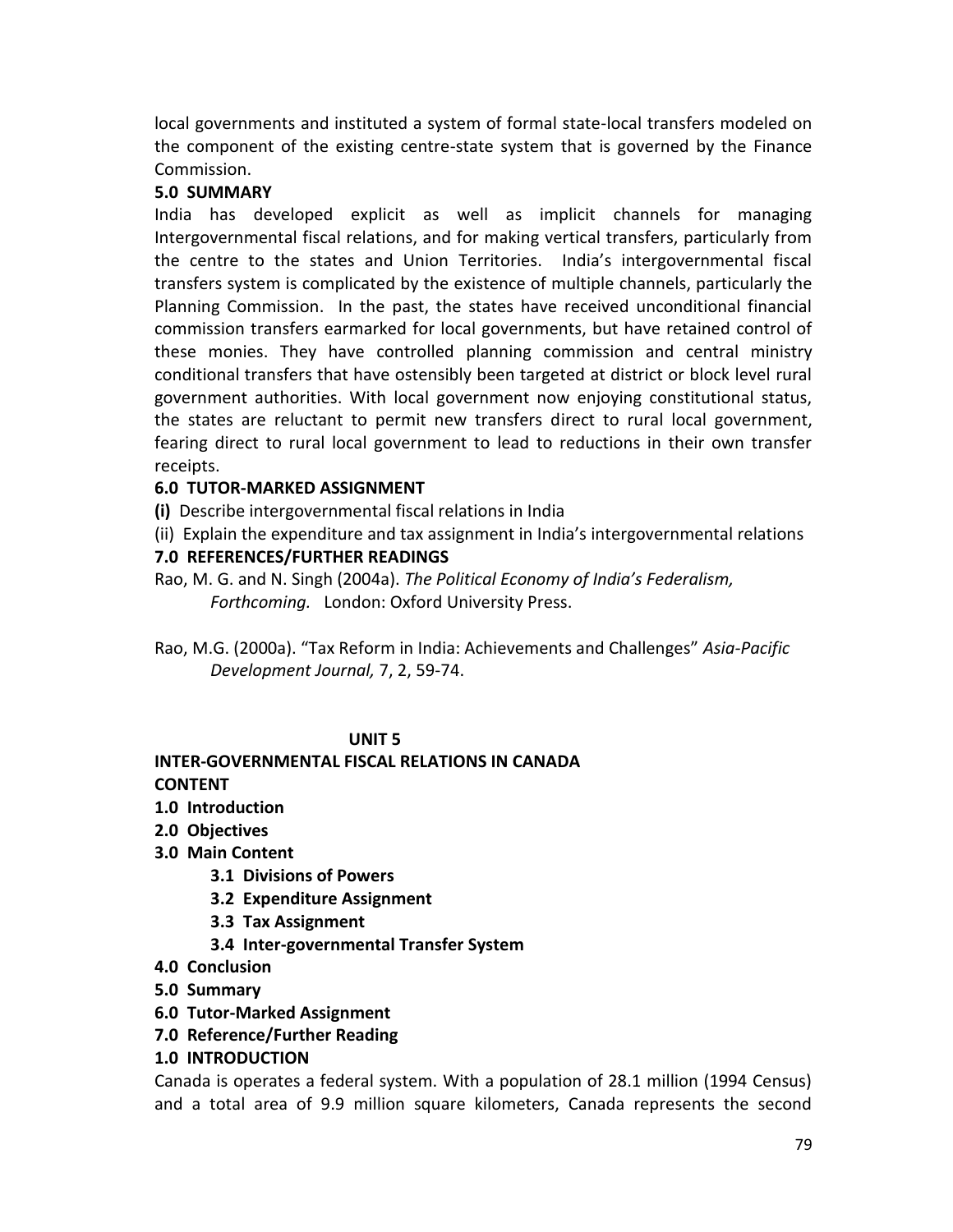local governments and instituted a system of formal state-local transfers modeled on the component of the existing centre-state system that is governed by the Finance Commission.

**5.0 SUMMARY**

India has developed explicit as well as implicit channels for managing Intergovernmental fiscal relations, and for making vertical transfers, particularly from the centre to the states and Union Territories. India's intergovernmental fiscal transfers system is complicated by the existence of multiple channels, particularly the Planning Commission. In the past, the states have received unconditional financial commission transfers earmarked for local governments, but have retained control of these monies. They have controlled planning commission and central ministry conditional transfers that have ostensibly been targeted at district or block level rural government authorities. With local government now enjoying constitutional status, the states are reluctant to permit new transfers direct to rural local government, fearing direct to rural local government to lead to reductions in their own transfer receipts.

**6.0 TUTOR-MARKED ASSIGNMENT**

**(i)** Describe intergovernmental fiscal relations in India

(ii) Explain the expenditure and tax assignment in India's intergovernmental relations

**7.0 REFERENCES/FURTHER READINGS**

Rao, M. G. and N. Singh (2004a). *The Political Economy of India's Federalism, Forthcoming.* London: Oxford University Press.

Rao, M.G. (2000a). "Tax Reform in India: Achievements and Challenges" *Asia-Pacific Development Journal,* 7, 2, 59-74.

# UNIT 5

## INTER-GOVERNMENTAL FISCAL RELATIONS IN CANADA

**CONTENT**

- **1.0 Introduction**
- **2.0 Objectives**
- **3.0 Main Content**
  - **3.1 Divisions of Powers**
  - **3.2 Expenditure Assignment**
  - **3.3 Tax Assignment**
  - **3.4 Inter-governmental Transfer System**
- **4.0 Conclusion**
- **5.0 Summary**
- **6.0 Tutor-Marked Assignment**
- **7.0 Reference/Further Reading**

**1.0 INTRODUCTION**

Canada is operates a federal system. With a population of 28.1 million (1994 Census) and a total area of 9.9 million square kilometers, Canada represents the second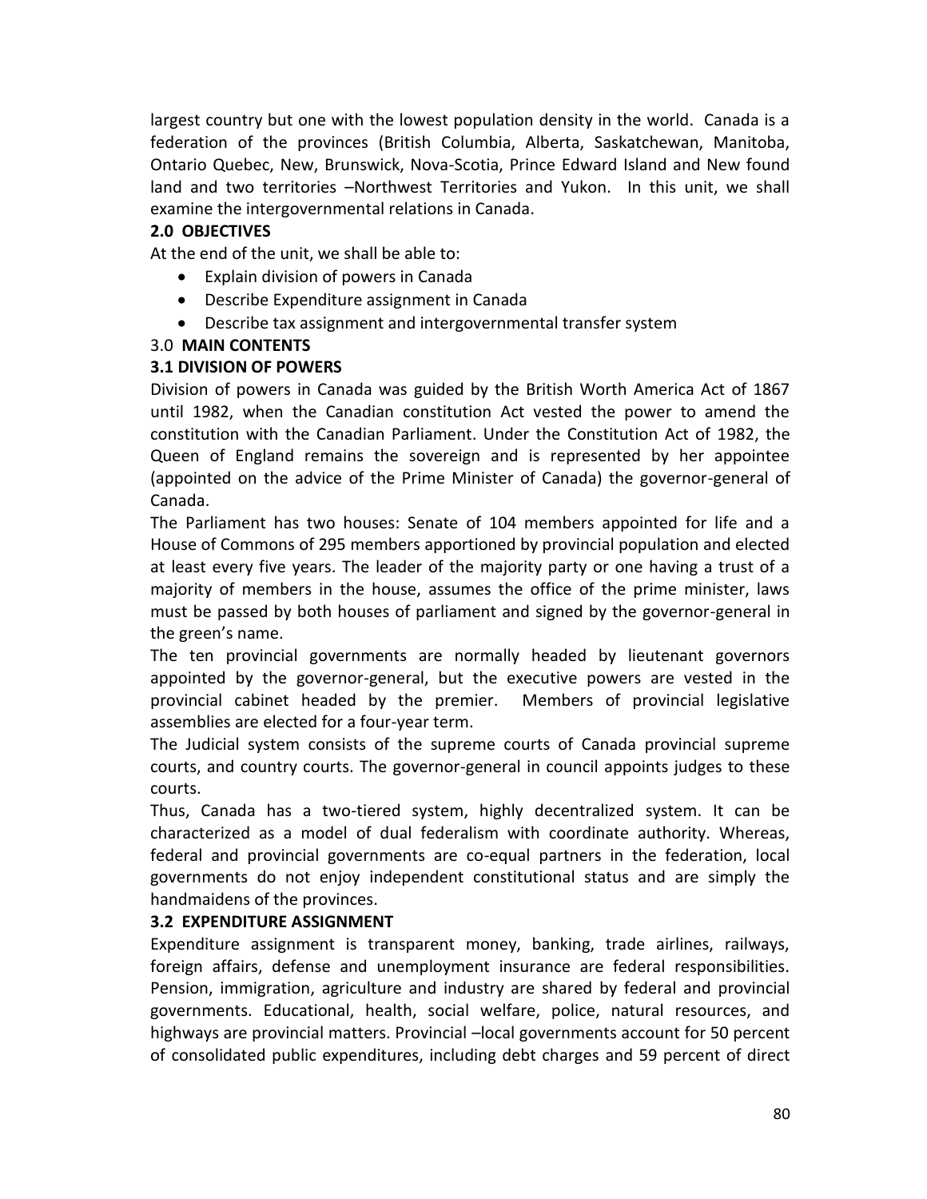largest country but one with the lowest population density in the world. Canada is a federation of the provinces (British Columbia, Alberta, Saskatchewan, Manitoba, Ontario Quebec, New, Brunswick, Nova-Scotia, Prince Edward Island and New found land and two territories –Northwest Territories and Yukon. In this unit, we shall examine the intergovernmental relations in Canada.

## 2.0 OBJECTIVES

At the end of the unit, we shall be able to:

- Explain division of powers in Canada
- Describe Expenditure assignment in Canada
- Describe tax assignment and intergovernmental transfer system

## 3.0 MAIN CONTENTS

### 3.1 DIVISION OF POWERS

Division of powers in Canada was guided by the British Worth America Act of 1867 until 1982, when the Canadian constitution Act vested the power to amend the constitution with the Canadian Parliament. Under the Constitution Act of 1982, the Queen of England remains the sovereign and is represented by her appointee (appointed on the advice of the Prime Minister of Canada) the governor-general of Canada.

The Parliament has two houses: Senate of 104 members appointed for life and a House of Commons of 295 members apportioned by provincial population and elected at least every five years. The leader of the majority party or one having a trust of a majority of members in the house, assumes the office of the prime minister, laws must be passed by both houses of parliament and signed by the governor-general in the green's name.

The ten provincial governments are normally headed by lieutenant governors appointed by the governor-general, but the executive powers are vested in the provincial cabinet headed by the premier. Members of provincial legislative assemblies are elected for a four-year term.

The Judicial system consists of the supreme courts of Canada provincial supreme courts, and country courts. The governor-general in council appoints judges to these courts.

Thus, Canada has a two-tiered system, highly decentralized system. It can be characterized as a model of dual federalism with coordinate authority. Whereas, federal and provincial governments are co-equal partners in the federation, local governments do not enjoy independent constitutional status and are simply the handmaidens of the provinces.

### 3.2 EXPENDITURE ASSIGNMENT

Expenditure assignment is transparent money, banking, trade airlines, railways, foreign affairs, defense and unemployment insurance are federal responsibilities. Pension, immigration, agriculture and industry are shared by federal and provincial governments. Educational, health, social welfare, police, natural resources, and highways are provincial matters. Provincial –local governments account for 50 percent of consolidated public expenditures, including debt charges and 59 percent of direct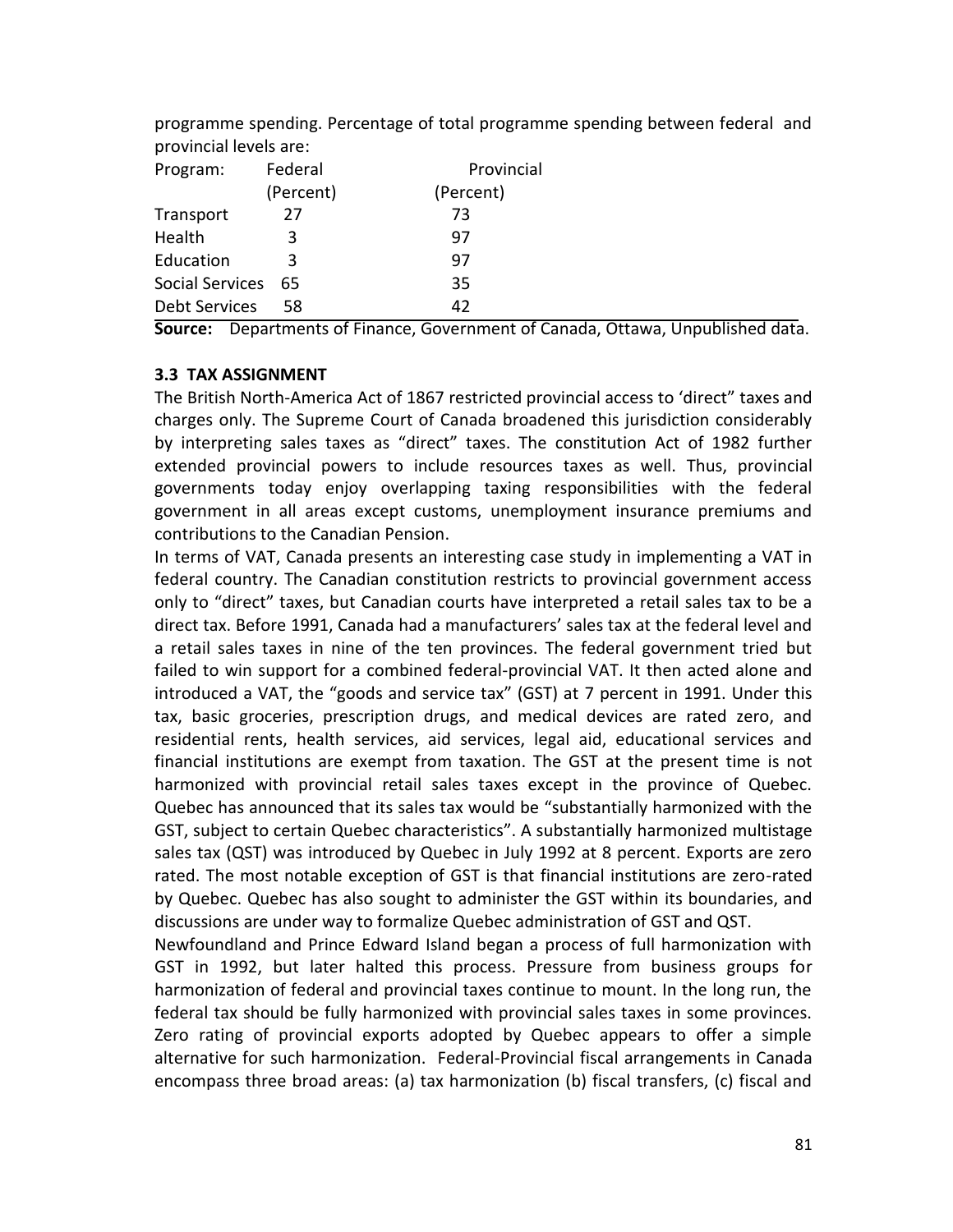programme spending. Percentage of total programme spending between federal and provincial levels are:

| Program: | Federal (Percent) | Provincial (Percent) |
| --- | --- | --- |
| Transport | 27 | 73 |
| Health | 3 | 97 |
| Education | 3 | 97 |
| Social Services | 65 | 35 |
| Debt Services | 58 | 42 |

**Source:** Departments of Finance, Government of Canada, Ottawa, Unpublished data.

### 3.3 TAX ASSIGNMENT

The British North-America Act of 1867 restricted provincial access to 'direct" taxes and charges only. The Supreme Court of Canada broadened this jurisdiction considerably by interpreting sales taxes as "direct" taxes. The constitution Act of 1982 further extended provincial powers to include resources taxes as well. Thus, provincial governments today enjoy overlapping taxing responsibilities with the federal government in all areas except customs, unemployment insurance premiums and contributions to the Canadian Pension.

In terms of VAT, Canada presents an interesting case study in implementing a VAT in federal country. The Canadian constitution restricts to provincial government access only to "direct" taxes, but Canadian courts have interpreted a retail sales tax to be a direct tax. Before 1991, Canada had a manufacturers' sales tax at the federal level and a retail sales taxes in nine of the ten provinces. The federal government tried but failed to win support for a combined federal-provincial VAT. It then acted alone and introduced a VAT, the "goods and service tax" (GST) at 7 percent in 1991. Under this tax, basic groceries, prescription drugs, and medical devices are rated zero, and residential rents, health services, aid services, legal aid, educational services and financial institutions are exempt from taxation. The GST at the present time is not harmonized with provincial retail sales taxes except in the province of Quebec. Quebec has announced that its sales tax would be "substantially harmonized with the GST, subject to certain Quebec characteristics". A substantially harmonized multistage sales tax (QST) was introduced by Quebec in July 1992 at 8 percent. Exports are zero rated. The most notable exception of GST is that financial institutions are zero-rated by Quebec. Quebec has also sought to administer the GST within its boundaries, and discussions are under way to formalize Quebec administration of GST and QST.

Newfoundland and Prince Edward Island began a process of full harmonization with GST in 1992, but later halted this process. Pressure from business groups for harmonization of federal and provincial taxes continue to mount. In the long run, the federal tax should be fully harmonized with provincial sales taxes in some provinces. Zero rating of provincial exports adopted by Quebec appears to offer a simple alternative for such harmonization. Federal-Provincial fiscal arrangements in Canada encompass three broad areas: (a) tax harmonization (b) fiscal transfers, (c) fiscal and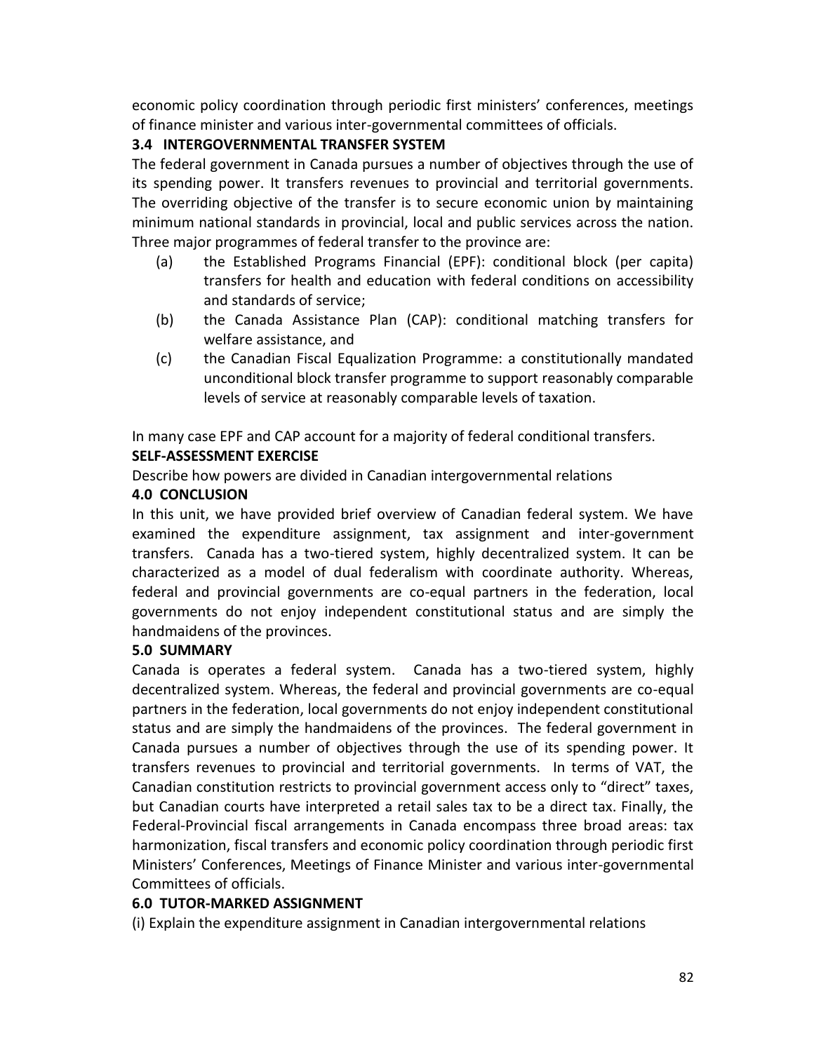economic policy coordination through periodic first ministers' conferences, meetings of finance minister and various inter-governmental committees of officials.

### 3.4 INTERGOVERNMENTAL TRANSFER SYSTEM

The federal government in Canada pursues a number of objectives through the use of its spending power. It transfers revenues to provincial and territorial governments. The overriding objective of the transfer is to secure economic union by maintaining minimum national standards in provincial, local and public services across the nation. Three major programmes of federal transfer to the province are:

(a) the Established Programs Financial (EPF): conditional block (per capita) transfers for health and education with federal conditions on accessibility and standards of service;

(b) the Canada Assistance Plan (CAP): conditional matching transfers for welfare assistance, and

(c) the Canadian Fiscal Equalization Programme: a constitutionally mandated unconditional block transfer programme to support reasonably comparable levels of service at reasonably comparable levels of taxation.

In many case EPF and CAP account for a majority of federal conditional transfers.

**SELF-ASSESSMENT EXERCISE**

Describe how powers are divided in Canadian intergovernmental relations

## 4.0 CONCLUSION

In this unit, we have provided brief overview of Canadian federal system. We have examined the expenditure assignment, tax assignment and inter-government transfers. Canada has a two-tiered system, highly decentralized system. It can be characterized as a model of dual federalism with coordinate authority. Whereas, federal and provincial governments are co-equal partners in the federation, local governments do not enjoy independent constitutional status and are simply the handmaidens of the provinces.

## 5.0 SUMMARY

Canada is operates a federal system. Canada has a two-tiered system, highly decentralized system. Whereas, the federal and provincial governments are co-equal partners in the federation, local governments do not enjoy independent constitutional status and are simply the handmaidens of the provinces. The federal government in Canada pursues a number of objectives through the use of its spending power. It transfers revenues to provincial and territorial governments. In terms of VAT, the Canadian constitution restricts to provincial government access only to "direct" taxes, but Canadian courts have interpreted a retail sales tax to be a direct tax. Finally, the Federal-Provincial fiscal arrangements in Canada encompass three broad areas: tax harmonization, fiscal transfers and economic policy coordination through periodic first Ministers' Conferences, Meetings of Finance Minister and various inter-governmental Committees of officials.

## 6.0 TUTOR-MARKED ASSIGNMENT

(i) Explain the expenditure assignment in Canadian intergovernmental relations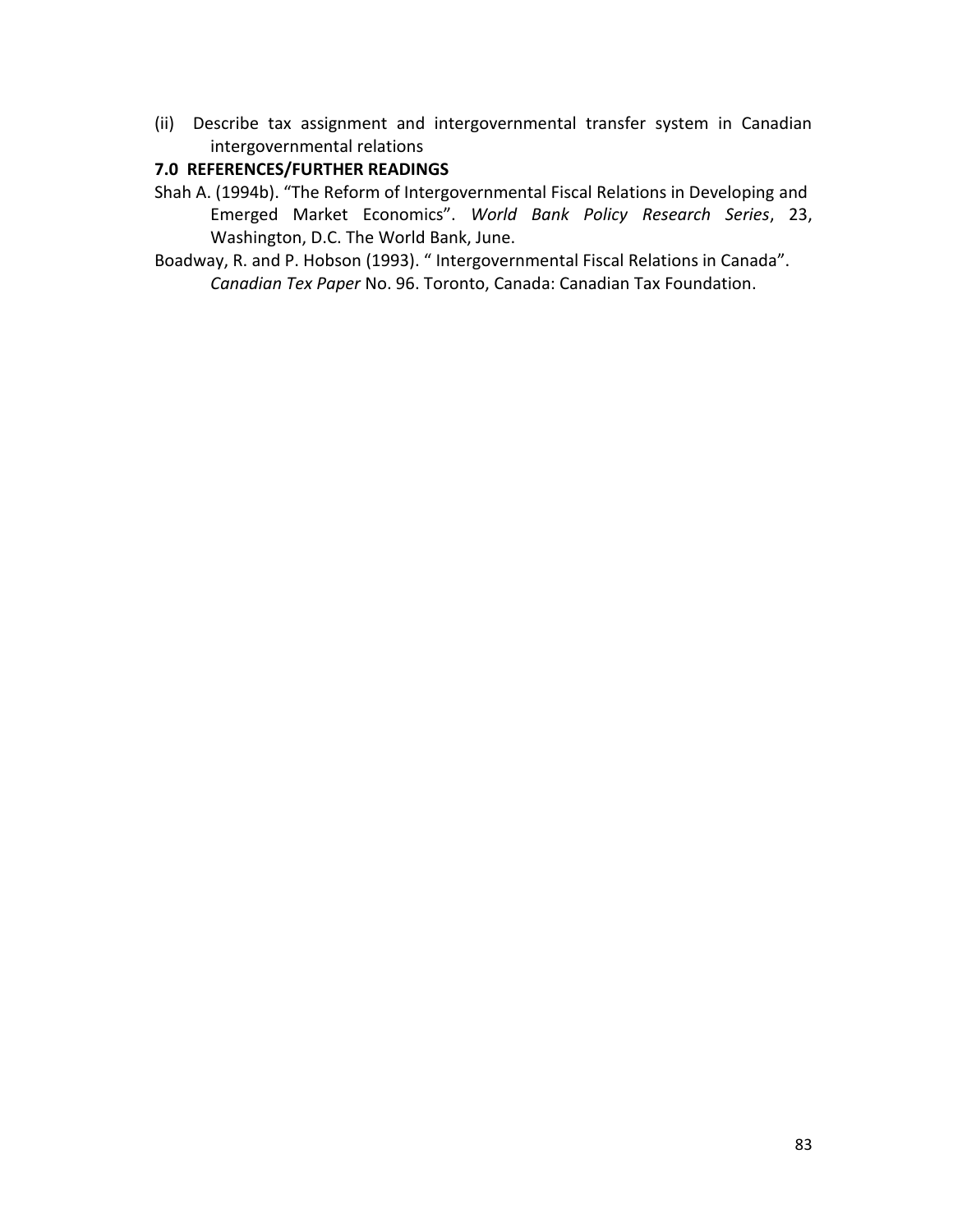(ii) Describe tax assignment and intergovernmental transfer system in Canadian intergovernmental relations

## 7.0 REFERENCES/FURTHER READINGS

Shah A. (1994b). "The Reform of Intergovernmental Fiscal Relations in Developing and Emerged Market Economics". *World Bank Policy Research Series*, 23, Washington, D.C. The World Bank, June.

Boadway, R. and P. Hobson (1993). " Intergovernmental Fiscal Relations in Canada". *Canadian Tex Paper* No. 96. Toronto, Canada: Canadian Tax Foundation.